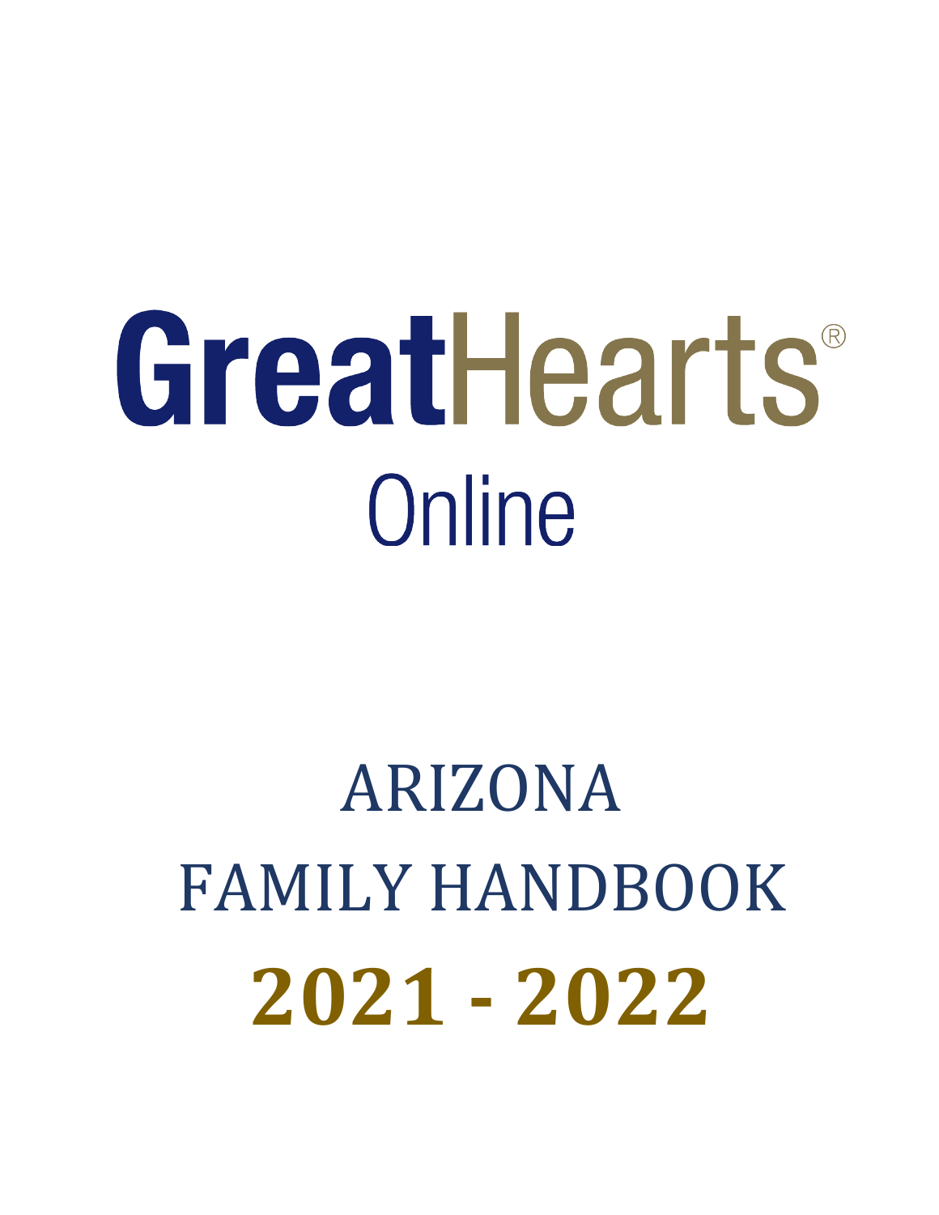# GreatHearts®

## Online

# ARIZONA

# FAMILY HANDBOOK

# **2021 - 2022**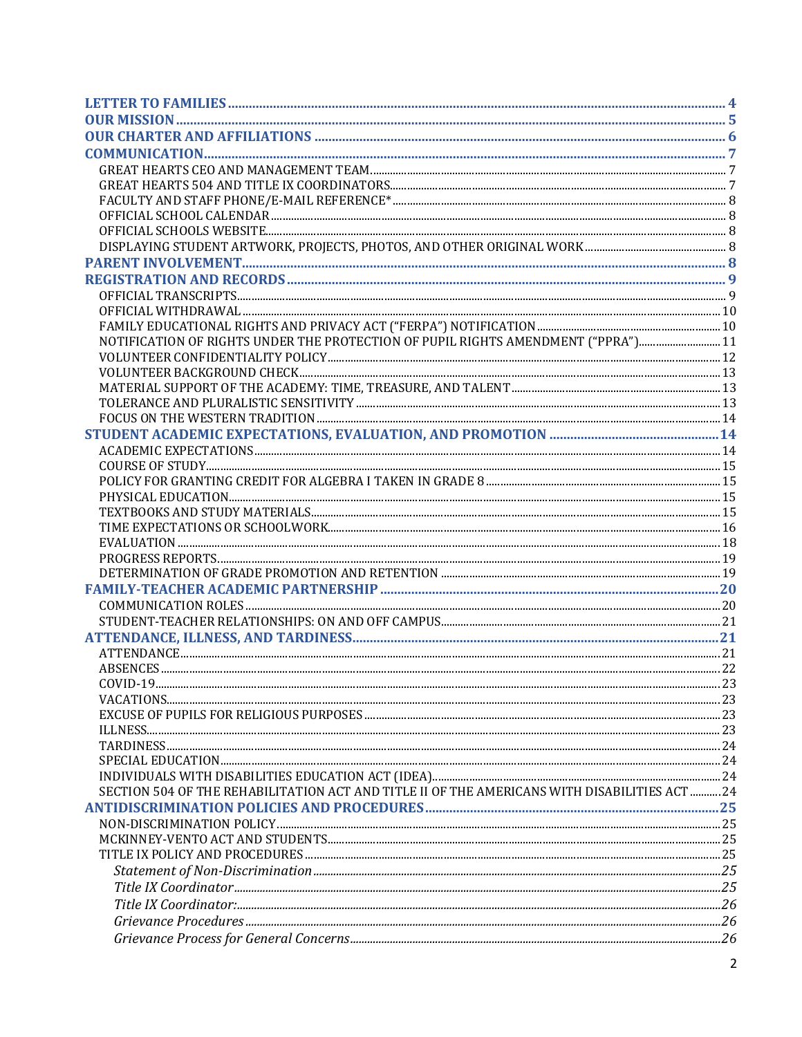- [LETTER TO FAMILIES](#) ........ 4
- [OUR MISSION](#) ........ 5
- [OUR CHARTER AND AFFILIATIONS](#) ........ 6
- [COMMUNICATION](#) ........ 7
  - GREAT HEARTS CEO AND MANAGEMENT TEAM ........ 7
  - GREAT HEARTS 504 AND TITLE IX COORDINATORS ........ 7
  - FACULTY AND STAFF PHONE/E-MAIL REFERENCE* ........ 8
  - OFFICIAL SCHOOL CALENDAR ........ 8
  - OFFICIAL SCHOOLS WEBSITE ........ 8
  - DISPLAYING STUDENT ARTWORK, PROJECTS, PHOTOS, AND OTHER ORIGINAL WORK ........ 8
- [PARENT INVOLVEMENT](#) ........ 8
- [REGISTRATION AND RECORDS](#) ........ 9
  - OFFICIAL TRANSCRIPTS ........ 9
  - OFFICIAL WITHDRAWAL ........ 10
  - FAMILY EDUCATIONAL RIGHTS AND PRIVACY ACT ("FERPA") NOTIFICATION ........ 10
  - NOTIFICATION OF RIGHTS UNDER THE PROTECTION OF PUPIL RIGHTS AMENDMENT ("PPRA") ........ 11
  - VOLUNTEER CONFIDENTIALITY POLICY ........ 12
  - VOLUNTEER BACKGROUND CHECK ........ 13
  - MATERIAL SUPPORT OF THE ACADEMY: TIME, TREASURE, AND TALENT ........ 13
  - TOLERANCE AND PLURALISTIC SENSITIVITY ........ 13
  - FOCUS ON THE WESTERN TRADITION ........ 14
- [STUDENT ACADEMIC EXPECTATIONS, EVALUATION, AND PROMOTION](#) ........ 14
  - ACADEMIC EXPECTATIONS ........ 14
  - COURSE OF STUDY ........ 15
  - POLICY FOR GRANTING CREDIT FOR ALGEBRA I TAKEN IN GRADE 8 ........ 15
  - PHYSICAL EDUCATION ........ 15
  - TEXTBOOKS AND STUDY MATERIALS ........ 15
  - TIME EXPECTATIONS OR SCHOOLWORK ........ 16
  - EVALUATION ........ 18
  - PROGRESS REPORTS ........ 19
  - DETERMINATION OF GRADE PROMOTION AND RETENTION ........ 19
- [FAMILY-TEACHER ACADEMIC PARTNERSHIP](#) ........ 20
  - COMMUNICATION ROLES ........ 20
  - STUDENT-TEACHER RELATIONSHIPS: ON AND OFF CAMPUS ........ 21
- [ATTENDANCE, ILLNESS, AND TARDINESS](#) ........ 21
  - ATTENDANCE ........ 21
  - ABSENCES ........ 22
  - COVID-19 ........ 23
  - VACATIONS ........ 23
  - EXCUSE OF PUPILS FOR RELIGIOUS PURPOSES ........ 23
  - ILLNESS ........ 23
  - TARDINESS ........ 24
  - SPECIAL EDUCATION ........ 24
  - INDIVIDUALS WITH DISABILITIES EDUCATION ACT (IDEA) ........ 24
  - SECTION 504 OF THE REHABILITATION ACT AND TITLE II OF THE AMERICANS WITH DISABILITIES ACT ........ 24
- [ANTIDISCRIMINATION POLICIES AND PROCEDURES](#) ........ 25
  - NON-DISCRIMINATION POLICY ........ 25
  - MCKINNEY-VENTO ACT AND STUDENTS ........ 25
  - TITLE IX POLICY AND PROCEDURES ........ 25
    - *Statement of Non-Discrimination* ........ 25
    - *Title IX Coordinator* ........ 25
    - *Title IX Coordinator:* ........ 26
    - *Grievance Procedures* ........ 26
    - *Grievance Process for General Concerns* ........ 26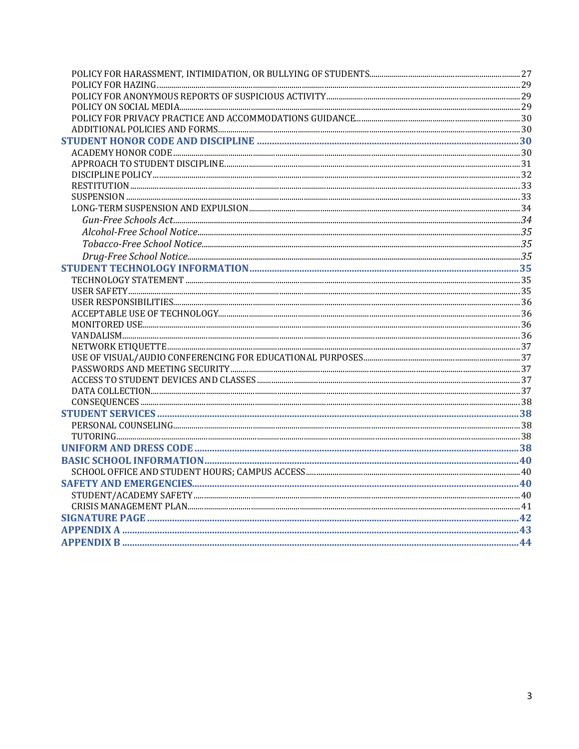POLICY FOR HARASSMENT, INTIMIDATION, OR BULLYING OF STUDENTS ..... 27
POLICY FOR HAZING ..... 29
POLICY FOR ANONYMOUS REPORTS OF SUSPICIOUS ACTIVITY ..... 29
POLICY ON SOCIAL MEDIA ..... 29
POLICY FOR PRIVACY PRACTICE AND ACCOMMODATIONS GUIDANCE ..... 30
ADDITIONAL POLICIES AND FORMS ..... 30

**STUDENT HONOR CODE AND DISCIPLINE ..... 30**

ACADEMY HONOR CODE ..... 30
APPROACH TO STUDENT DISCIPLINE ..... 31
DISCIPLINE POLICY ..... 32
RESTITUTION ..... 33
SUSPENSION ..... 33
LONG-TERM SUSPENSION AND EXPULSION ..... 34
*Gun-Free Schools Act ..... 34*
*Alcohol-Free School Notice ..... 35*
*Tobacco-Free School Notice ..... 35*
*Drug-Free School Notice ..... 35*

**STUDENT TECHNOLOGY INFORMATION ..... 35**

TECHNOLOGY STATEMENT ..... 35
USER SAFETY ..... 35
USER RESPONSIBILITIES ..... 36
ACCEPTABLE USE OF TECHNOLOGY ..... 36
MONITORED USE ..... 36
VANDALISM ..... 36
NETWORK ETIQUETTE ..... 37
USE OF VISUAL/AUDIO CONFERENCING FOR EDUCATIONAL PURPOSES ..... 37
PASSWORDS AND MEETING SECURITY ..... 37
ACCESS TO STUDENT DEVICES AND CLASSES ..... 37
DATA COLLECTION ..... 37
CONSEQUENCES ..... 38

**STUDENT SERVICES ..... 38**

PERSONAL COUNSELING ..... 38
TUTORING ..... 38

**UNIFORM AND DRESS CODE ..... 38**

**BASIC SCHOOL INFORMATION ..... 40**

SCHOOL OFFICE AND STUDENT HOURS; CAMPUS ACCESS ..... 40

**SAFETY AND EMERGENCIES ..... 40**

STUDENT/ACADEMY SAFETY ..... 40
CRISIS MANAGEMENT PLAN ..... 41

**SIGNATURE PAGE ..... 42**

**APPENDIX A ..... 43**

**APPENDIX B ..... 44**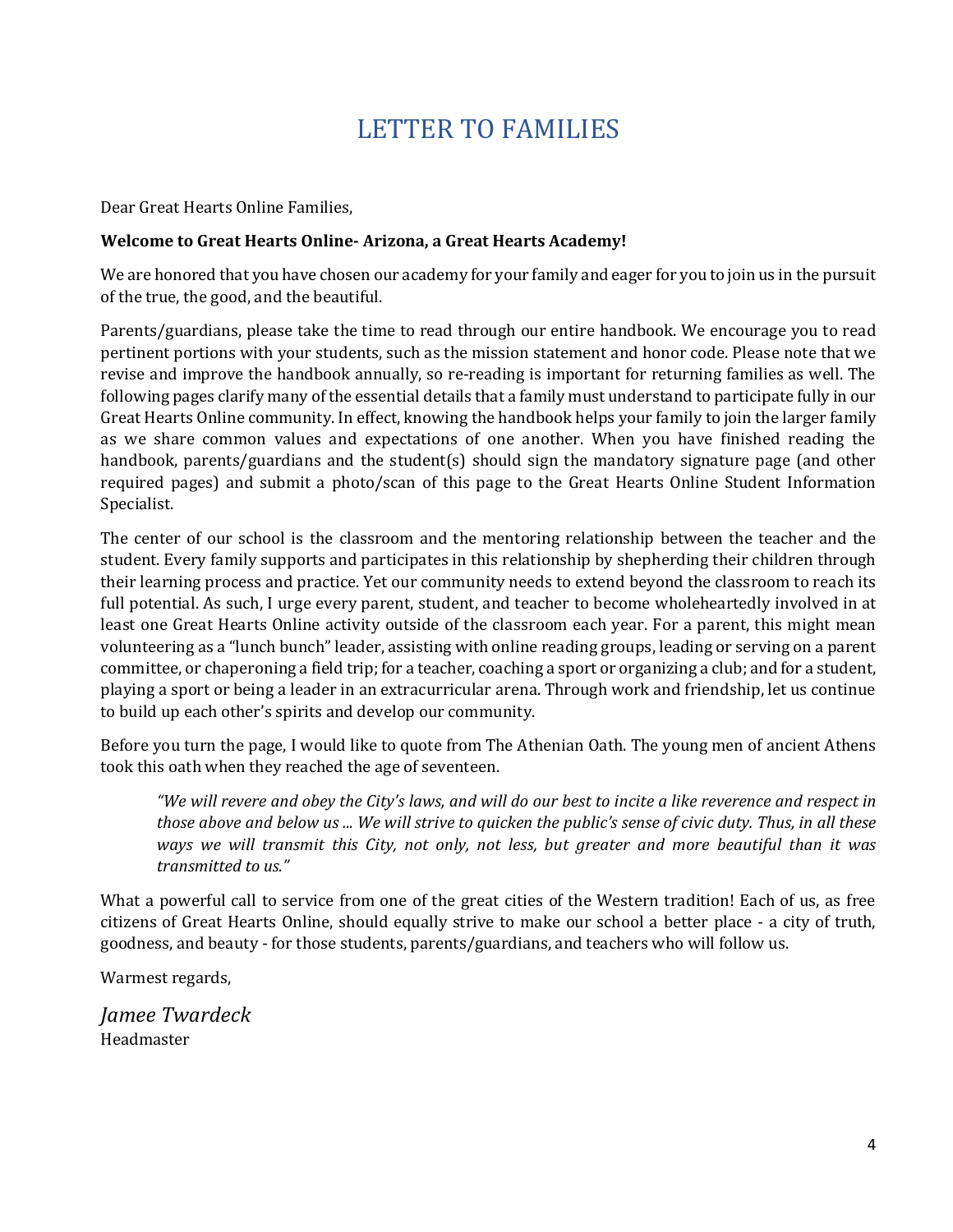# LETTER TO FAMILIES

Dear Great Hearts Online Families,

**Welcome to Great Hearts Online- Arizona, a Great Hearts Academy!**

We are honored that you have chosen our academy for your family and eager for you to join us in the pursuit of the true, the good, and the beautiful.

Parents/guardians, please take the time to read through our entire handbook. We encourage you to read pertinent portions with your students, such as the mission statement and honor code. Please note that we revise and improve the handbook annually, so re-reading is important for returning families as well. The following pages clarify many of the essential details that a family must understand to participate fully in our Great Hearts Online community. In effect, knowing the handbook helps your family to join the larger family as we share common values and expectations of one another. When you have finished reading the handbook, parents/guardians and the student(s) should sign the mandatory signature page (and other required pages) and submit a photo/scan of this page to the Great Hearts Online Student Information Specialist.

The center of our school is the classroom and the mentoring relationship between the teacher and the student. Every family supports and participates in this relationship by shepherding their children through their learning process and practice. Yet our community needs to extend beyond the classroom to reach its full potential. As such, I urge every parent, student, and teacher to become wholeheartedly involved in at least one Great Hearts Online activity outside of the classroom each year. For a parent, this might mean volunteering as a "lunch bunch" leader, assisting with online reading groups, leading or serving on a parent committee, or chaperoning a field trip; for a teacher, coaching a sport or organizing a club; and for a student, playing a sport or being a leader in an extracurricular arena. Through work and friendship, let us continue to build up each other's spirits and develop our community.

Before you turn the page, I would like to quote from The Athenian Oath. The young men of ancient Athens took this oath when they reached the age of seventeen.

> *"We will revere and obey the City's laws, and will do our best to incite a like reverence and respect in those above and below us ... We will strive to quicken the public's sense of civic duty. Thus, in all these ways we will transmit this City, not only, not less, but greater and more beautiful than it was transmitted to us."*

What a powerful call to service from one of the great cities of the Western tradition! Each of us, as free citizens of Great Hearts Online, should equally strive to make our school a better place - a city of truth, goodness, and beauty - for those students, parents/guardians, and teachers who will follow us.

Warmest regards,

*Jamee Twardeck*
Headmaster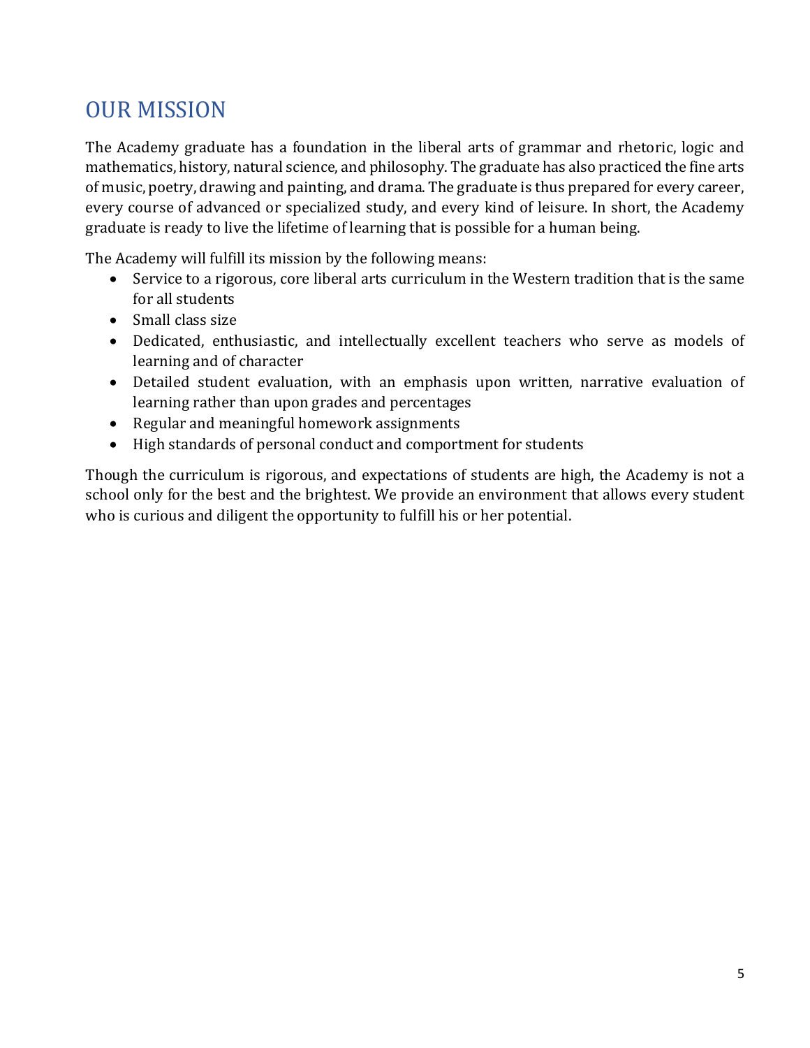## OUR MISSION

The Academy graduate has a foundation in the liberal arts of grammar and rhetoric, logic and mathematics, history, natural science, and philosophy. The graduate has also practiced the fine arts of music, poetry, drawing and painting, and drama. The graduate is thus prepared for every career, every course of advanced or specialized study, and every kind of leisure. In short, the Academy graduate is ready to live the lifetime of learning that is possible for a human being.

The Academy will fulfill its mission by the following means:

- Service to a rigorous, core liberal arts curriculum in the Western tradition that is the same for all students
- Small class size
- Dedicated, enthusiastic, and intellectually excellent teachers who serve as models of learning and of character
- Detailed student evaluation, with an emphasis upon written, narrative evaluation of learning rather than upon grades and percentages
- Regular and meaningful homework assignments
- High standards of personal conduct and comportment for students

Though the curriculum is rigorous, and expectations of students are high, the Academy is not a school only for the best and the brightest. We provide an environment that allows every student who is curious and diligent the opportunity to fulfill his or her potential.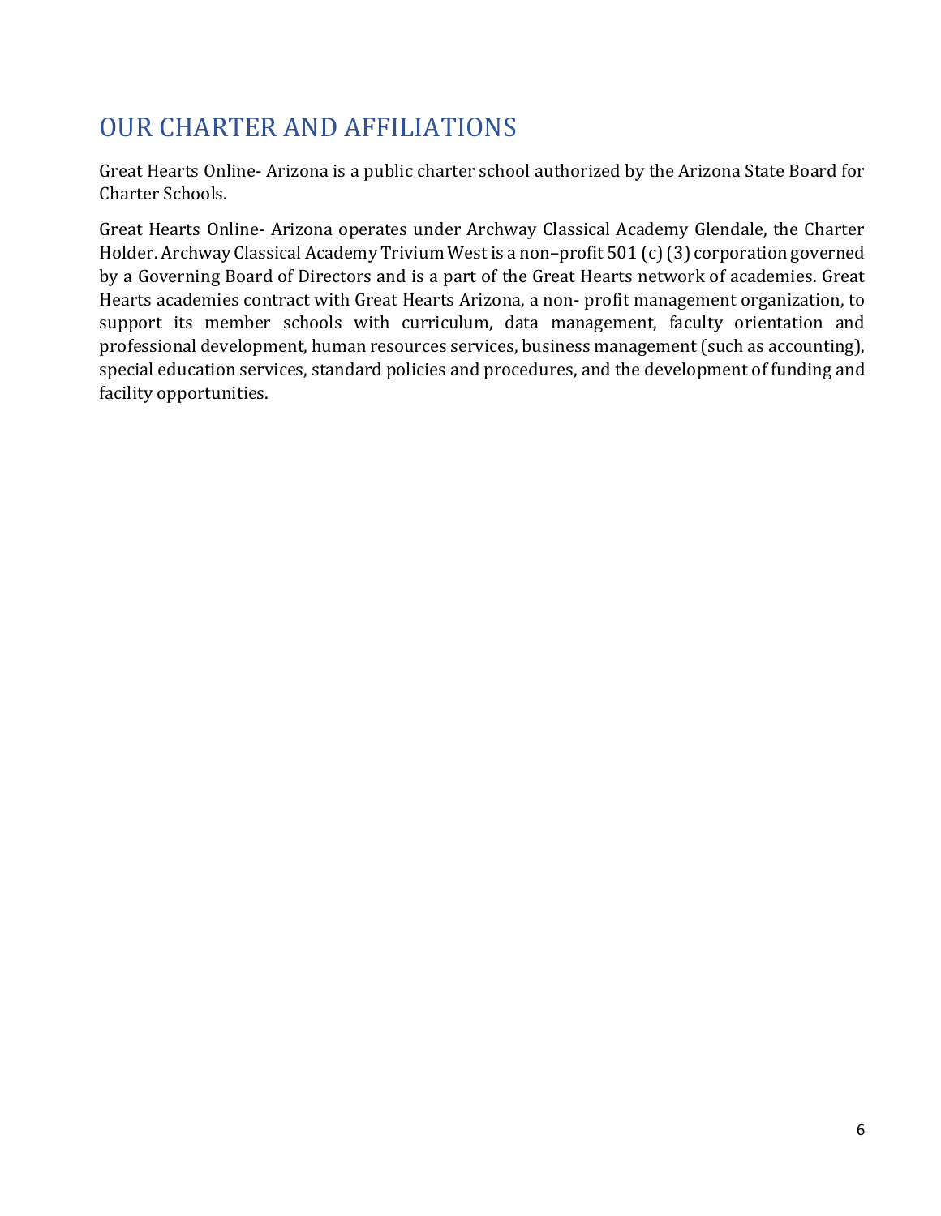# OUR CHARTER AND AFFILIATIONS

Great Hearts Online- Arizona is a public charter school authorized by the Arizona State Board for Charter Schools.

Great Hearts Online- Arizona operates under Archway Classical Academy Glendale, the Charter Holder. Archway Classical Academy Trivium West is a non–profit 501 (c) (3) corporation governed by a Governing Board of Directors and is a part of the Great Hearts network of academies. Great Hearts academies contract with Great Hearts Arizona, a non- profit management organization, to support its member schools with curriculum, data management, faculty orientation and professional development, human resources services, business management (such as accounting), special education services, standard policies and procedures, and the development of funding and facility opportunities.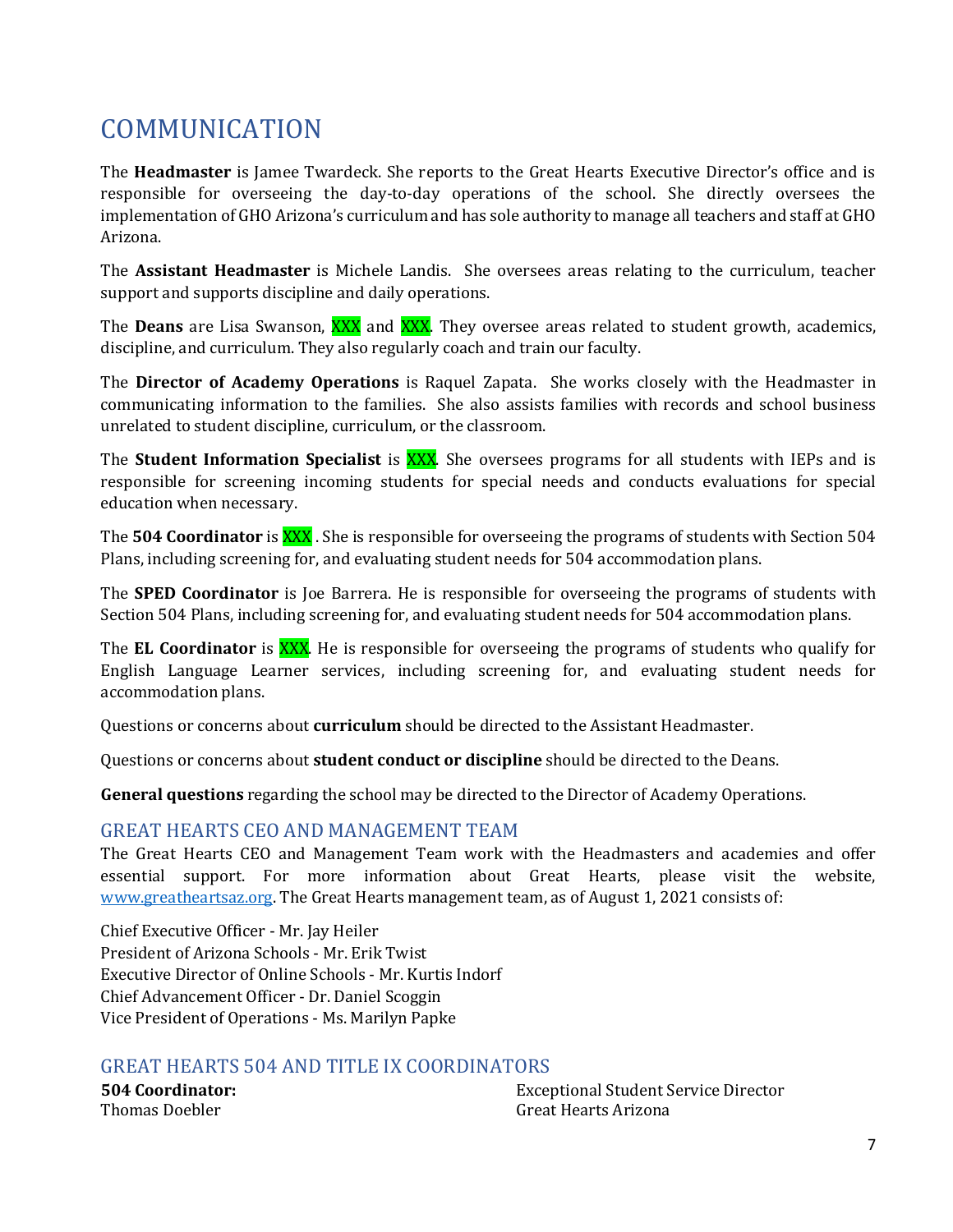# COMMUNICATION

The **Headmaster** is Jamee Twardeck. She reports to the Great Hearts Executive Director's office and is responsible for overseeing the day-to-day operations of the school. She directly oversees the implementation of GHO Arizona's curriculum and has sole authority to manage all teachers and staff at GHO Arizona.

The **Assistant Headmaster** is Michele Landis. She oversees areas relating to the curriculum, teacher support and supports discipline and daily operations.

The **Deans** are Lisa Swanson, XXX and XXX. They oversee areas related to student growth, academics, discipline, and curriculum. They also regularly coach and train our faculty.

The **Director of Academy Operations** is Raquel Zapata. She works closely with the Headmaster in communicating information to the families. She also assists families with records and school business unrelated to student discipline, curriculum, or the classroom.

The **Student Information Specialist** is XXX. She oversees programs for all students with IEPs and is responsible for screening incoming students for special needs and conducts evaluations for special education when necessary.

The **504 Coordinator** is XXX . She is responsible for overseeing the programs of students with Section 504 Plans, including screening for, and evaluating student needs for 504 accommodation plans.

The **SPED Coordinator** is Joe Barrera. He is responsible for overseeing the programs of students with Section 504 Plans, including screening for, and evaluating student needs for 504 accommodation plans.

The **EL Coordinator** is XXX. He is responsible for overseeing the programs of students who qualify for English Language Learner services, including screening for, and evaluating student needs for accommodation plans.

Questions or concerns about **curriculum** should be directed to the Assistant Headmaster.

Questions or concerns about **student conduct or discipline** should be directed to the Deans.

**General questions** regarding the school may be directed to the Director of Academy Operations.

## GREAT HEARTS CEO AND MANAGEMENT TEAM

The Great Hearts CEO and Management Team work with the Headmasters and academies and offer essential support. For more information about Great Hearts, please visit the website, www.greatheartsaz.org. The Great Hearts management team, as of August 1, 2021 consists of:

Chief Executive Officer - Mr. Jay Heiler
President of Arizona Schools - Mr. Erik Twist
Executive Director of Online Schools - Mr. Kurtis Indorf
Chief Advancement Officer - Dr. Daniel Scoggin
Vice President of Operations - Ms. Marilyn Papke

## GREAT HEARTS 504 AND TITLE IX COORDINATORS

**504 Coordinator:**
Thomas Doebler
Exceptional Student Service Director
Great Hearts Arizona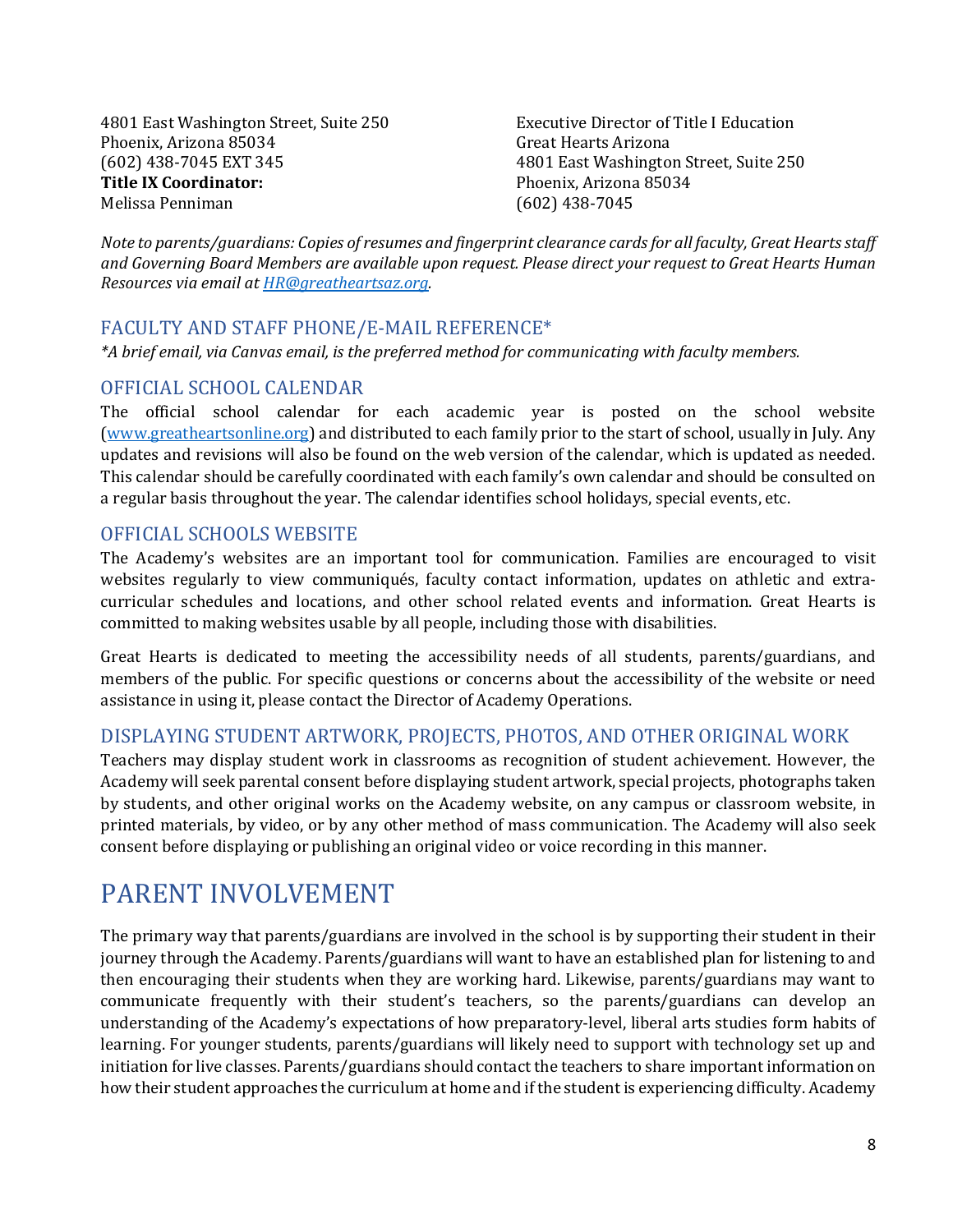4801 East Washington Street, Suite 250
Phoenix, Arizona 85034
(602) 438-7045 EXT 345
**Title IX Coordinator:**
Melissa Penniman

Executive Director of Title I Education
Great Hearts Arizona
4801 East Washington Street, Suite 250
Phoenix, Arizona 85034
(602) 438-7045

*Note to parents/guardians: Copies of resumes and fingerprint clearance cards for all faculty, Great Hearts staff and Governing Board Members are available upon request. Please direct your request to Great Hearts Human Resources via email at [HR@greatheartsaz.org](mailto:HR@greatheartsaz.org).*

### FACULTY AND STAFF PHONE/E-MAIL REFERENCE*

**A brief email, via Canvas email, is the preferred method for communicating with faculty members.*

### OFFICIAL SCHOOL CALENDAR

The official school calendar for each academic year is posted on the school website ([www.greatheartsonline.org](http://www.greatheartsonline.org)) and distributed to each family prior to the start of school, usually in July. Any updates and revisions will also be found on the web version of the calendar, which is updated as needed. This calendar should be carefully coordinated with each family's own calendar and should be consulted on a regular basis throughout the year. The calendar identifies school holidays, special events, etc.

### OFFICIAL SCHOOLS WEBSITE

The Academy's websites are an important tool for communication. Families are encouraged to visit websites regularly to view communiqués, faculty contact information, updates on athletic and extra-curricular schedules and locations, and other school related events and information. Great Hearts is committed to making websites usable by all people, including those with disabilities.

Great Hearts is dedicated to meeting the accessibility needs of all students, parents/guardians, and members of the public. For specific questions or concerns about the accessibility of the website or need assistance in using it, please contact the Director of Academy Operations.

### DISPLAYING STUDENT ARTWORK, PROJECTS, PHOTOS, AND OTHER ORIGINAL WORK

Teachers may display student work in classrooms as recognition of student achievement. However, the Academy will seek parental consent before displaying student artwork, special projects, photographs taken by students, and other original works on the Academy website, on any campus or classroom website, in printed materials, by video, or by any other method of mass communication. The Academy will also seek consent before displaying or publishing an original video or voice recording in this manner.

## PARENT INVOLVEMENT

The primary way that parents/guardians are involved in the school is by supporting their student in their journey through the Academy. Parents/guardians will want to have an established plan for listening to and then encouraging their students when they are working hard. Likewise, parents/guardians may want to communicate frequently with their student's teachers, so the parents/guardians can develop an understanding of the Academy's expectations of how preparatory-level, liberal arts studies form habits of learning. For younger students, parents/guardians will likely need to support with technology set up and initiation for live classes. Parents/guardians should contact the teachers to share important information on how their student approaches the curriculum at home and if the student is experiencing difficulty. Academy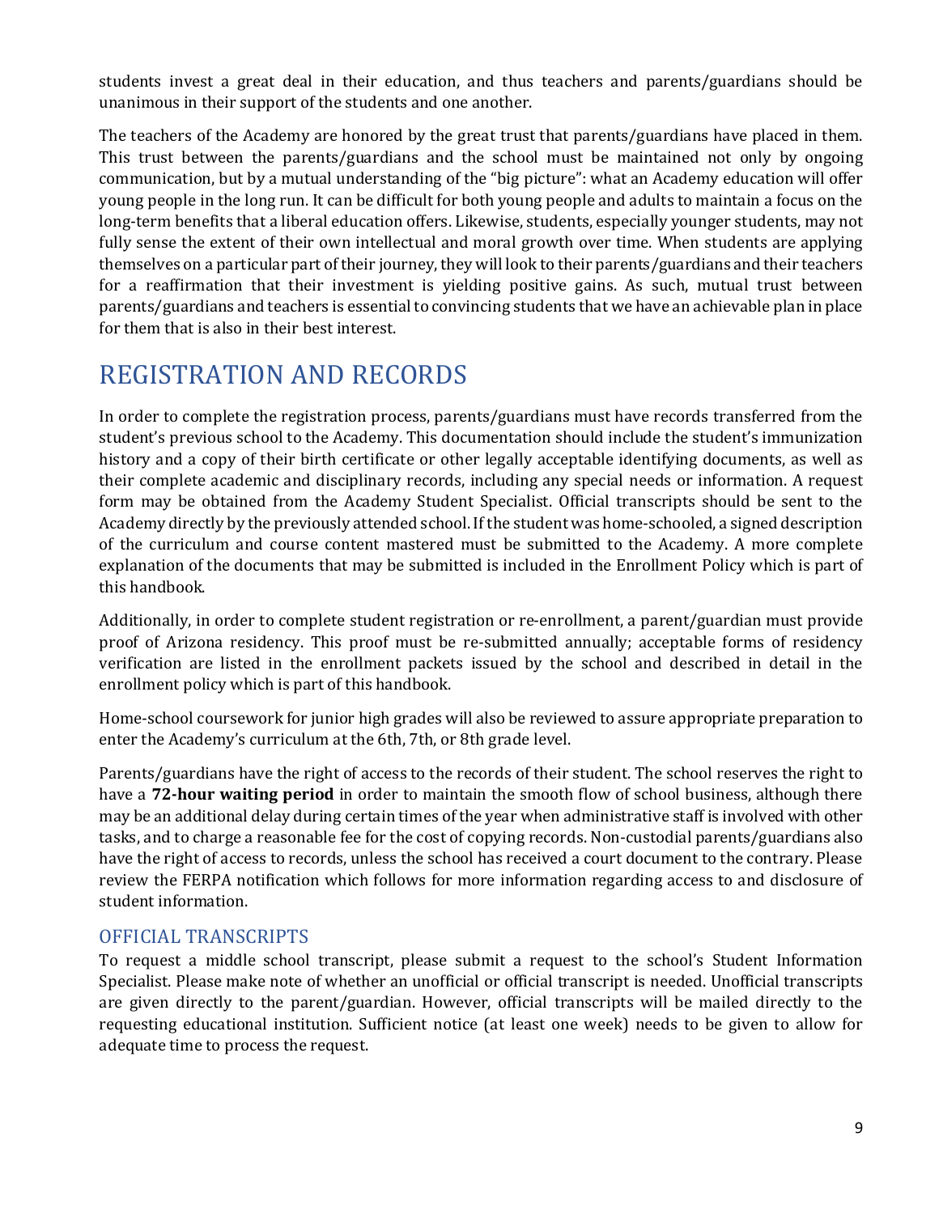students invest a great deal in their education, and thus teachers and parents/guardians should be unanimous in their support of the students and one another.

The teachers of the Academy are honored by the great trust that parents/guardians have placed in them. This trust between the parents/guardians and the school must be maintained not only by ongoing communication, but by a mutual understanding of the "big picture": what an Academy education will offer young people in the long run. It can be difficult for both young people and adults to maintain a focus on the long-term benefits that a liberal education offers. Likewise, students, especially younger students, may not fully sense the extent of their own intellectual and moral growth over time. When students are applying themselves on a particular part of their journey, they will look to their parents/guardians and their teachers for a reaffirmation that their investment is yielding positive gains. As such, mutual trust between parents/guardians and teachers is essential to convincing students that we have an achievable plan in place for them that is also in their best interest.

# REGISTRATION AND RECORDS

In order to complete the registration process, parents/guardians must have records transferred from the student's previous school to the Academy. This documentation should include the student's immunization history and a copy of their birth certificate or other legally acceptable identifying documents, as well as their complete academic and disciplinary records, including any special needs or information. A request form may be obtained from the Academy Student Specialist. Official transcripts should be sent to the Academy directly by the previously attended school. If the student was home-schooled, a signed description of the curriculum and course content mastered must be submitted to the Academy. A more complete explanation of the documents that may be submitted is included in the Enrollment Policy which is part of this handbook.

Additionally, in order to complete student registration or re-enrollment, a parent/guardian must provide proof of Arizona residency. This proof must be re-submitted annually; acceptable forms of residency verification are listed in the enrollment packets issued by the school and described in detail in the enrollment policy which is part of this handbook.

Home-school coursework for junior high grades will also be reviewed to assure appropriate preparation to enter the Academy's curriculum at the 6th, 7th, or 8th grade level.

Parents/guardians have the right of access to the records of their student. The school reserves the right to have a **72-hour waiting period** in order to maintain the smooth flow of school business, although there may be an additional delay during certain times of the year when administrative staff is involved with other tasks, and to charge a reasonable fee for the cost of copying records. Non-custodial parents/guardians also have the right of access to records, unless the school has received a court document to the contrary. Please review the FERPA notification which follows for more information regarding access to and disclosure of student information.

## OFFICIAL TRANSCRIPTS

To request a middle school transcript, please submit a request to the school's Student Information Specialist. Please make note of whether an unofficial or official transcript is needed. Unofficial transcripts are given directly to the parent/guardian. However, official transcripts will be mailed directly to the requesting educational institution. Sufficient notice (at least one week) needs to be given to allow for adequate time to process the request.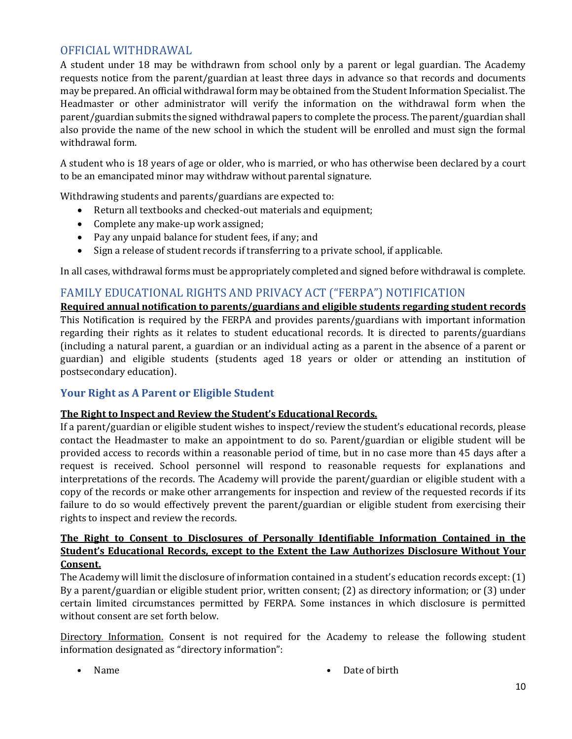## OFFICIAL WITHDRAWAL

A student under 18 may be withdrawn from school only by a parent or legal guardian. The Academy requests notice from the parent/guardian at least three days in advance so that records and documents may be prepared. An official withdrawal form may be obtained from the Student Information Specialist. The Headmaster or other administrator will verify the information on the withdrawal form when the parent/guardian submits the signed withdrawal papers to complete the process. The parent/guardian shall also provide the name of the new school in which the student will be enrolled and must sign the formal withdrawal form.

A student who is 18 years of age or older, who is married, or who has otherwise been declared by a court to be an emancipated minor may withdraw without parental signature.

Withdrawing students and parents/guardians are expected to:

- Return all textbooks and checked-out materials and equipment;
- Complete any make-up work assigned;
- Pay any unpaid balance for student fees, if any; and
- Sign a release of student records if transferring to a private school, if applicable.

In all cases, withdrawal forms must be appropriately completed and signed before withdrawal is complete.

## FAMILY EDUCATIONAL RIGHTS AND PRIVACY ACT ("FERPA") NOTIFICATION

**Required annual notification to parents/guardians and eligible students regarding student records**

This Notification is required by the FERPA and provides parents/guardians with important information regarding their rights as it relates to student educational records. It is directed to parents/guardians (including a natural parent, a guardian or an individual acting as a parent in the absence of a parent or guardian) and eligible students (students aged 18 years or older or attending an institution of postsecondary education).

### Your Right as A Parent or Eligible Student

**The Right to Inspect and Review the Student's Educational Records.**

If a parent/guardian or eligible student wishes to inspect/review the student's educational records, please contact the Headmaster to make an appointment to do so. Parent/guardian or eligible student will be provided access to records within a reasonable period of time, but in no case more than 45 days after a request is received. School personnel will respond to reasonable requests for explanations and interpretations of the records. The Academy will provide the parent/guardian or eligible student with a copy of the records or make other arrangements for inspection and review of the requested records if its failure to do so would effectively prevent the parent/guardian or eligible student from exercising their rights to inspect and review the records.

**The Right to Consent to Disclosures of Personally Identifiable Information Contained in the Student's Educational Records, except to the Extent the Law Authorizes Disclosure Without Your Consent.**

The Academy will limit the disclosure of information contained in a student's education records except: (1) By a parent/guardian or eligible student prior, written consent; (2) as directory information; or (3) under certain limited circumstances permitted by FERPA. Some instances in which disclosure is permitted without consent are set forth below.

Directory Information. Consent is not required for the Academy to release the following student information designated as "directory information":

- Name
- Date of birth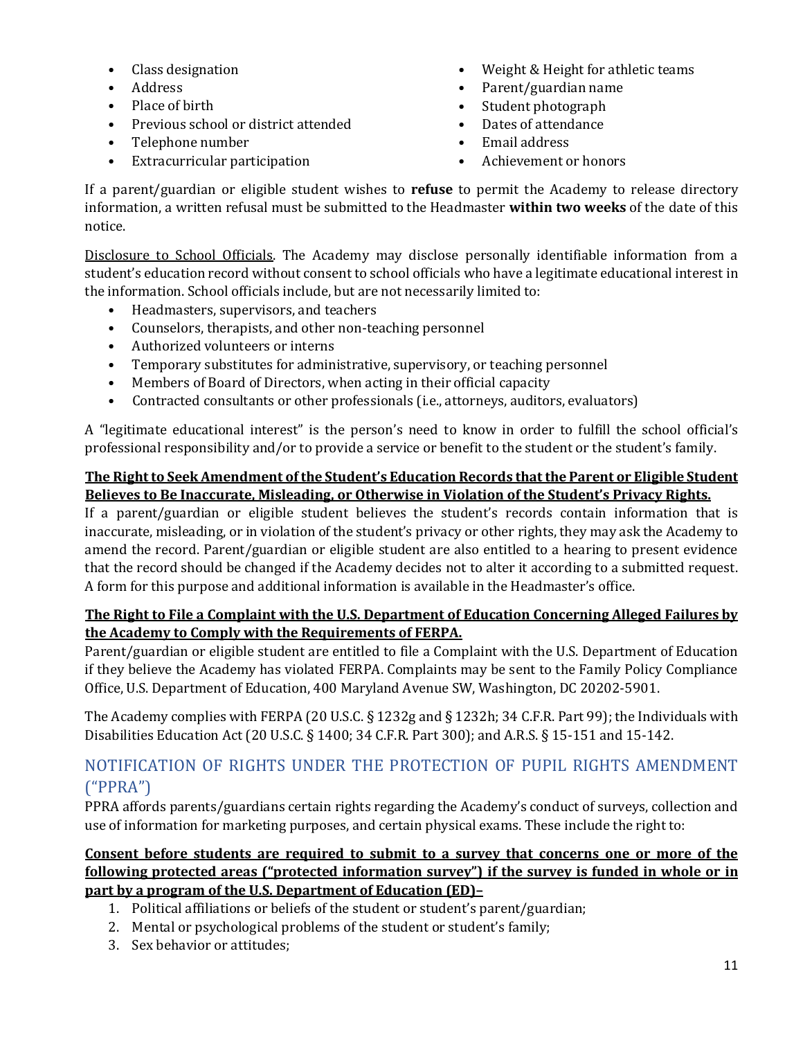- Class designation
- Address
- Place of birth
- Previous school or district attended
- Telephone number
- Extracurricular participation
- Weight & Height for athletic teams
- Parent/guardian name
- Student photograph
- Dates of attendance
- Email address
- Achievement or honors

If a parent/guardian or eligible student wishes to **refuse** to permit the Academy to release directory information, a written refusal must be submitted to the Headmaster **within two weeks** of the date of this notice.

<u>Disclosure to School Officials</u>. The Academy may disclose personally identifiable information from a student's education record without consent to school officials who have a legitimate educational interest in the information. School officials include, but are not necessarily limited to:

- Headmasters, supervisors, and teachers
- Counselors, therapists, and other non-teaching personnel
- Authorized volunteers or interns
- Temporary substitutes for administrative, supervisory, or teaching personnel
- Members of Board of Directors, when acting in their official capacity
- Contracted consultants or other professionals (i.e., attorneys, auditors, evaluators)

A "legitimate educational interest" is the person's need to know in order to fulfill the school official's professional responsibility and/or to provide a service or benefit to the student or the student's family.

**<u>The Right to Seek Amendment of the Student's Education Records that the Parent or Eligible Student Believes to Be Inaccurate, Misleading, or Otherwise in Violation of the Student's Privacy Rights.</u>**
If a parent/guardian or eligible student believes the student's records contain information that is inaccurate, misleading, or in violation of the student's privacy or other rights, they may ask the Academy to amend the record. Parent/guardian or eligible student are also entitled to a hearing to present evidence that the record should be changed if the Academy decides not to alter it according to a submitted request. A form for this purpose and additional information is available in the Headmaster's office.

**<u>The Right to File a Complaint with the U.S. Department of Education Concerning Alleged Failures by the Academy to Comply with the Requirements of FERPA.</u>**
Parent/guardian or eligible student are entitled to file a Complaint with the U.S. Department of Education if they believe the Academy has violated FERPA. Complaints may be sent to the Family Policy Compliance Office, U.S. Department of Education, 400 Maryland Avenue SW, Washington, DC 20202-5901.

The Academy complies with FERPA (20 U.S.C. § 1232g and § 1232h; 34 C.F.R. Part 99); the Individuals with Disabilities Education Act (20 U.S.C. § 1400; 34 C.F.R. Part 300); and A.R.S. § 15-151 and 15-142.

## NOTIFICATION OF RIGHTS UNDER THE PROTECTION OF PUPIL RIGHTS AMENDMENT ("PPRA")

PPRA affords parents/guardians certain rights regarding the Academy's conduct of surveys, collection and use of information for marketing purposes, and certain physical exams. These include the right to:

**<u>Consent before students are required to submit to a survey that concerns one or more of the following protected areas ("protected information survey") if the survey is funded in whole or in part by a program of the U.S. Department of Education (ED)–</u>**

1. Political affiliations or beliefs of the student or student's parent/guardian;
2. Mental or psychological problems of the student or student's family;
3. Sex behavior or attitudes;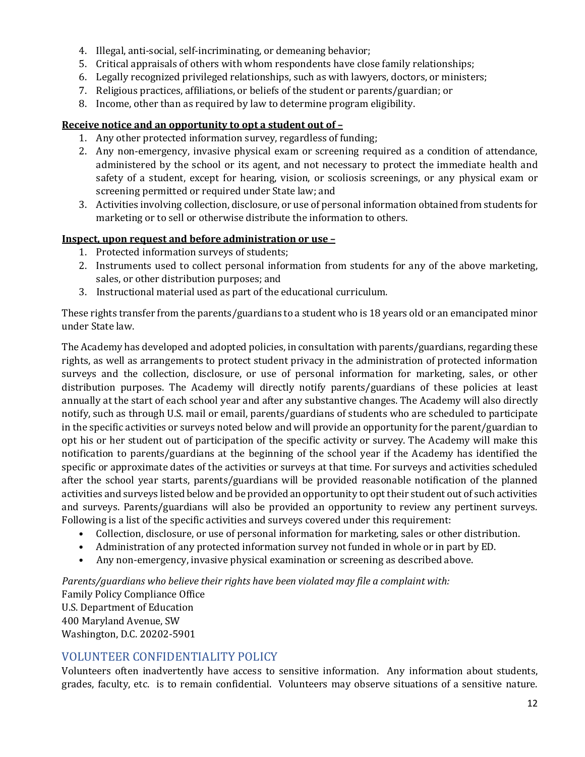4. Illegal, anti-social, self-incriminating, or demeaning behavior;
5. Critical appraisals of others with whom respondents have close family relationships;
6. Legally recognized privileged relationships, such as with lawyers, doctors, or ministers;
7. Religious practices, affiliations, or beliefs of the student or parents/guardian; or
8. Income, other than as required by law to determine program eligibility.

**Receive notice and an opportunity to opt a student out of –**

1. Any other protected information survey, regardless of funding;
2. Any non-emergency, invasive physical exam or screening required as a condition of attendance, administered by the school or its agent, and not necessary to protect the immediate health and safety of a student, except for hearing, vision, or scoliosis screenings, or any physical exam or screening permitted or required under State law; and
3. Activities involving collection, disclosure, or use of personal information obtained from students for marketing or to sell or otherwise distribute the information to others.

**Inspect, upon request and before administration or use –**

1. Protected information surveys of students;
2. Instruments used to collect personal information from students for any of the above marketing, sales, or other distribution purposes; and
3. Instructional material used as part of the educational curriculum.

These rights transfer from the parents/guardians to a student who is 18 years old or an emancipated minor under State law.

The Academy has developed and adopted policies, in consultation with parents/guardians, regarding these rights, as well as arrangements to protect student privacy in the administration of protected information surveys and the collection, disclosure, or use of personal information for marketing, sales, or other distribution purposes. The Academy will directly notify parents/guardians of these policies at least annually at the start of each school year and after any substantive changes. The Academy will also directly notify, such as through U.S. mail or email, parents/guardians of students who are scheduled to participate in the specific activities or surveys noted below and will provide an opportunity for the parent/guardian to opt his or her student out of participation of the specific activity or survey. The Academy will make this notification to parents/guardians at the beginning of the school year if the Academy has identified the specific or approximate dates of the activities or surveys at that time. For surveys and activities scheduled after the school year starts, parents/guardians will be provided reasonable notification of the planned activities and surveys listed below and be provided an opportunity to opt their student out of such activities and surveys. Parents/guardians will also be provided an opportunity to review any pertinent surveys. Following is a list of the specific activities and surveys covered under this requirement:

- Collection, disclosure, or use of personal information for marketing, sales or other distribution.
- Administration of any protected information survey not funded in whole or in part by ED.
- Any non-emergency, invasive physical examination or screening as described above.

*Parents/guardians who believe their rights have been violated may file a complaint with:*
Family Policy Compliance Office
U.S. Department of Education
400 Maryland Avenue, SW
Washington, D.C. 20202-5901

## VOLUNTEER CONFIDENTIALITY POLICY

Volunteers often inadvertently have access to sensitive information. Any information about students, grades, faculty, etc. is to remain confidential. Volunteers may observe situations of a sensitive nature.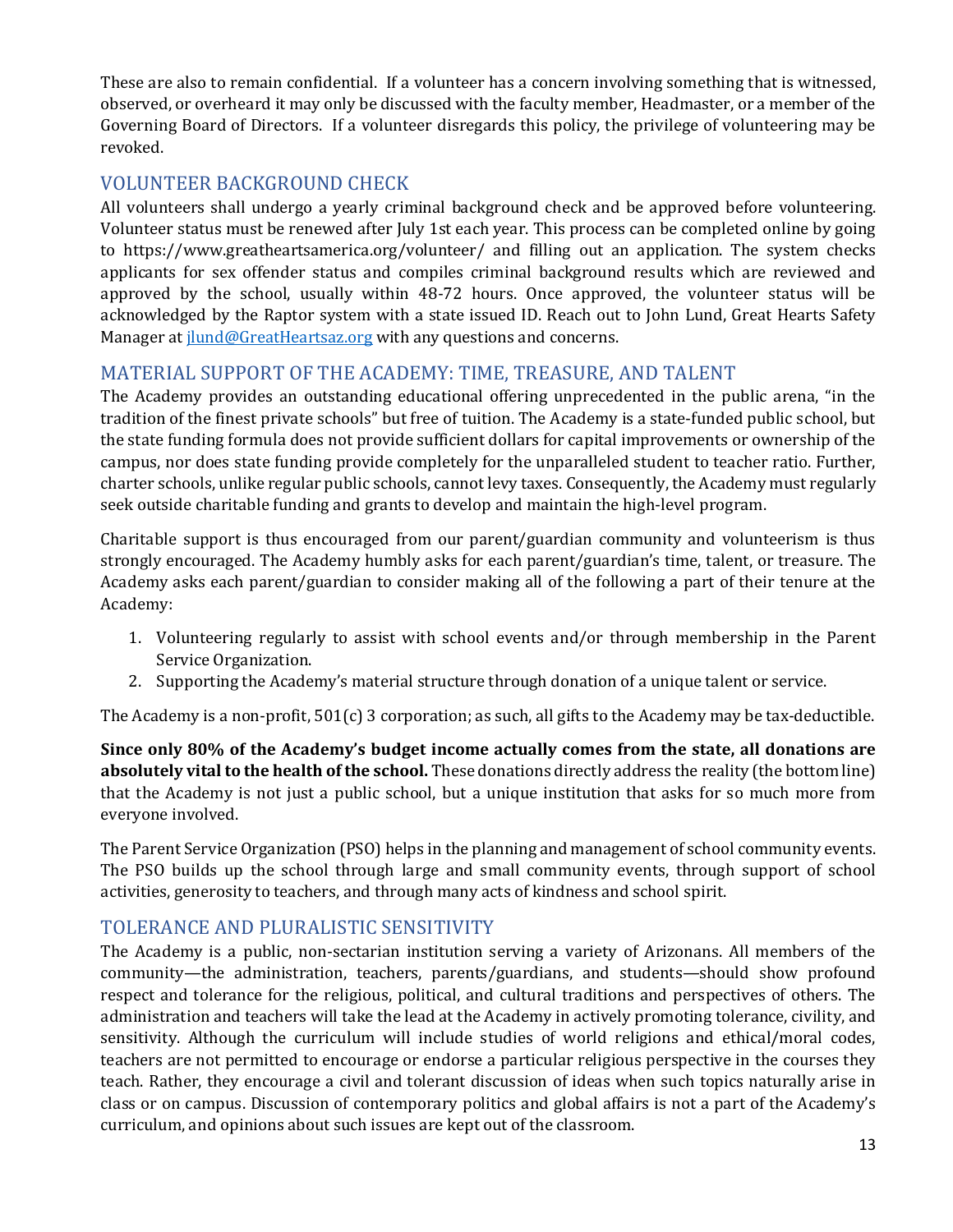These are also to remain confidential. If a volunteer has a concern involving something that is witnessed, observed, or overheard it may only be discussed with the faculty member, Headmaster, or a member of the Governing Board of Directors. If a volunteer disregards this policy, the privilege of volunteering may be revoked.

## VOLUNTEER BACKGROUND CHECK

All volunteers shall undergo a yearly criminal background check and be approved before volunteering. Volunteer status must be renewed after July 1st each year. This process can be completed online by going to https://www.greatheartsamerica.org/volunteer/ and filling out an application. The system checks applicants for sex offender status and compiles criminal background results which are reviewed and approved by the school, usually within 48-72 hours. Once approved, the volunteer status will be acknowledged by the Raptor system with a state issued ID. Reach out to John Lund, Great Hearts Safety Manager at [jlund@GreatHeartsaz.org](mailto:jlund@GreatHeartsaz.org) with any questions and concerns.

## MATERIAL SUPPORT OF THE ACADEMY: TIME, TREASURE, AND TALENT

The Academy provides an outstanding educational offering unprecedented in the public arena, "in the tradition of the finest private schools" but free of tuition. The Academy is a state-funded public school, but the state funding formula does not provide sufficient dollars for capital improvements or ownership of the campus, nor does state funding provide completely for the unparalleled student to teacher ratio. Further, charter schools, unlike regular public schools, cannot levy taxes. Consequently, the Academy must regularly seek outside charitable funding and grants to develop and maintain the high-level program.

Charitable support is thus encouraged from our parent/guardian community and volunteerism is thus strongly encouraged. The Academy humbly asks for each parent/guardian's time, talent, or treasure. The Academy asks each parent/guardian to consider making all of the following a part of their tenure at the Academy:

1. Volunteering regularly to assist with school events and/or through membership in the Parent Service Organization.
2. Supporting the Academy's material structure through donation of a unique talent or service.

The Academy is a non-profit, 501(c) 3 corporation; as such, all gifts to the Academy may be tax-deductible.

**Since only 80% of the Academy's budget income actually comes from the state, all donations are absolutely vital to the health of the school.** These donations directly address the reality (the bottom line) that the Academy is not just a public school, but a unique institution that asks for so much more from everyone involved.

The Parent Service Organization (PSO) helps in the planning and management of school community events. The PSO builds up the school through large and small community events, through support of school activities, generosity to teachers, and through many acts of kindness and school spirit.

## TOLERANCE AND PLURALISTIC SENSITIVITY

The Academy is a public, non-sectarian institution serving a variety of Arizonans. All members of the community—the administration, teachers, parents/guardians, and students—should show profound respect and tolerance for the religious, political, and cultural traditions and perspectives of others. The administration and teachers will take the lead at the Academy in actively promoting tolerance, civility, and sensitivity. Although the curriculum will include studies of world religions and ethical/moral codes, teachers are not permitted to encourage or endorse a particular religious perspective in the courses they teach. Rather, they encourage a civil and tolerant discussion of ideas when such topics naturally arise in class or on campus. Discussion of contemporary politics and global affairs is not a part of the Academy's curriculum, and opinions about such issues are kept out of the classroom.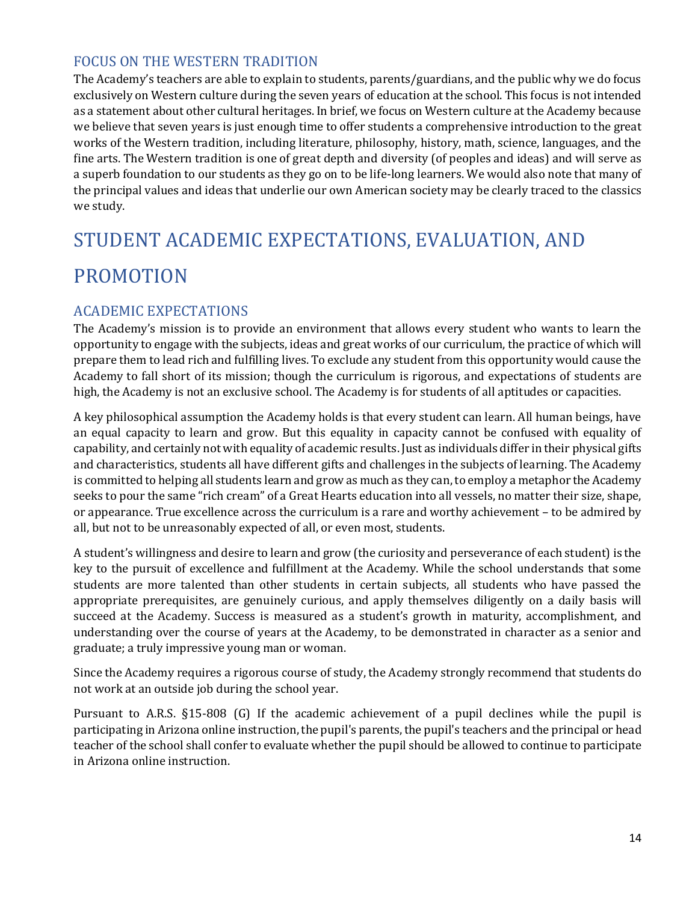### FOCUS ON THE WESTERN TRADITION

The Academy's teachers are able to explain to students, parents/guardians, and the public why we do focus exclusively on Western culture during the seven years of education at the school. This focus is not intended as a statement about other cultural heritages. In brief, we focus on Western culture at the Academy because we believe that seven years is just enough time to offer students a comprehensive introduction to the great works of the Western tradition, including literature, philosophy, history, math, science, languages, and the fine arts. The Western tradition is one of great depth and diversity (of peoples and ideas) and will serve as a superb foundation to our students as they go on to be life-long learners. We would also note that many of the principal values and ideas that underlie our own American society may be clearly traced to the classics we study.

## STUDENT ACADEMIC EXPECTATIONS, EVALUATION, AND PROMOTION

### ACADEMIC EXPECTATIONS

The Academy's mission is to provide an environment that allows every student who wants to learn the opportunity to engage with the subjects, ideas and great works of our curriculum, the practice of which will prepare them to lead rich and fulfilling lives. To exclude any student from this opportunity would cause the Academy to fall short of its mission; though the curriculum is rigorous, and expectations of students are high, the Academy is not an exclusive school. The Academy is for students of all aptitudes or capacities.

A key philosophical assumption the Academy holds is that every student can learn. All human beings, have an equal capacity to learn and grow. But this equality in capacity cannot be confused with equality of capability, and certainly not with equality of academic results. Just as individuals differ in their physical gifts and characteristics, students all have different gifts and challenges in the subjects of learning. The Academy is committed to helping all students learn and grow as much as they can, to employ a metaphor the Academy seeks to pour the same "rich cream" of a Great Hearts education into all vessels, no matter their size, shape, or appearance. True excellence across the curriculum is a rare and worthy achievement – to be admired by all, but not to be unreasonably expected of all, or even most, students.

A student's willingness and desire to learn and grow (the curiosity and perseverance of each student) is the key to the pursuit of excellence and fulfillment at the Academy. While the school understands that some students are more talented than other students in certain subjects, all students who have passed the appropriate prerequisites, are genuinely curious, and apply themselves diligently on a daily basis will succeed at the Academy. Success is measured as a student's growth in maturity, accomplishment, and understanding over the course of years at the Academy, to be demonstrated in character as a senior and graduate; a truly impressive young man or woman.

Since the Academy requires a rigorous course of study, the Academy strongly recommend that students do not work at an outside job during the school year.

Pursuant to A.R.S. §15-808 (G) If the academic achievement of a pupil declines while the pupil is participating in Arizona online instruction, the pupil's parents, the pupil's teachers and the principal or head teacher of the school shall confer to evaluate whether the pupil should be allowed to continue to participate in Arizona online instruction.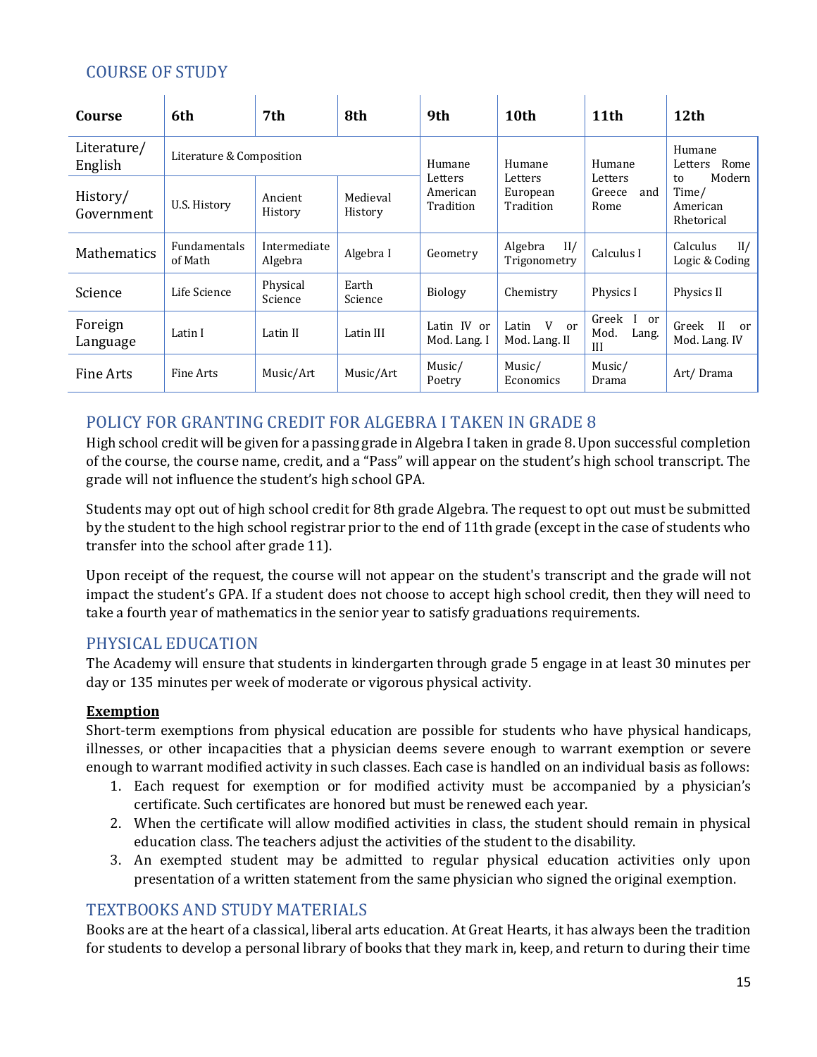## COURSE OF STUDY

| Course | 6th | 7th | 8th | 9th | 10th | 11th | 12th |
|---|---|---|---|---|---|---|---|
| Literature/ English | Literature & Composition | | | Humane Letters American Tradition | Humane Letters European Tradition | Humane Letters Greece and Rome | Humane Letters Rome to Modern Time/ American Rhetorical |
| History/ Government | U.S. History | Ancient History | Medieval History | | | | |
| Mathematics | Fundamentals of Math | Intermediate Algebra | Algebra I | Geometry | Algebra II/ Trigonometry | Calculus I | Calculus II/ Logic & Coding |
| Science | Life Science | Physical Science | Earth Science | Biology | Chemistry | Physics I | Physics II |
| Foreign Language | Latin I | Latin II | Latin III | Latin IV or Mod. Lang. I | Latin V or Mod. Lang. II | Greek I or Mod. Lang. III | Greek II or Mod. Lang. IV |
| Fine Arts | Fine Arts | Music/Art | Music/Art | Music/ Poetry | Music/ Economics | Music/ Drama | Art/ Drama |

## POLICY FOR GRANTING CREDIT FOR ALGEBRA I TAKEN IN GRADE 8

High school credit will be given for a passing grade in Algebra I taken in grade 8. Upon successful completion of the course, the course name, credit, and a "Pass" will appear on the student's high school transcript. The grade will not influence the student's high school GPA.

Students may opt out of high school credit for 8th grade Algebra. The request to opt out must be submitted by the student to the high school registrar prior to the end of 11th grade (except in the case of students who transfer into the school after grade 11).

Upon receipt of the request, the course will not appear on the student's transcript and the grade will not impact the student's GPA. If a student does not choose to accept high school credit, then they will need to take a fourth year of mathematics in the senior year to satisfy graduations requirements.

## PHYSICAL EDUCATION

The Academy will ensure that students in kindergarten through grade 5 engage in at least 30 minutes per day or 135 minutes per week of moderate or vigorous physical activity.

**Exemption**

Short-term exemptions from physical education are possible for students who have physical handicaps, illnesses, or other incapacities that a physician deems severe enough to warrant exemption or severe enough to warrant modified activity in such classes. Each case is handled on an individual basis as follows:

1. Each request for exemption or for modified activity must be accompanied by a physician's certificate. Such certificates are honored but must be renewed each year.
2. When the certificate will allow modified activities in class, the student should remain in physical education class. The teachers adjust the activities of the student to the disability.
3. An exempted student may be admitted to regular physical education activities only upon presentation of a written statement from the same physician who signed the original exemption.

## TEXTBOOKS AND STUDY MATERIALS

Books are at the heart of a classical, liberal arts education. At Great Hearts, it has always been the tradition for students to develop a personal library of books that they mark in, keep, and return to during their time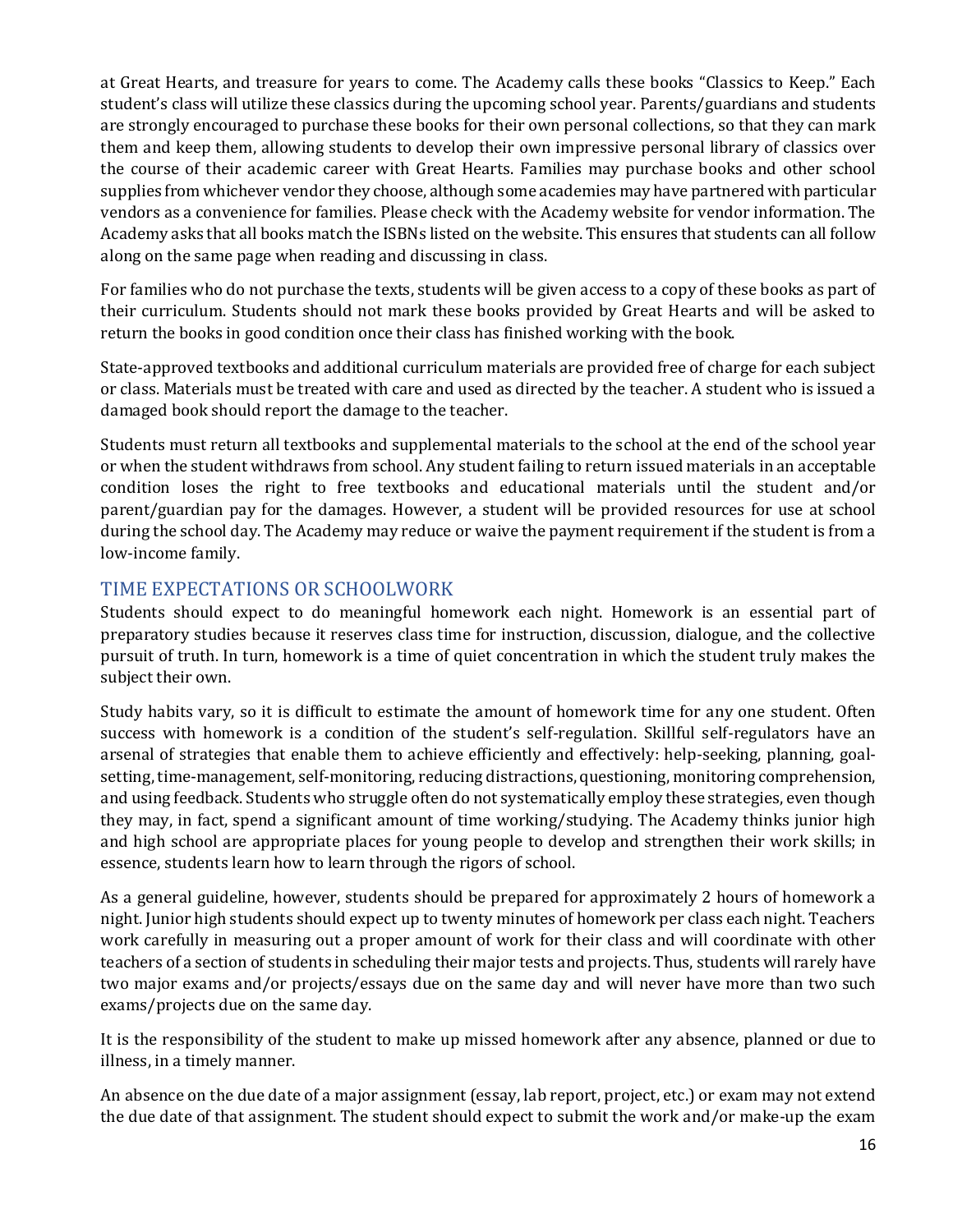at Great Hearts, and treasure for years to come. The Academy calls these books "Classics to Keep." Each student's class will utilize these classics during the upcoming school year. Parents/guardians and students are strongly encouraged to purchase these books for their own personal collections, so that they can mark them and keep them, allowing students to develop their own impressive personal library of classics over the course of their academic career with Great Hearts. Families may purchase books and other school supplies from whichever vendor they choose, although some academies may have partnered with particular vendors as a convenience for families. Please check with the Academy website for vendor information. The Academy asks that all books match the ISBNs listed on the website. This ensures that students can all follow along on the same page when reading and discussing in class.

For families who do not purchase the texts, students will be given access to a copy of these books as part of their curriculum. Students should not mark these books provided by Great Hearts and will be asked to return the books in good condition once their class has finished working with the book.

State-approved textbooks and additional curriculum materials are provided free of charge for each subject or class. Materials must be treated with care and used as directed by the teacher. A student who is issued a damaged book should report the damage to the teacher.

Students must return all textbooks and supplemental materials to the school at the end of the school year or when the student withdraws from school. Any student failing to return issued materials in an acceptable condition loses the right to free textbooks and educational materials until the student and/or parent/guardian pay for the damages. However, a student will be provided resources for use at school during the school day. The Academy may reduce or waive the payment requirement if the student is from a low-income family.

## TIME EXPECTATIONS OR SCHOOLWORK

Students should expect to do meaningful homework each night. Homework is an essential part of preparatory studies because it reserves class time for instruction, discussion, dialogue, and the collective pursuit of truth. In turn, homework is a time of quiet concentration in which the student truly makes the subject their own.

Study habits vary, so it is difficult to estimate the amount of homework time for any one student. Often success with homework is a condition of the student's self-regulation. Skillful self-regulators have an arsenal of strategies that enable them to achieve efficiently and effectively: help-seeking, planning, goal-setting, time-management, self-monitoring, reducing distractions, questioning, monitoring comprehension, and using feedback. Students who struggle often do not systematically employ these strategies, even though they may, in fact, spend a significant amount of time working/studying. The Academy thinks junior high and high school are appropriate places for young people to develop and strengthen their work skills; in essence, students learn how to learn through the rigors of school.

As a general guideline, however, students should be prepared for approximately 2 hours of homework a night. Junior high students should expect up to twenty minutes of homework per class each night. Teachers work carefully in measuring out a proper amount of work for their class and will coordinate with other teachers of a section of students in scheduling their major tests and projects. Thus, students will rarely have two major exams and/or projects/essays due on the same day and will never have more than two such exams/projects due on the same day.

It is the responsibility of the student to make up missed homework after any absence, planned or due to illness, in a timely manner.

An absence on the due date of a major assignment (essay, lab report, project, etc.) or exam may not extend the due date of that assignment. The student should expect to submit the work and/or make-up the exam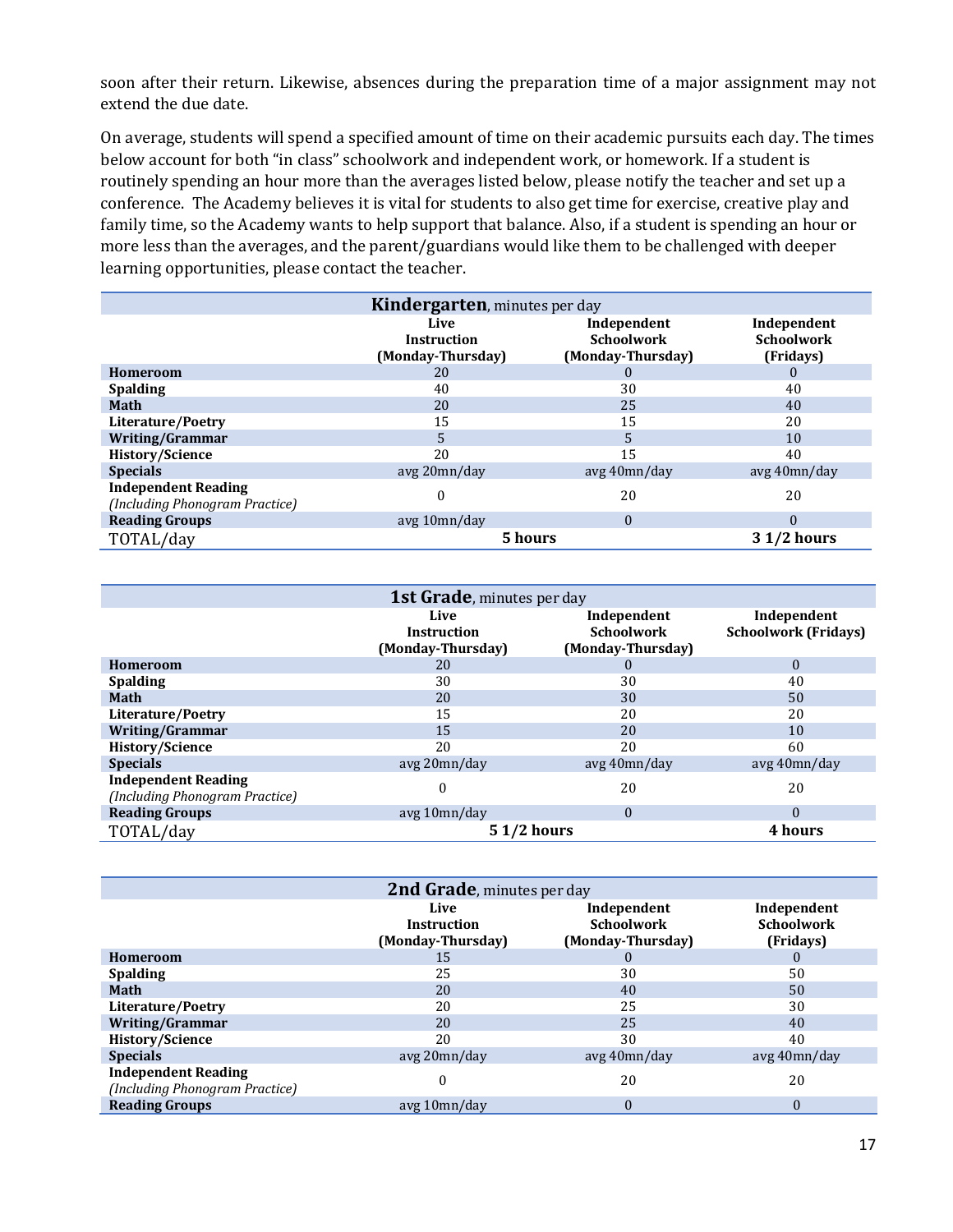soon after their return. Likewise, absences during the preparation time of a major assignment may not extend the due date.

On average, students will spend a specified amount of time on their academic pursuits each day. The times below account for both "in class" schoolwork and independent work, or homework. If a student is routinely spending an hour more than the averages listed below, please notify the teacher and set up a conference. The Academy believes it is vital for students to also get time for exercise, creative play and family time, so the Academy wants to help support that balance. Also, if a student is spending an hour or more less than the averages, and the parent/guardians would like them to be challenged with deeper learning opportunities, please contact the teacher.

| **Kindergarten**, minutes per day | | | |
|---|---|---|---|
| | **Live Instruction (Monday-Thursday)** | **Independent Schoolwork (Monday-Thursday)** | **Independent Schoolwork (Fridays)** |
| **Homeroom** | 20 | 0 | 0 |
| **Spalding** | 40 | 30 | 40 |
| **Math** | 20 | 25 | 40 |
| **Literature/Poetry** | 15 | 15 | 20 |
| **Writing/Grammar** | 5 | 5 | 10 |
| **History/Science** | 20 | 15 | 40 |
| **Specials** | avg 20mn/day | avg 40mn/day | avg 40mn/day |
| **Independent Reading** *(Including Phonogram Practice)* | 0 | 20 | 20 |
| **Reading Groups** | avg 10mn/day | 0 | 0 |
| TOTAL/day | **5 hours** | | **3 1/2 hours** |

| **1st Grade**, minutes per day | | | |
|---|---|---|---|
| | **Live Instruction (Monday-Thursday)** | **Independent Schoolwork (Monday-Thursday)** | **Independent Schoolwork (Fridays)** |
| **Homeroom** | 20 | 0 | 0 |
| **Spalding** | 30 | 30 | 40 |
| **Math** | 20 | 30 | 50 |
| **Literature/Poetry** | 15 | 20 | 20 |
| **Writing/Grammar** | 15 | 20 | 10 |
| **History/Science** | 20 | 20 | 60 |
| **Specials** | avg 20mn/day | avg 40mn/day | avg 40mn/day |
| **Independent Reading** *(Including Phonogram Practice)* | 0 | 20 | 20 |
| **Reading Groups** | avg 10mn/day | 0 | 0 |
| TOTAL/day | **5 1/2 hours** | | **4 hours** |

| **2nd Grade**, minutes per day | | | |
|---|---|---|---|
| | **Live Instruction (Monday-Thursday)** | **Independent Schoolwork (Monday-Thursday)** | **Independent Schoolwork (Fridays)** |
| **Homeroom** | 15 | 0 | 0 |
| **Spalding** | 25 | 30 | 50 |
| **Math** | 20 | 40 | 50 |
| **Literature/Poetry** | 20 | 25 | 30 |
| **Writing/Grammar** | 20 | 25 | 40 |
| **History/Science** | 20 | 30 | 40 |
| **Specials** | avg 20mn/day | avg 40mn/day | avg 40mn/day |
| **Independent Reading** *(Including Phonogram Practice)* | 0 | 20 | 20 |
| **Reading Groups** | avg 10mn/day | 0 | 0 |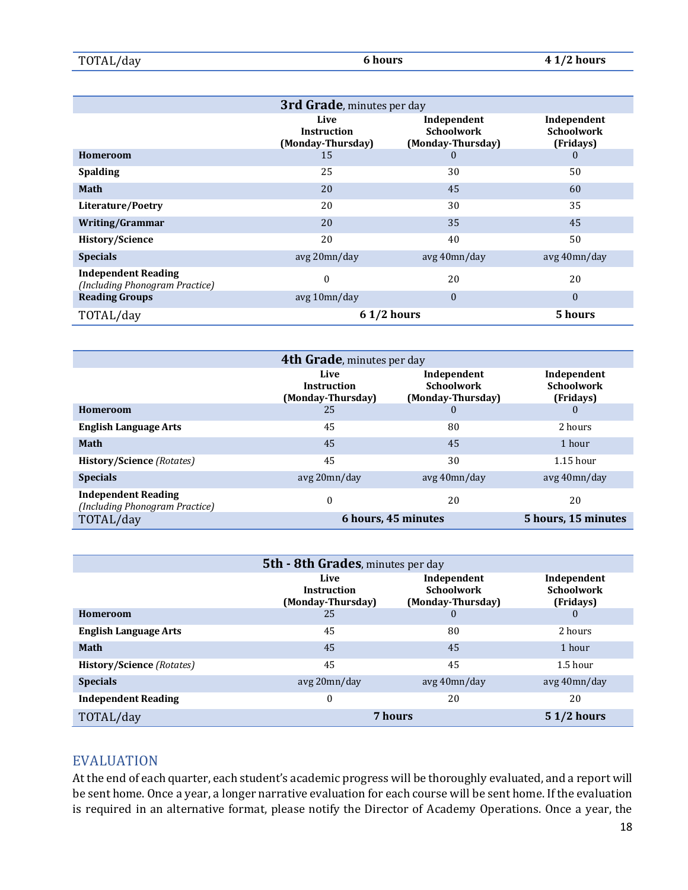| TOTAL/day | | 6 hours | 4 1/2 hours |
|---|---|---|---|

| **3rd Grade**, minutes per day | | | |
|---|---|---|---|
| | **Live Instruction (Monday-Thursday)** | **Independent Schoolwork (Monday-Thursday)** | **Independent Schoolwork (Fridays)** |
| **Homeroom** | 15 | 0 | 0 |
| **Spalding** | 25 | 30 | 50 |
| **Math** | 20 | 45 | 60 |
| **Literature/Poetry** | 20 | 30 | 35 |
| **Writing/Grammar** | 20 | 35 | 45 |
| **History/Science** | 20 | 40 | 50 |
| **Specials** | avg 20mn/day | avg 40mn/day | avg 40mn/day |
| **Independent Reading** *(Including Phonogram Practice)* | 0 | 20 | 20 |
| **Reading Groups** | avg 10mn/day | 0 | 0 |
| TOTAL/day | **6 1/2 hours** | | **5 hours** |

| **4th Grade**, minutes per day | | | |
|---|---|---|---|
| | **Live Instruction (Monday-Thursday)** | **Independent Schoolwork (Monday-Thursday)** | **Independent Schoolwork (Fridays)** |
| **Homeroom** | 25 | 0 | 0 |
| **English Language Arts** | 45 | 80 | 2 hours |
| **Math** | 45 | 45 | 1 hour |
| **History/Science** *(Rotates)* | 45 | 30 | 1.15 hour |
| **Specials** | avg 20mn/day | avg 40mn/day | avg 40mn/day |
| **Independent Reading** *(Including Phonogram Practice)* | 0 | 20 | 20 |
| TOTAL/day | **6 hours, 45 minutes** | | **5 hours, 15 minutes** |

| **5th - 8th Grades**, minutes per day | | | |
|---|---|---|---|
| | **Live Instruction (Monday-Thursday)** | **Independent Schoolwork (Monday-Thursday)** | **Independent Schoolwork (Fridays)** |
| **Homeroom** | 25 | 0 | 0 |
| **English Language Arts** | 45 | 80 | 2 hours |
| **Math** | 45 | 45 | 1 hour |
| **History/Science** *(Rotates)* | 45 | 45 | 1.5 hour |
| **Specials** | avg 20mn/day | avg 40mn/day | avg 40mn/day |
| **Independent Reading** | 0 | 20 | 20 |
| TOTAL/day | **7 hours** | | **5 1/2 hours** |

## EVALUATION

At the end of each quarter, each student's academic progress will be thoroughly evaluated, and a report will be sent home. Once a year, a longer narrative evaluation for each course will be sent home. If the evaluation is required in an alternative format, please notify the Director of Academy Operations. Once a year, the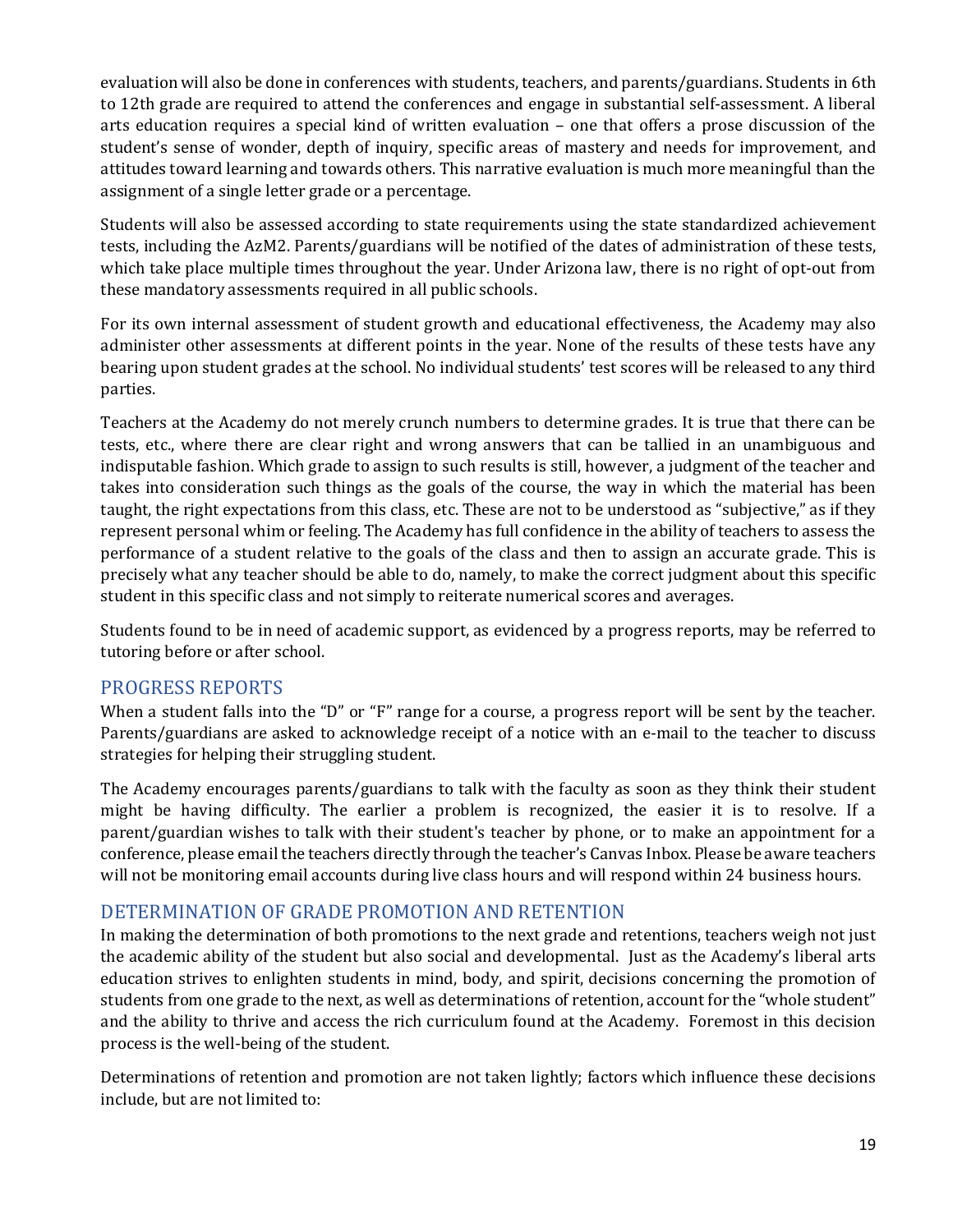evaluation will also be done in conferences with students, teachers, and parents/guardians. Students in 6th to 12th grade are required to attend the conferences and engage in substantial self-assessment. A liberal arts education requires a special kind of written evaluation – one that offers a prose discussion of the student's sense of wonder, depth of inquiry, specific areas of mastery and needs for improvement, and attitudes toward learning and towards others. This narrative evaluation is much more meaningful than the assignment of a single letter grade or a percentage.

Students will also be assessed according to state requirements using the state standardized achievement tests, including the AzM2. Parents/guardians will be notified of the dates of administration of these tests, which take place multiple times throughout the year. Under Arizona law, there is no right of opt-out from these mandatory assessments required in all public schools.

For its own internal assessment of student growth and educational effectiveness, the Academy may also administer other assessments at different points in the year. None of the results of these tests have any bearing upon student grades at the school. No individual students' test scores will be released to any third parties.

Teachers at the Academy do not merely crunch numbers to determine grades. It is true that there can be tests, etc., where there are clear right and wrong answers that can be tallied in an unambiguous and indisputable fashion. Which grade to assign to such results is still, however, a judgment of the teacher and takes into consideration such things as the goals of the course, the way in which the material has been taught, the right expectations from this class, etc. These are not to be understood as "subjective," as if they represent personal whim or feeling. The Academy has full confidence in the ability of teachers to assess the performance of a student relative to the goals of the class and then to assign an accurate grade. This is precisely what any teacher should be able to do, namely, to make the correct judgment about this specific student in this specific class and not simply to reiterate numerical scores and averages.

Students found to be in need of academic support, as evidenced by a progress reports, may be referred to tutoring before or after school.

## PROGRESS REPORTS

When a student falls into the "D" or "F" range for a course, a progress report will be sent by the teacher. Parents/guardians are asked to acknowledge receipt of a notice with an e-mail to the teacher to discuss strategies for helping their struggling student.

The Academy encourages parents/guardians to talk with the faculty as soon as they think their student might be having difficulty. The earlier a problem is recognized, the easier it is to resolve. If a parent/guardian wishes to talk with their student's teacher by phone, or to make an appointment for a conference, please email the teachers directly through the teacher's Canvas Inbox. Please be aware teachers will not be monitoring email accounts during live class hours and will respond within 24 business hours.

## DETERMINATION OF GRADE PROMOTION AND RETENTION

In making the determination of both promotions to the next grade and retentions, teachers weigh not just the academic ability of the student but also social and developmental. Just as the Academy's liberal arts education strives to enlighten students in mind, body, and spirit, decisions concerning the promotion of students from one grade to the next, as well as determinations of retention, account for the "whole student" and the ability to thrive and access the rich curriculum found at the Academy. Foremost in this decision process is the well-being of the student.

Determinations of retention and promotion are not taken lightly; factors which influence these decisions include, but are not limited to: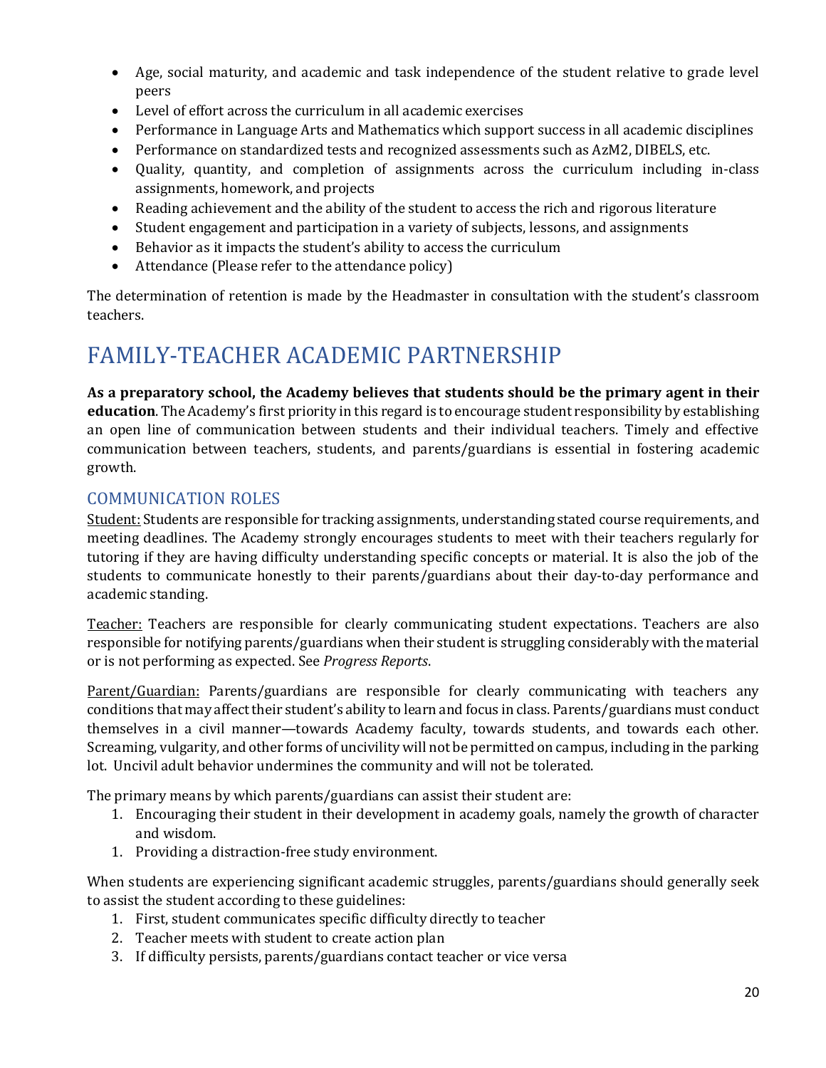- Age, social maturity, and academic and task independence of the student relative to grade level peers
- Level of effort across the curriculum in all academic exercises
- Performance in Language Arts and Mathematics which support success in all academic disciplines
- Performance on standardized tests and recognized assessments such as AzM2, DIBELS, etc.
- Quality, quantity, and completion of assignments across the curriculum including in-class assignments, homework, and projects
- Reading achievement and the ability of the student to access the rich and rigorous literature
- Student engagement and participation in a variety of subjects, lessons, and assignments
- Behavior as it impacts the student's ability to access the curriculum
- Attendance (Please refer to the attendance policy)

The determination of retention is made by the Headmaster in consultation with the student's classroom teachers.

# FAMILY-TEACHER ACADEMIC PARTNERSHIP

**As a preparatory school, the Academy believes that students should be the primary agent in their education**. The Academy's first priority in this regard is to encourage student responsibility by establishing an open line of communication between students and their individual teachers. Timely and effective communication between teachers, students, and parents/guardians is essential in fostering academic growth.

## COMMUNICATION ROLES

<u>Student:</u> Students are responsible for tracking assignments, understanding stated course requirements, and meeting deadlines. The Academy strongly encourages students to meet with their teachers regularly for tutoring if they are having difficulty understanding specific concepts or material. It is also the job of the students to communicate honestly to their parents/guardians about their day-to-day performance and academic standing.

<u>Teacher:</u> Teachers are responsible for clearly communicating student expectations. Teachers are also responsible for notifying parents/guardians when their student is struggling considerably with the material or is not performing as expected. See *Progress Reports*.

<u>Parent/Guardian:</u> Parents/guardians are responsible for clearly communicating with teachers any conditions that may affect their student's ability to learn and focus in class. Parents/guardians must conduct themselves in a civil manner—towards Academy faculty, towards students, and towards each other. Screaming, vulgarity, and other forms of uncivility will not be permitted on campus, including in the parking lot. Uncivil adult behavior undermines the community and will not be tolerated.

The primary means by which parents/guardians can assist their student are:

1. Encouraging their student in their development in academy goals, namely the growth of character and wisdom.
1. Providing a distraction-free study environment.

When students are experiencing significant academic struggles, parents/guardians should generally seek to assist the student according to these guidelines:

1. First, student communicates specific difficulty directly to teacher
2. Teacher meets with student to create action plan
3. If difficulty persists, parents/guardians contact teacher or vice versa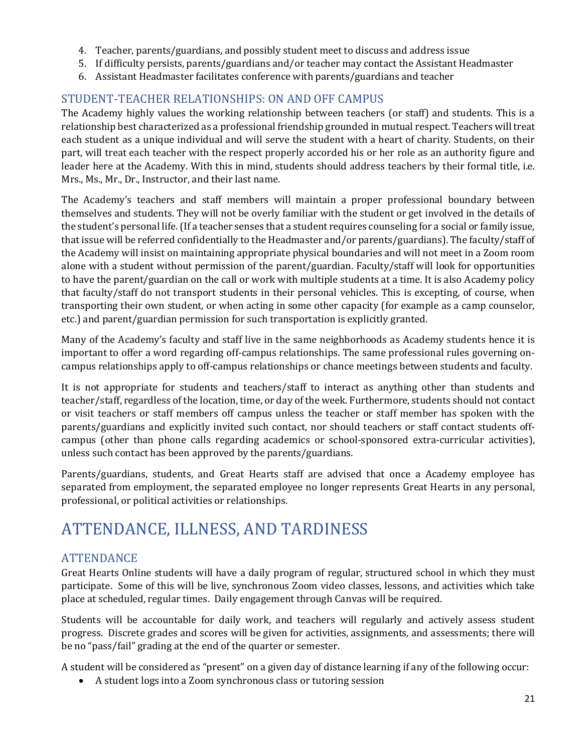4. Teacher, parents/guardians, and possibly student meet to discuss and address issue
5. If difficulty persists, parents/guardians and/or teacher may contact the Assistant Headmaster
6. Assistant Headmaster facilitates conference with parents/guardians and teacher

## STUDENT-TEACHER RELATIONSHIPS: ON AND OFF CAMPUS

The Academy highly values the working relationship between teachers (or staff) and students. This is a relationship best characterized as a professional friendship grounded in mutual respect. Teachers will treat each student as a unique individual and will serve the student with a heart of charity. Students, on their part, will treat each teacher with the respect properly accorded his or her role as an authority figure and leader here at the Academy. With this in mind, students should address teachers by their formal title, i.e. Mrs., Ms., Mr., Dr., Instructor, and their last name.

The Academy's teachers and staff members will maintain a proper professional boundary between themselves and students. They will not be overly familiar with the student or get involved in the details of the student's personal life. (If a teacher senses that a student requires counseling for a social or family issue, that issue will be referred confidentially to the Headmaster and/or parents/guardians). The faculty/staff of the Academy will insist on maintaining appropriate physical boundaries and will not meet in a Zoom room alone with a student without permission of the parent/guardian. Faculty/staff will look for opportunities to have the parent/guardian on the call or work with multiple students at a time. It is also Academy policy that faculty/staff do not transport students in their personal vehicles. This is excepting, of course, when transporting their own student, or when acting in some other capacity (for example as a camp counselor, etc.) and parent/guardian permission for such transportation is explicitly granted.

Many of the Academy's faculty and staff live in the same neighborhoods as Academy students hence it is important to offer a word regarding off-campus relationships. The same professional rules governing on-campus relationships apply to off-campus relationships or chance meetings between students and faculty.

It is not appropriate for students and teachers/staff to interact as anything other than students and teacher/staff, regardless of the location, time, or day of the week. Furthermore, students should not contact or visit teachers or staff members off campus unless the teacher or staff member has spoken with the parents/guardians and explicitly invited such contact, nor should teachers or staff contact students off-campus (other than phone calls regarding academics or school-sponsored extra-curricular activities), unless such contact has been approved by the parents/guardians.

Parents/guardians, students, and Great Hearts staff are advised that once a Academy employee has separated from employment, the separated employee no longer represents Great Hearts in any personal, professional, or political activities or relationships.

# ATTENDANCE, ILLNESS, AND TARDINESS

## ATTENDANCE

Great Hearts Online students will have a daily program of regular, structured school in which they must participate. Some of this will be live, synchronous Zoom video classes, lessons, and activities which take place at scheduled, regular times. Daily engagement through Canvas will be required.

Students will be accountable for daily work, and teachers will regularly and actively assess student progress. Discrete grades and scores will be given for activities, assignments, and assessments; there will be no "pass/fail" grading at the end of the quarter or semester.

A student will be considered as "present" on a given day of distance learning if any of the following occur:

- A student logs into a Zoom synchronous class or tutoring session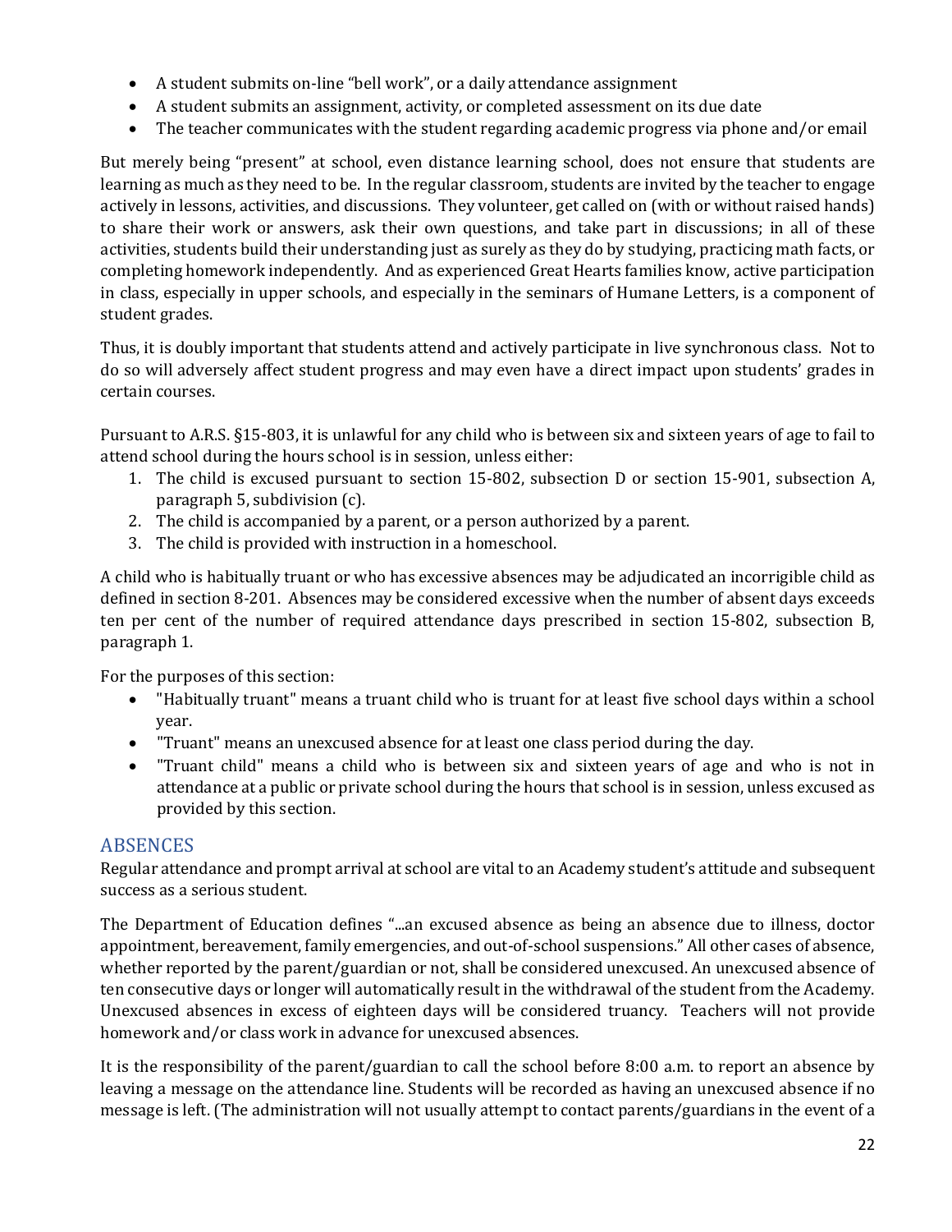- A student submits on-line "bell work", or a daily attendance assignment
- A student submits an assignment, activity, or completed assessment on its due date
- The teacher communicates with the student regarding academic progress via phone and/or email

But merely being "present" at school, even distance learning school, does not ensure that students are learning as much as they need to be. In the regular classroom, students are invited by the teacher to engage actively in lessons, activities, and discussions. They volunteer, get called on (with or without raised hands) to share their work or answers, ask their own questions, and take part in discussions; in all of these activities, students build their understanding just as surely as they do by studying, practicing math facts, or completing homework independently. And as experienced Great Hearts families know, active participation in class, especially in upper schools, and especially in the seminars of Humane Letters, is a component of student grades.

Thus, it is doubly important that students attend and actively participate in live synchronous class. Not to do so will adversely affect student progress and may even have a direct impact upon students' grades in certain courses.

Pursuant to A.R.S. §15-803, it is unlawful for any child who is between six and sixteen years of age to fail to attend school during the hours school is in session, unless either:

1. The child is excused pursuant to section 15-802, subsection D or section 15-901, subsection A, paragraph 5, subdivision (c).
2. The child is accompanied by a parent, or a person authorized by a parent.
3. The child is provided with instruction in a homeschool.

A child who is habitually truant or who has excessive absences may be adjudicated an incorrigible child as defined in section 8-201. Absences may be considered excessive when the number of absent days exceeds ten per cent of the number of required attendance days prescribed in section 15-802, subsection B, paragraph 1.

For the purposes of this section:

- "Habitually truant" means a truant child who is truant for at least five school days within a school year.
- "Truant" means an unexcused absence for at least one class period during the day.
- "Truant child" means a child who is between six and sixteen years of age and who is not in attendance at a public or private school during the hours that school is in session, unless excused as provided by this section.

## ABSENCES

Regular attendance and prompt arrival at school are vital to an Academy student's attitude and subsequent success as a serious student.

The Department of Education defines "...an excused absence as being an absence due to illness, doctor appointment, bereavement, family emergencies, and out-of-school suspensions." All other cases of absence, whether reported by the parent/guardian or not, shall be considered unexcused. An unexcused absence of ten consecutive days or longer will automatically result in the withdrawal of the student from the Academy. Unexcused absences in excess of eighteen days will be considered truancy. Teachers will not provide homework and/or class work in advance for unexcused absences.

It is the responsibility of the parent/guardian to call the school before 8:00 a.m. to report an absence by leaving a message on the attendance line. Students will be recorded as having an unexcused absence if no message is left. (The administration will not usually attempt to contact parents/guardians in the event of a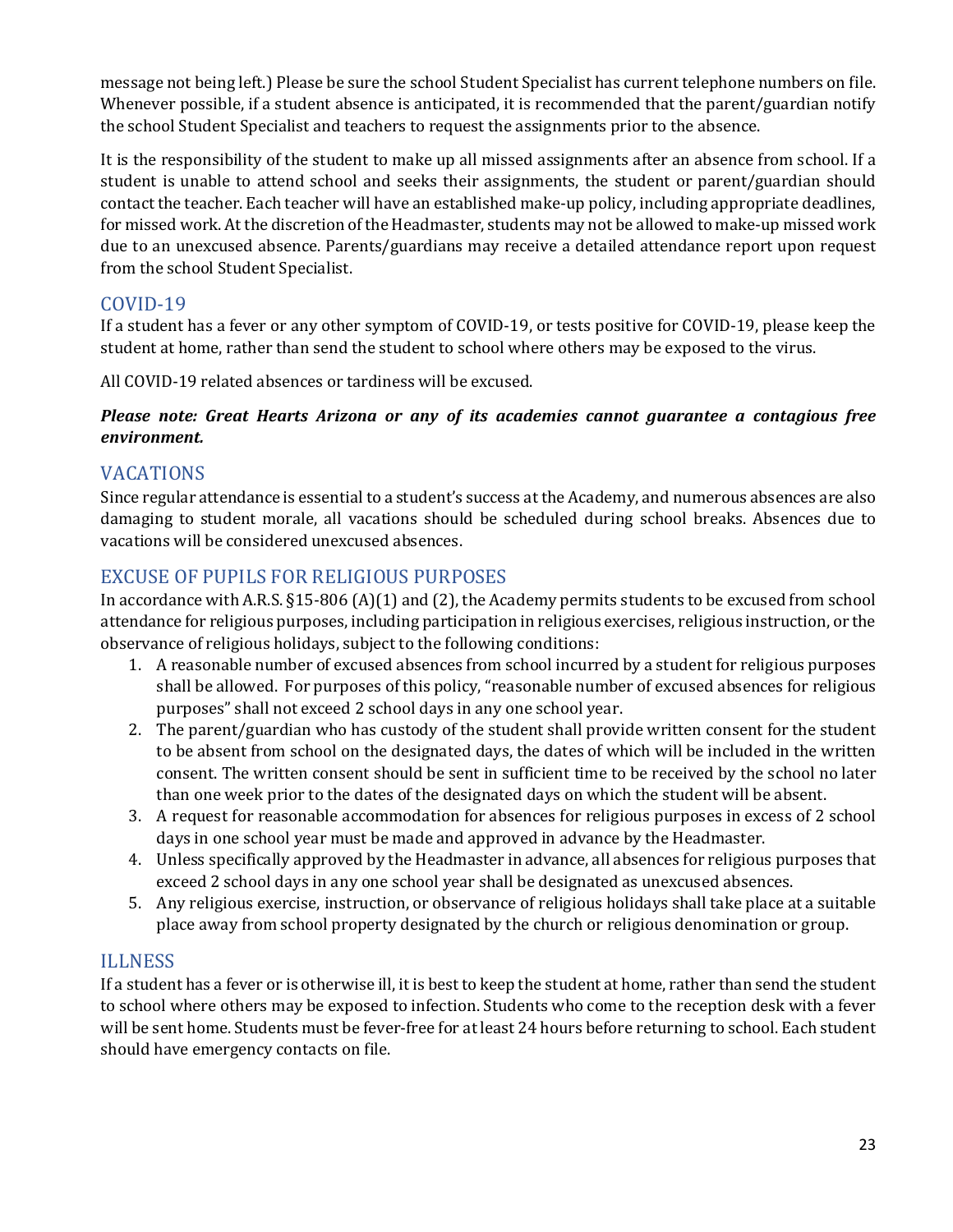message not being left.) Please be sure the school Student Specialist has current telephone numbers on file. Whenever possible, if a student absence is anticipated, it is recommended that the parent/guardian notify the school Student Specialist and teachers to request the assignments prior to the absence.

It is the responsibility of the student to make up all missed assignments after an absence from school. If a student is unable to attend school and seeks their assignments, the student or parent/guardian should contact the teacher. Each teacher will have an established make-up policy, including appropriate deadlines, for missed work. At the discretion of the Headmaster, students may not be allowed to make-up missed work due to an unexcused absence. Parents/guardians may receive a detailed attendance report upon request from the school Student Specialist.

## COVID-19

If a student has a fever or any other symptom of COVID-19, or tests positive for COVID-19, please keep the student at home, rather than send the student to school where others may be exposed to the virus.

All COVID-19 related absences or tardiness will be excused.

***Please note: Great Hearts Arizona or any of its academies cannot guarantee a contagious free environment.***

## VACATIONS

Since regular attendance is essential to a student's success at the Academy, and numerous absences are also damaging to student morale, all vacations should be scheduled during school breaks. Absences due to vacations will be considered unexcused absences.

## EXCUSE OF PUPILS FOR RELIGIOUS PURPOSES

In accordance with A.R.S. §15-806 (A)(1) and (2), the Academy permits students to be excused from school attendance for religious purposes, including participation in religious exercises, religious instruction, or the observance of religious holidays, subject to the following conditions:

1. A reasonable number of excused absences from school incurred by a student for religious purposes shall be allowed. For purposes of this policy, "reasonable number of excused absences for religious purposes" shall not exceed 2 school days in any one school year.
2. The parent/guardian who has custody of the student shall provide written consent for the student to be absent from school on the designated days, the dates of which will be included in the written consent. The written consent should be sent in sufficient time to be received by the school no later than one week prior to the dates of the designated days on which the student will be absent.
3. A request for reasonable accommodation for absences for religious purposes in excess of 2 school days in one school year must be made and approved in advance by the Headmaster.
4. Unless specifically approved by the Headmaster in advance, all absences for religious purposes that exceed 2 school days in any one school year shall be designated as unexcused absences.
5. Any religious exercise, instruction, or observance of religious holidays shall take place at a suitable place away from school property designated by the church or religious denomination or group.

## ILLNESS

If a student has a fever or is otherwise ill, it is best to keep the student at home, rather than send the student to school where others may be exposed to infection. Students who come to the reception desk with a fever will be sent home. Students must be fever-free for at least 24 hours before returning to school. Each student should have emergency contacts on file.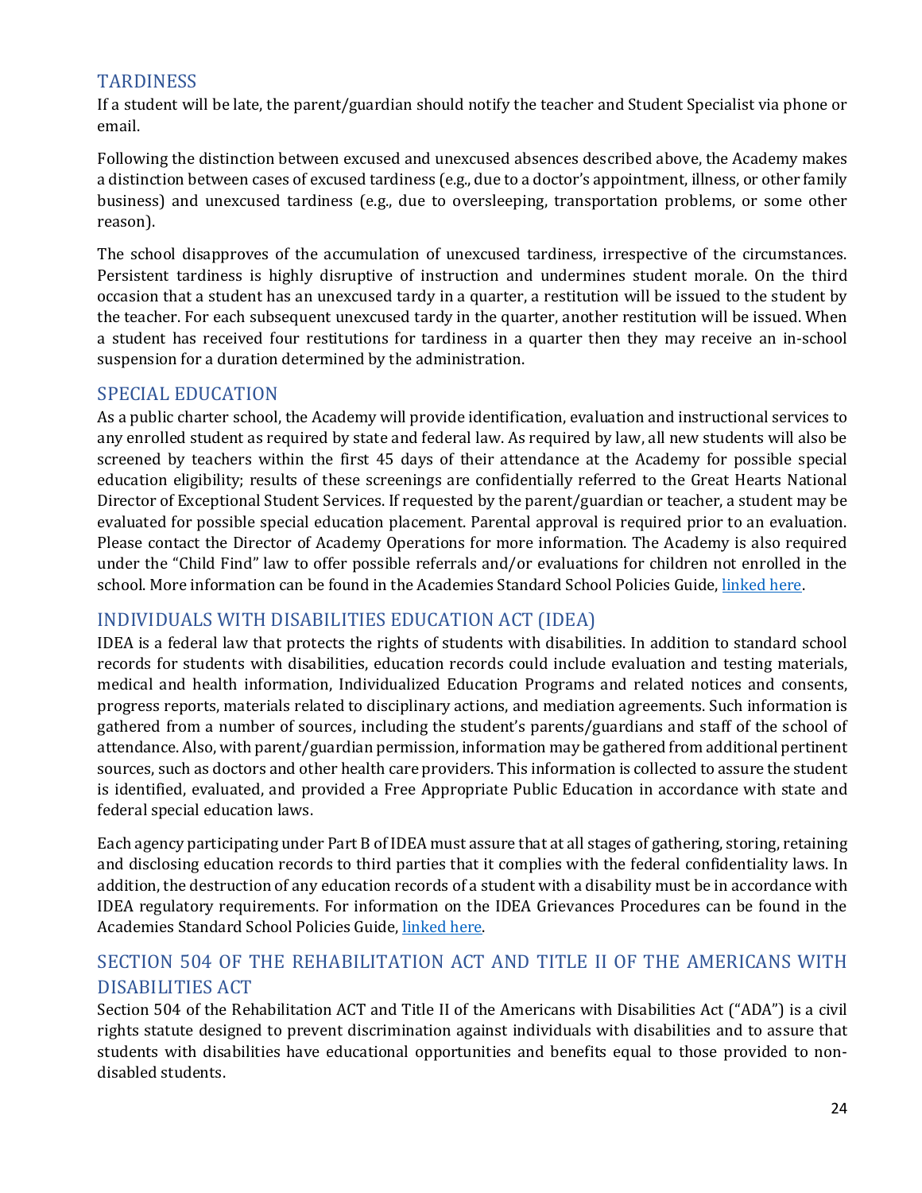## TARDINESS

If a student will be late, the parent/guardian should notify the teacher and Student Specialist via phone or email.

Following the distinction between excused and unexcused absences described above, the Academy makes a distinction between cases of excused tardiness (e.g., due to a doctor's appointment, illness, or other family business) and unexcused tardiness (e.g., due to oversleeping, transportation problems, or some other reason).

The school disapproves of the accumulation of unexcused tardiness, irrespective of the circumstances. Persistent tardiness is highly disruptive of instruction and undermines student morale. On the third occasion that a student has an unexcused tardy in a quarter, a restitution will be issued to the student by the teacher. For each subsequent unexcused tardy in the quarter, another restitution will be issued. When a student has received four restitutions for tardiness in a quarter then they may receive an in-school suspension for a duration determined by the administration.

## SPECIAL EDUCATION

As a public charter school, the Academy will provide identification, evaluation and instructional services to any enrolled student as required by state and federal law. As required by law, all new students will also be screened by teachers within the first 45 days of their attendance at the Academy for possible special education eligibility; results of these screenings are confidentially referred to the Great Hearts National Director of Exceptional Student Services. If requested by the parent/guardian or teacher, a student may be evaluated for possible special education placement. Parental approval is required prior to an evaluation. Please contact the Director of Academy Operations for more information. The Academy is also required under the "Child Find" law to offer possible referrals and/or evaluations for children not enrolled in the school. More information can be found in the Academies Standard School Policies Guide, linked here.

## INDIVIDUALS WITH DISABILITIES EDUCATION ACT (IDEA)

IDEA is a federal law that protects the rights of students with disabilities. In addition to standard school records for students with disabilities, education records could include evaluation and testing materials, medical and health information, Individualized Education Programs and related notices and consents, progress reports, materials related to disciplinary actions, and mediation agreements. Such information is gathered from a number of sources, including the student's parents/guardians and staff of the school of attendance. Also, with parent/guardian permission, information may be gathered from additional pertinent sources, such as doctors and other health care providers. This information is collected to assure the student is identified, evaluated, and provided a Free Appropriate Public Education in accordance with state and federal special education laws.

Each agency participating under Part B of IDEA must assure that at all stages of gathering, storing, retaining and disclosing education records to third parties that it complies with the federal confidentiality laws. In addition, the destruction of any education records of a student with a disability must be in accordance with IDEA regulatory requirements. For information on the IDEA Grievances Procedures can be found in the Academies Standard School Policies Guide, linked here.

## SECTION 504 OF THE REHABILITATION ACT AND TITLE II OF THE AMERICANS WITH DISABILITIES ACT

Section 504 of the Rehabilitation ACT and Title II of the Americans with Disabilities Act ("ADA") is a civil rights statute designed to prevent discrimination against individuals with disabilities and to assure that students with disabilities have educational opportunities and benefits equal to those provided to non-disabled students.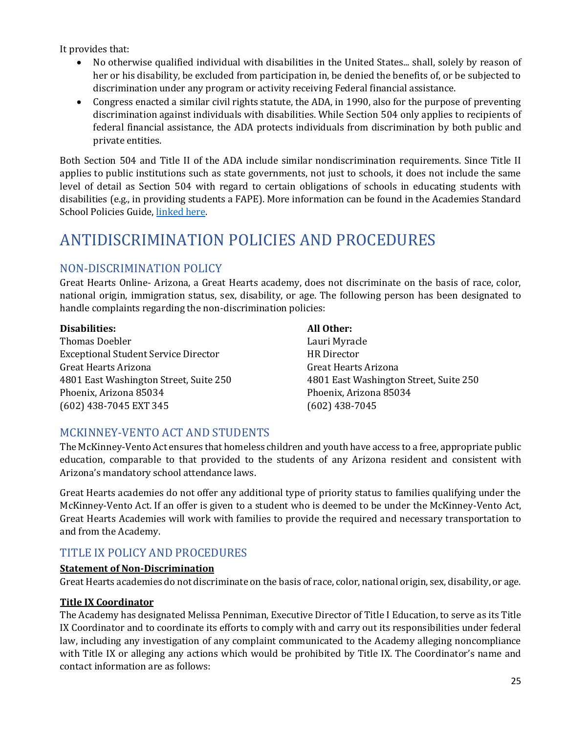It provides that:

- No otherwise qualified individual with disabilities in the United States... shall, solely by reason of her or his disability, be excluded from participation in, be denied the benefits of, or be subjected to discrimination under any program or activity receiving Federal financial assistance.
- Congress enacted a similar civil rights statute, the ADA, in 1990, also for the purpose of preventing discrimination against individuals with disabilities. While Section 504 only applies to recipients of federal financial assistance, the ADA protects individuals from discrimination by both public and private entities.

Both Section 504 and Title II of the ADA include similar nondiscrimination requirements. Since Title II applies to public institutions such as state governments, not just to schools, it does not include the same level of detail as Section 504 with regard to certain obligations of schools in educating students with disabilities (e.g., in providing students a FAPE). More information can be found in the Academies Standard School Policies Guide, linked here.

# ANTIDISCRIMINATION POLICIES AND PROCEDURES

## NON-DISCRIMINATION POLICY

Great Hearts Online- Arizona, a Great Hearts academy, does not discriminate on the basis of race, color, national origin, immigration status, sex, disability, or age. The following person has been designated to handle complaints regarding the non-discrimination policies:

**Disabilities:**
Thomas Doebler
Exceptional Student Service Director
Great Hearts Arizona
4801 East Washington Street, Suite 250
Phoenix, Arizona 85034
(602) 438-7045 EXT 345

**All Other:**
Lauri Myracle
HR Director
Great Hearts Arizona
4801 East Washington Street, Suite 250
Phoenix, Arizona 85034
(602) 438-7045

## MCKINNEY-VENTO ACT AND STUDENTS

The McKinney-Vento Act ensures that homeless children and youth have access to a free, appropriate public education, comparable to that provided to the students of any Arizona resident and consistent with Arizona's mandatory school attendance laws.

Great Hearts academies do not offer any additional type of priority status to families qualifying under the McKinney-Vento Act. If an offer is given to a student who is deemed to be under the McKinney-Vento Act, Great Hearts Academies will work with families to provide the required and necessary transportation to and from the Academy.

## TITLE IX POLICY AND PROCEDURES

**Statement of Non-Discrimination**

Great Hearts academies do not discriminate on the basis of race, color, national origin, sex, disability, or age.

**Title IX Coordinator**

The Academy has designated Melissa Penniman, Executive Director of Title I Education, to serve as its Title IX Coordinator and to coordinate its efforts to comply with and carry out its responsibilities under federal law, including any investigation of any complaint communicated to the Academy alleging noncompliance with Title IX or alleging any actions which would be prohibited by Title IX. The Coordinator's name and contact information are as follows: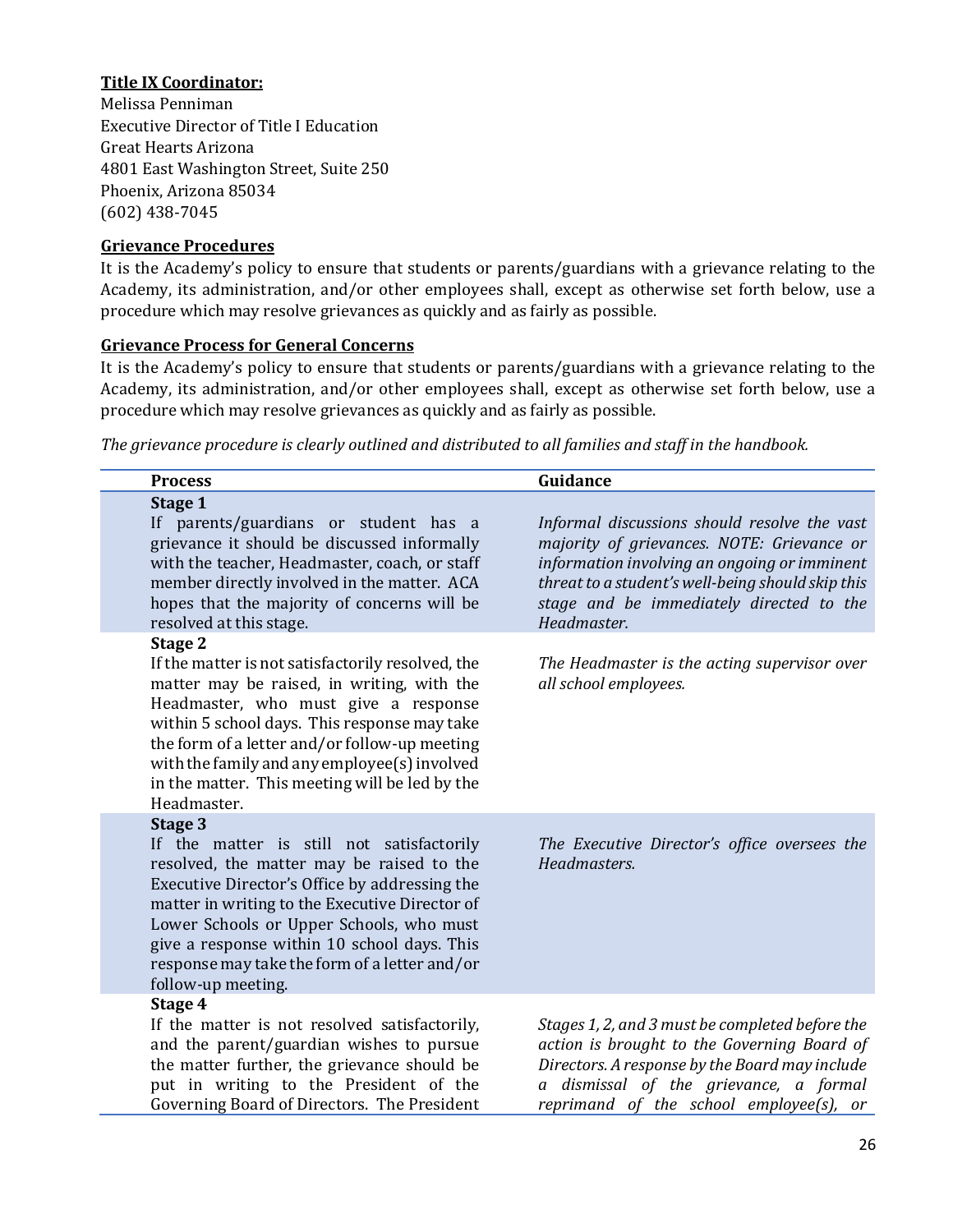**Title IX Coordinator:**

Melissa Penniman
Executive Director of Title I Education
Great Hearts Arizona
4801 East Washington Street, Suite 250
Phoenix, Arizona 85034
(602) 438-7045

**Grievance Procedures**

It is the Academy's policy to ensure that students or parents/guardians with a grievance relating to the Academy, its administration, and/or other employees shall, except as otherwise set forth below, use a procedure which may resolve grievances as quickly and as fairly as possible.

**Grievance Process for General Concerns**

It is the Academy's policy to ensure that students or parents/guardians with a grievance relating to the Academy, its administration, and/or other employees shall, except as otherwise set forth below, use a procedure which may resolve grievances as quickly and as fairly as possible.

*The grievance procedure is clearly outlined and distributed to all families and staff in the handbook.*

| Process | Guidance |
|---|---|
| **Stage 1**<br>If parents/guardians or student has a grievance it should be discussed informally with the teacher, Headmaster, coach, or staff member directly involved in the matter. ACA hopes that the majority of concerns will be resolved at this stage. | *Informal discussions should resolve the vast majority of grievances. NOTE: Grievance or information involving an ongoing or imminent threat to a student's well-being should skip this stage and be immediately directed to the Headmaster.* |
| **Stage 2**<br>If the matter is not satisfactorily resolved, the matter may be raised, in writing, with the Headmaster, who must give a response within 5 school days. This response may take the form of a letter and/or follow-up meeting with the family and any employee(s) involved in the matter. This meeting will be led by the Headmaster. | *The Headmaster is the acting supervisor over all school employees.* |
| **Stage 3**<br>If the matter is still not satisfactorily resolved, the matter may be raised to the Executive Director's Office by addressing the matter in writing to the Executive Director of Lower Schools or Upper Schools, who must give a response within 10 school days. This response may take the form of a letter and/or follow-up meeting. | *The Executive Director's office oversees the Headmasters.* |
| **Stage 4**<br>If the matter is not resolved satisfactorily, and the parent/guardian wishes to pursue the matter further, the grievance should be put in writing to the President of the Governing Board of Directors. The President | *Stages 1, 2, and 3 must be completed before the action is brought to the Governing Board of Directors. A response by the Board may include a dismissal of the grievance, a formal reprimand of the school employee(s), or* |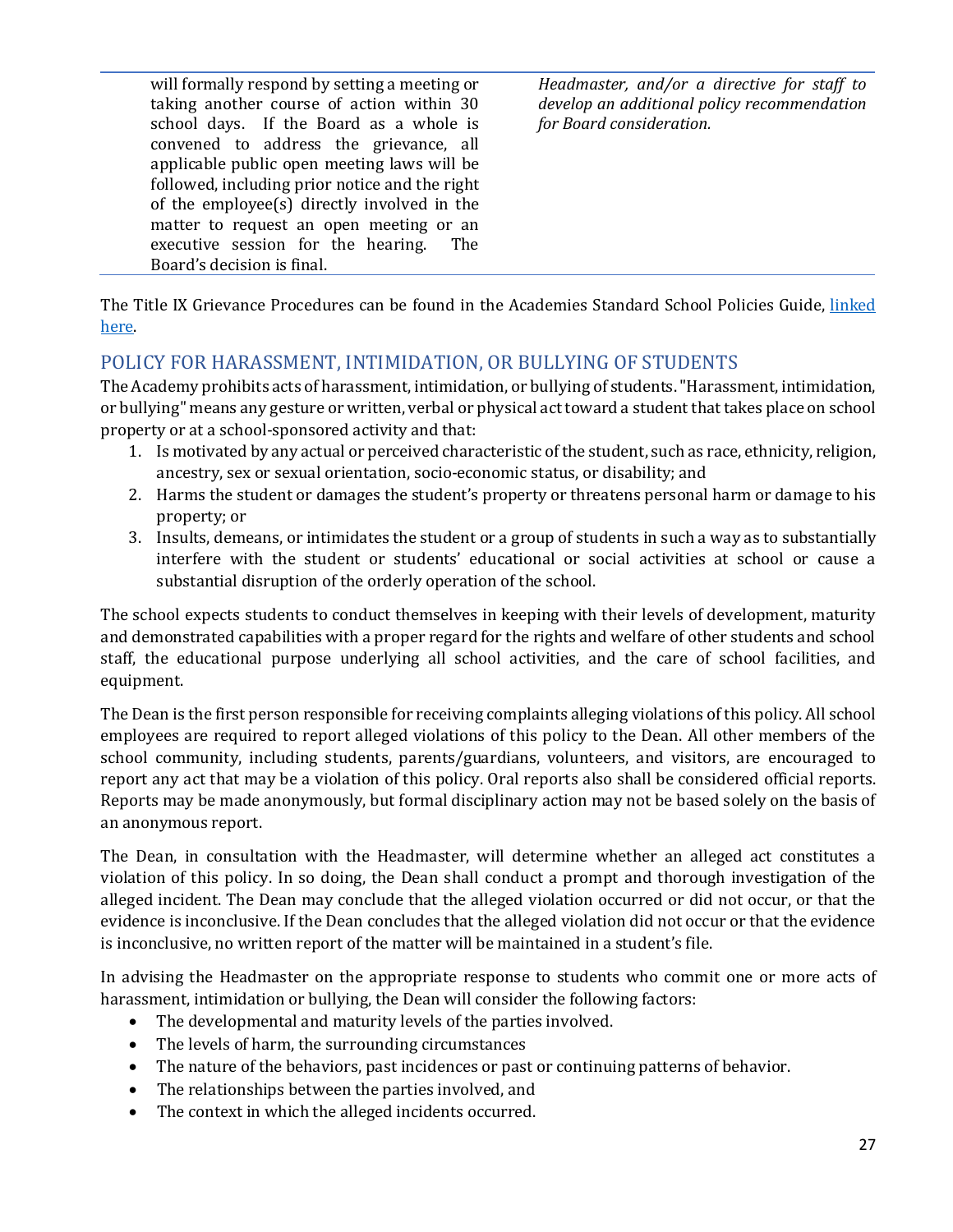| | |
|---|---|
| will formally respond by setting a meeting or taking another course of action within 30 school days. If the Board as a whole is convened to address the grievance, all applicable public open meeting laws will be followed, including prior notice and the right of the employee(s) directly involved in the matter to request an open meeting or an executive session for the hearing. The Board's decision is final. | *Headmaster, and/or a directive for staff to develop an additional policy recommendation for Board consideration.* |

The Title IX Grievance Procedures can be found in the Academies Standard School Policies Guide, linked here.

## POLICY FOR HARASSMENT, INTIMIDATION, OR BULLYING OF STUDENTS

The Academy prohibits acts of harassment, intimidation, or bullying of students. "Harassment, intimidation, or bullying" means any gesture or written, verbal or physical act toward a student that takes place on school property or at a school-sponsored activity and that:

1. Is motivated by any actual or perceived characteristic of the student, such as race, ethnicity, religion, ancestry, sex or sexual orientation, socio-economic status, or disability; and
2. Harms the student or damages the student's property or threatens personal harm or damage to his property; or
3. Insults, demeans, or intimidates the student or a group of students in such a way as to substantially interfere with the student or students' educational or social activities at school or cause a substantial disruption of the orderly operation of the school.

The school expects students to conduct themselves in keeping with their levels of development, maturity and demonstrated capabilities with a proper regard for the rights and welfare of other students and school staff, the educational purpose underlying all school activities, and the care of school facilities, and equipment.

The Dean is the first person responsible for receiving complaints alleging violations of this policy. All school employees are required to report alleged violations of this policy to the Dean. All other members of the school community, including students, parents/guardians, volunteers, and visitors, are encouraged to report any act that may be a violation of this policy. Oral reports also shall be considered official reports. Reports may be made anonymously, but formal disciplinary action may not be based solely on the basis of an anonymous report.

The Dean, in consultation with the Headmaster, will determine whether an alleged act constitutes a violation of this policy. In so doing, the Dean shall conduct a prompt and thorough investigation of the alleged incident. The Dean may conclude that the alleged violation occurred or did not occur, or that the evidence is inconclusive. If the Dean concludes that the alleged violation did not occur or that the evidence is inconclusive, no written report of the matter will be maintained in a student's file.

In advising the Headmaster on the appropriate response to students who commit one or more acts of harassment, intimidation or bullying, the Dean will consider the following factors:

- The developmental and maturity levels of the parties involved.
- The levels of harm, the surrounding circumstances
- The nature of the behaviors, past incidences or past or continuing patterns of behavior.
- The relationships between the parties involved, and
- The context in which the alleged incidents occurred.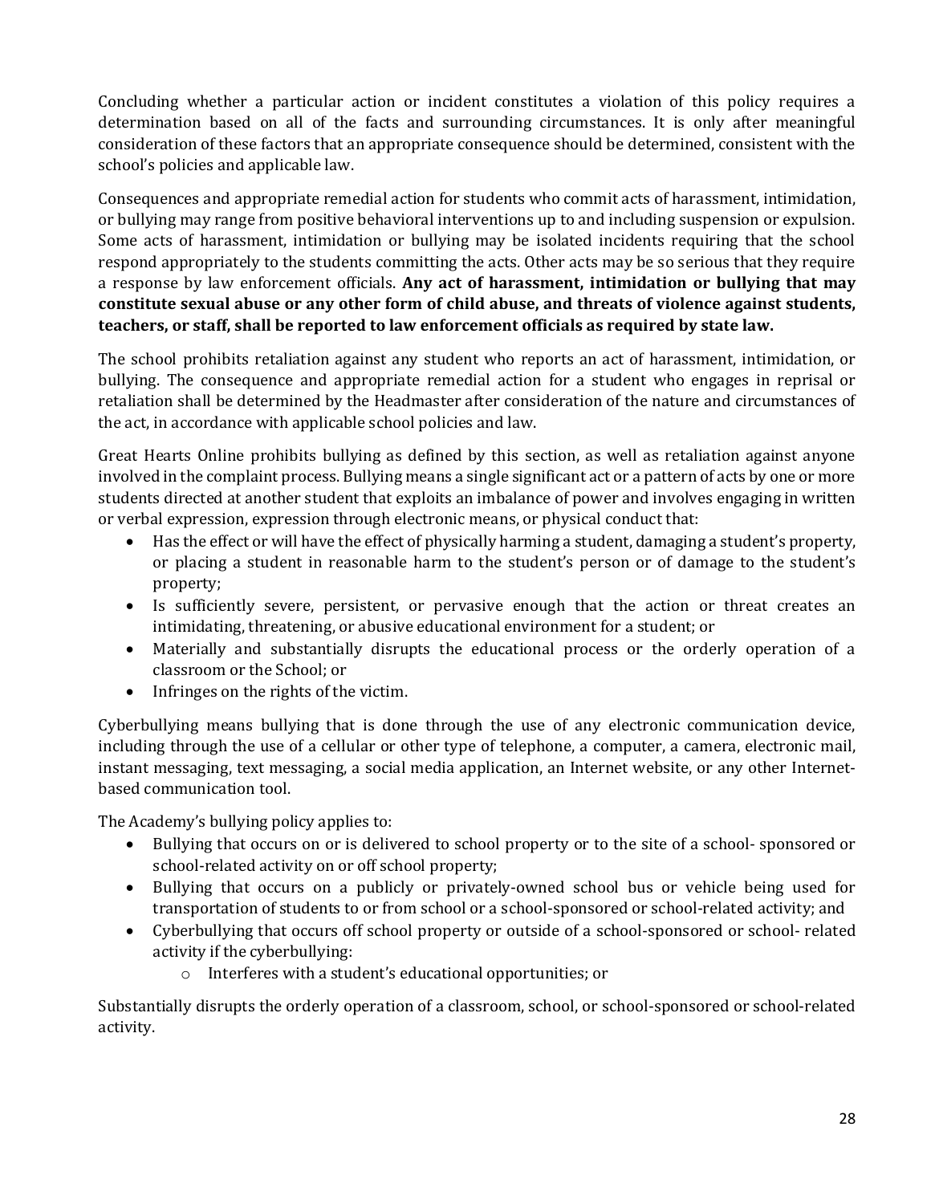Concluding whether a particular action or incident constitutes a violation of this policy requires a determination based on all of the facts and surrounding circumstances. It is only after meaningful consideration of these factors that an appropriate consequence should be determined, consistent with the school's policies and applicable law.

Consequences and appropriate remedial action for students who commit acts of harassment, intimidation, or bullying may range from positive behavioral interventions up to and including suspension or expulsion. Some acts of harassment, intimidation or bullying may be isolated incidents requiring that the school respond appropriately to the students committing the acts. Other acts may be so serious that they require a response by law enforcement officials. **Any act of harassment, intimidation or bullying that may constitute sexual abuse or any other form of child abuse, and threats of violence against students, teachers, or staff, shall be reported to law enforcement officials as required by state law.**

The school prohibits retaliation against any student who reports an act of harassment, intimidation, or bullying. The consequence and appropriate remedial action for a student who engages in reprisal or retaliation shall be determined by the Headmaster after consideration of the nature and circumstances of the act, in accordance with applicable school policies and law.

Great Hearts Online prohibits bullying as defined by this section, as well as retaliation against anyone involved in the complaint process. Bullying means a single significant act or a pattern of acts by one or more students directed at another student that exploits an imbalance of power and involves engaging in written or verbal expression, expression through electronic means, or physical conduct that:

- Has the effect or will have the effect of physically harming a student, damaging a student's property, or placing a student in reasonable harm to the student's person or of damage to the student's property;
- Is sufficiently severe, persistent, or pervasive enough that the action or threat creates an intimidating, threatening, or abusive educational environment for a student; or
- Materially and substantially disrupts the educational process or the orderly operation of a classroom or the School; or
- Infringes on the rights of the victim.

Cyberbullying means bullying that is done through the use of any electronic communication device, including through the use of a cellular or other type of telephone, a computer, a camera, electronic mail, instant messaging, text messaging, a social media application, an Internet website, or any other Internet-based communication tool.

The Academy's bullying policy applies to:

- Bullying that occurs on or is delivered to school property or to the site of a school- sponsored or school-related activity on or off school property;
- Bullying that occurs on a publicly or privately-owned school bus or vehicle being used for transportation of students to or from school or a school-sponsored or school-related activity; and
- Cyberbullying that occurs off school property or outside of a school-sponsored or school- related activity if the cyberbullying:
  - Interferes with a student's educational opportunities; or

Substantially disrupts the orderly operation of a classroom, school, or school-sponsored or school-related activity.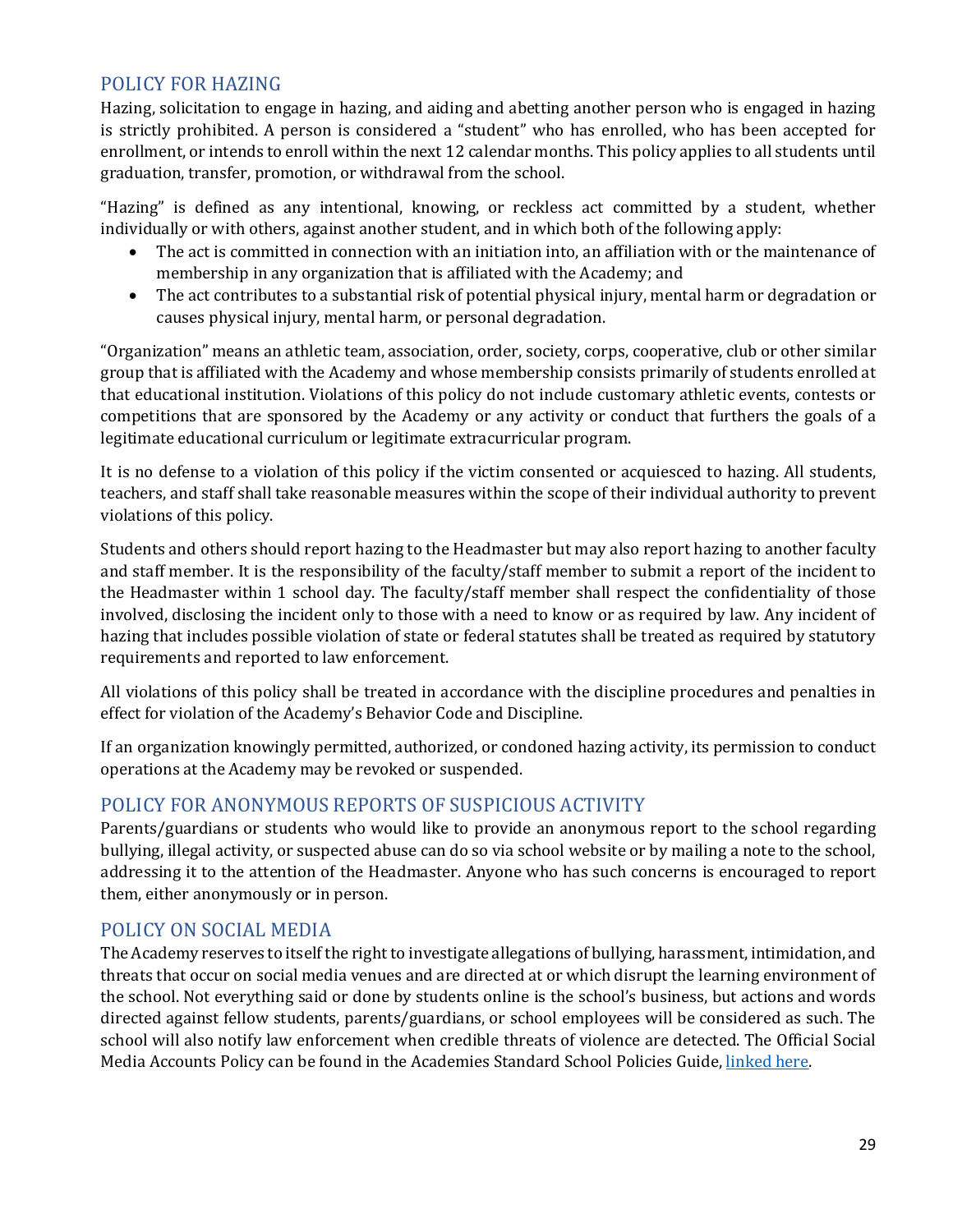## POLICY FOR HAZING

Hazing, solicitation to engage in hazing, and aiding and abetting another person who is engaged in hazing is strictly prohibited. A person is considered a "student" who has enrolled, who has been accepted for enrollment, or intends to enroll within the next 12 calendar months. This policy applies to all students until graduation, transfer, promotion, or withdrawal from the school.

"Hazing" is defined as any intentional, knowing, or reckless act committed by a student, whether individually or with others, against another student, and in which both of the following apply:

- The act is committed in connection with an initiation into, an affiliation with or the maintenance of membership in any organization that is affiliated with the Academy; and
- The act contributes to a substantial risk of potential physical injury, mental harm or degradation or causes physical injury, mental harm, or personal degradation.

"Organization" means an athletic team, association, order, society, corps, cooperative, club or other similar group that is affiliated with the Academy and whose membership consists primarily of students enrolled at that educational institution. Violations of this policy do not include customary athletic events, contests or competitions that are sponsored by the Academy or any activity or conduct that furthers the goals of a legitimate educational curriculum or legitimate extracurricular program.

It is no defense to a violation of this policy if the victim consented or acquiesced to hazing. All students, teachers, and staff shall take reasonable measures within the scope of their individual authority to prevent violations of this policy.

Students and others should report hazing to the Headmaster but may also report hazing to another faculty and staff member. It is the responsibility of the faculty/staff member to submit a report of the incident to the Headmaster within 1 school day. The faculty/staff member shall respect the confidentiality of those involved, disclosing the incident only to those with a need to know or as required by law. Any incident of hazing that includes possible violation of state or federal statutes shall be treated as required by statutory requirements and reported to law enforcement.

All violations of this policy shall be treated in accordance with the discipline procedures and penalties in effect for violation of the Academy's Behavior Code and Discipline.

If an organization knowingly permitted, authorized, or condoned hazing activity, its permission to conduct operations at the Academy may be revoked or suspended.

## POLICY FOR ANONYMOUS REPORTS OF SUSPICIOUS ACTIVITY

Parents/guardians or students who would like to provide an anonymous report to the school regarding bullying, illegal activity, or suspected abuse can do so via school website or by mailing a note to the school, addressing it to the attention of the Headmaster. Anyone who has such concerns is encouraged to report them, either anonymously or in person.

## POLICY ON SOCIAL MEDIA

The Academy reserves to itself the right to investigate allegations of bullying, harassment, intimidation, and threats that occur on social media venues and are directed at or which disrupt the learning environment of the school. Not everything said or done by students online is the school's business, but actions and words directed against fellow students, parents/guardians, or school employees will be considered as such. The school will also notify law enforcement when credible threats of violence are detected. The Official Social Media Accounts Policy can be found in the Academies Standard School Policies Guide, linked here.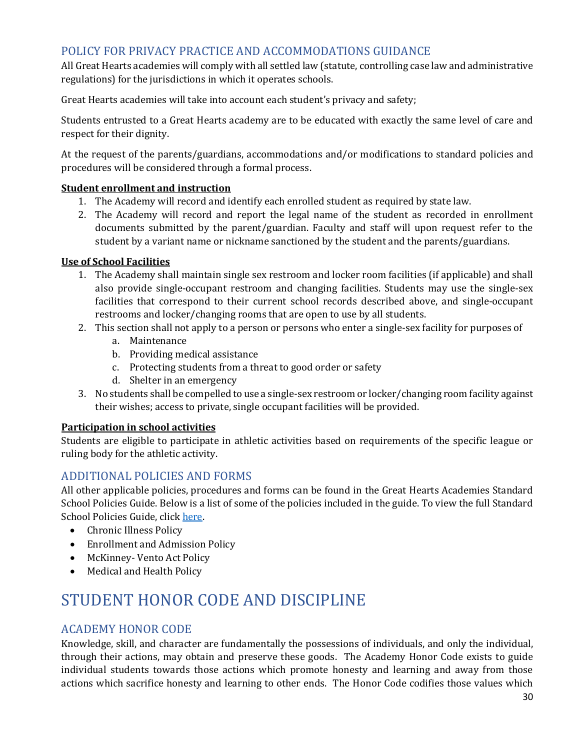## POLICY FOR PRIVACY PRACTICE AND ACCOMMODATIONS GUIDANCE

All Great Hearts academies will comply with all settled law (statute, controlling case law and administrative regulations) for the jurisdictions in which it operates schools.

Great Hearts academies will take into account each student's privacy and safety;

Students entrusted to a Great Hearts academy are to be educated with exactly the same level of care and respect for their dignity.

At the request of the parents/guardians, accommodations and/or modifications to standard policies and procedures will be considered through a formal process.

**<u>Student enrollment and instruction</u>**

1. The Academy will record and identify each enrolled student as required by state law.
2. The Academy will record and report the legal name of the student as recorded in enrollment documents submitted by the parent/guardian. Faculty and staff will upon request refer to the student by a variant name or nickname sanctioned by the student and the parents/guardians.

**<u>Use of School Facilities</u>**

1. The Academy shall maintain single sex restroom and locker room facilities (if applicable) and shall also provide single-occupant restroom and changing facilities. Students may use the single-sex facilities that correspond to their current school records described above, and single-occupant restrooms and locker/changing rooms that are open to use by all students.
2. This section shall not apply to a person or persons who enter a single-sex facility for purposes of
   a. Maintenance
   b. Providing medical assistance
   c. Protecting students from a threat to good order or safety
   d. Shelter in an emergency
3. No students shall be compelled to use a single-sex restroom or locker/changing room facility against their wishes; access to private, single occupant facilities will be provided.

**<u>Participation in school activities</u>**

Students are eligible to participate in athletic activities based on requirements of the specific league or ruling body for the athletic activity.

## ADDITIONAL POLICIES AND FORMS

All other applicable policies, procedures and forms can be found in the Great Hearts Academies Standard School Policies Guide. Below is a list of some of the policies included in the guide. To view the full Standard School Policies Guide, click here.

- Chronic Illness Policy
- Enrollment and Admission Policy
- McKinney- Vento Act Policy
- Medical and Health Policy

# STUDENT HONOR CODE AND DISCIPLINE

## ACADEMY HONOR CODE

Knowledge, skill, and character are fundamentally the possessions of individuals, and only the individual, through their actions, may obtain and preserve these goods. The Academy Honor Code exists to guide individual students towards those actions which promote honesty and learning and away from those actions which sacrifice honesty and learning to other ends. The Honor Code codifies those values which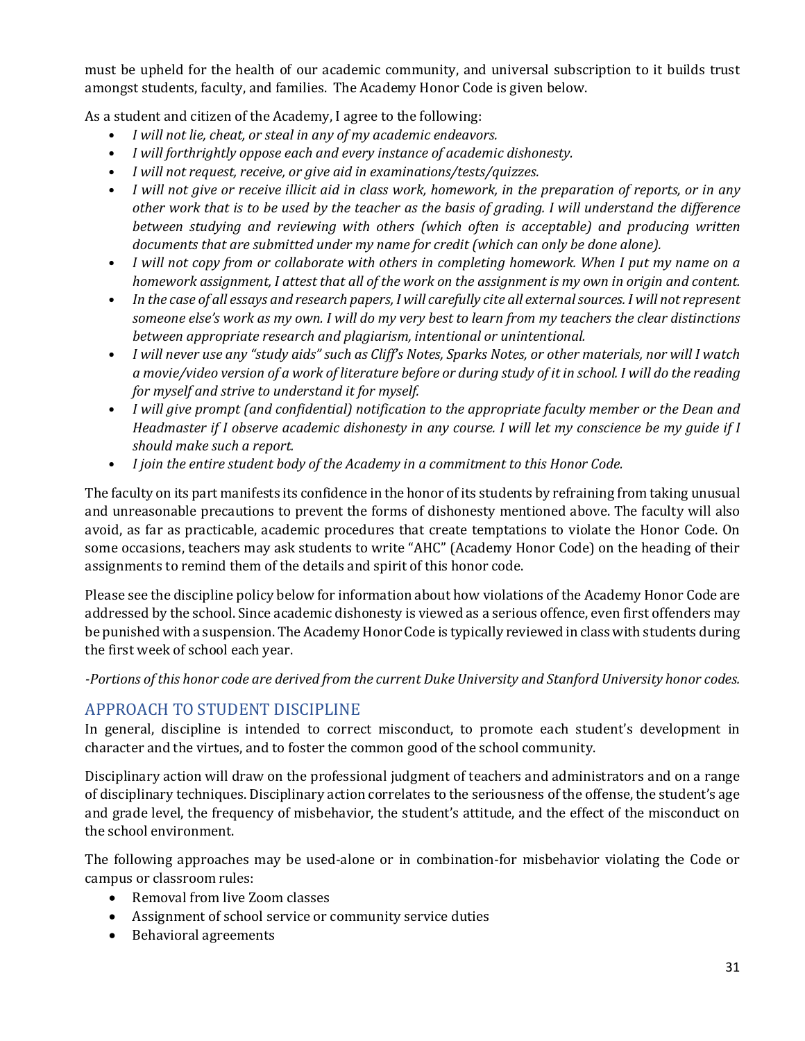must be upheld for the health of our academic community, and universal subscription to it builds trust amongst students, faculty, and families. The Academy Honor Code is given below.

As a student and citizen of the Academy, I agree to the following:

- *I will not lie, cheat, or steal in any of my academic endeavors.*
- *I will forthrightly oppose each and every instance of academic dishonesty.*
- *I will not request, receive, or give aid in examinations/tests/quizzes.*
- *I will not give or receive illicit aid in class work, homework, in the preparation of reports, or in any other work that is to be used by the teacher as the basis of grading. I will understand the difference between studying and reviewing with others (which often is acceptable) and producing written documents that are submitted under my name for credit (which can only be done alone).*
- *I will not copy from or collaborate with others in completing homework. When I put my name on a homework assignment, I attest that all of the work on the assignment is my own in origin and content.*
- *In the case of all essays and research papers, I will carefully cite all external sources. I will not represent someone else's work as my own. I will do my very best to learn from my teachers the clear distinctions between appropriate research and plagiarism, intentional or unintentional.*
- *I will never use any "study aids" such as Cliff's Notes, Sparks Notes, or other materials, nor will I watch a movie/video version of a work of literature before or during study of it in school. I will do the reading for myself and strive to understand it for myself.*
- *I will give prompt (and confidential) notification to the appropriate faculty member or the Dean and Headmaster if I observe academic dishonesty in any course. I will let my conscience be my guide if I should make such a report.*
- *I join the entire student body of the Academy in a commitment to this Honor Code.*

The faculty on its part manifests its confidence in the honor of its students by refraining from taking unusual and unreasonable precautions to prevent the forms of dishonesty mentioned above. The faculty will also avoid, as far as practicable, academic procedures that create temptations to violate the Honor Code. On some occasions, teachers may ask students to write "AHC" (Academy Honor Code) on the heading of their assignments to remind them of the details and spirit of this honor code.

Please see the discipline policy below for information about how violations of the Academy Honor Code are addressed by the school. Since academic dishonesty is viewed as a serious offence, even first offenders may be punished with a suspension. The Academy Honor Code is typically reviewed in class with students during the first week of school each year.

*-Portions of this honor code are derived from the current Duke University and Stanford University honor codes.*

## APPROACH TO STUDENT DISCIPLINE

In general, discipline is intended to correct misconduct, to promote each student's development in character and the virtues, and to foster the common good of the school community.

Disciplinary action will draw on the professional judgment of teachers and administrators and on a range of disciplinary techniques. Disciplinary action correlates to the seriousness of the offense, the student's age and grade level, the frequency of misbehavior, the student's attitude, and the effect of the misconduct on the school environment.

The following approaches may be used-alone or in combination-for misbehavior violating the Code or campus or classroom rules:

- Removal from live Zoom classes
- Assignment of school service or community service duties
- Behavioral agreements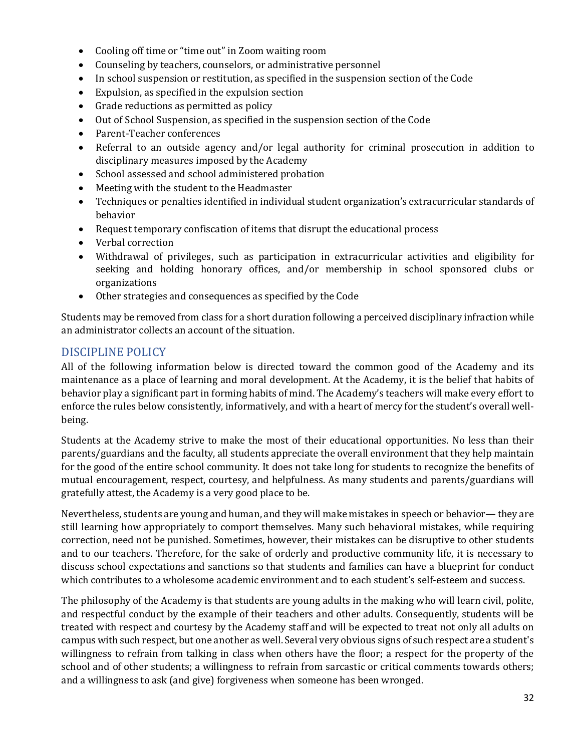- Cooling off time or "time out" in Zoom waiting room
- Counseling by teachers, counselors, or administrative personnel
- In school suspension or restitution, as specified in the suspension section of the Code
- Expulsion, as specified in the expulsion section
- Grade reductions as permitted as policy
- Out of School Suspension, as specified in the suspension section of the Code
- Parent-Teacher conferences
- Referral to an outside agency and/or legal authority for criminal prosecution in addition to disciplinary measures imposed by the Academy
- School assessed and school administered probation
- Meeting with the student to the Headmaster
- Techniques or penalties identified in individual student organization's extracurricular standards of behavior
- Request temporary confiscation of items that disrupt the educational process
- Verbal correction
- Withdrawal of privileges, such as participation in extracurricular activities and eligibility for seeking and holding honorary offices, and/or membership in school sponsored clubs or organizations
- Other strategies and consequences as specified by the Code

Students may be removed from class for a short duration following a perceived disciplinary infraction while an administrator collects an account of the situation.

## DISCIPLINE POLICY

All of the following information below is directed toward the common good of the Academy and its maintenance as a place of learning and moral development. At the Academy, it is the belief that habits of behavior play a significant part in forming habits of mind. The Academy's teachers will make every effort to enforce the rules below consistently, informatively, and with a heart of mercy for the student's overall well-being.

Students at the Academy strive to make the most of their educational opportunities. No less than their parents/guardians and the faculty, all students appreciate the overall environment that they help maintain for the good of the entire school community. It does not take long for students to recognize the benefits of mutual encouragement, respect, courtesy, and helpfulness. As many students and parents/guardians will gratefully attest, the Academy is a very good place to be.

Nevertheless, students are young and human, and they will make mistakes in speech or behavior— they are still learning how appropriately to comport themselves. Many such behavioral mistakes, while requiring correction, need not be punished. Sometimes, however, their mistakes can be disruptive to other students and to our teachers. Therefore, for the sake of orderly and productive community life, it is necessary to discuss school expectations and sanctions so that students and families can have a blueprint for conduct which contributes to a wholesome academic environment and to each student's self-esteem and success.

The philosophy of the Academy is that students are young adults in the making who will learn civil, polite, and respectful conduct by the example of their teachers and other adults. Consequently, students will be treated with respect and courtesy by the Academy staff and will be expected to treat not only all adults on campus with such respect, but one another as well. Several very obvious signs of such respect are a student's willingness to refrain from talking in class when others have the floor; a respect for the property of the school and of other students; a willingness to refrain from sarcastic or critical comments towards others; and a willingness to ask (and give) forgiveness when someone has been wronged.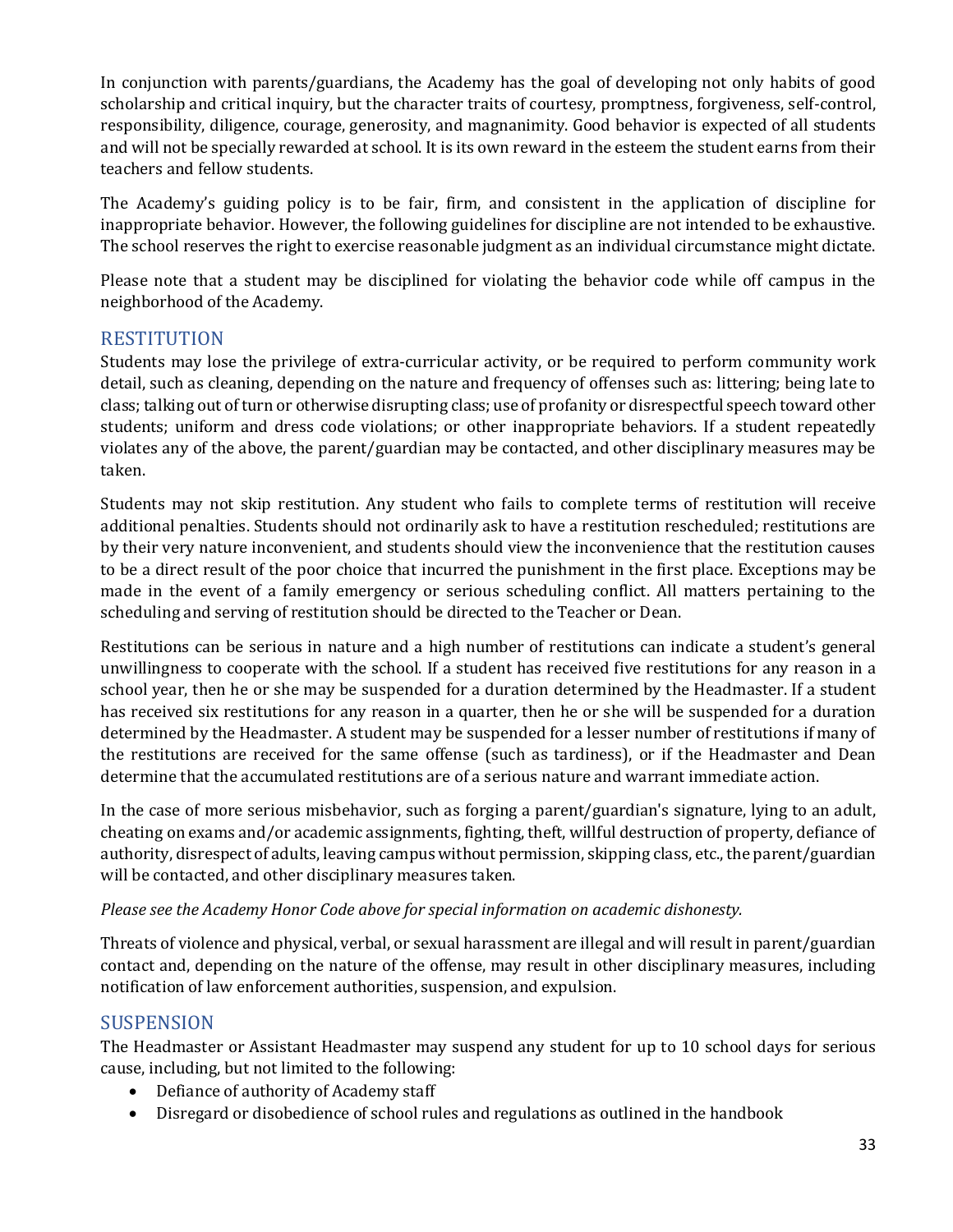In conjunction with parents/guardians, the Academy has the goal of developing not only habits of good scholarship and critical inquiry, but the character traits of courtesy, promptness, forgiveness, self-control, responsibility, diligence, courage, generosity, and magnanimity. Good behavior is expected of all students and will not be specially rewarded at school. It is its own reward in the esteem the student earns from their teachers and fellow students.

The Academy's guiding policy is to be fair, firm, and consistent in the application of discipline for inappropriate behavior. However, the following guidelines for discipline are not intended to be exhaustive. The school reserves the right to exercise reasonable judgment as an individual circumstance might dictate.

Please note that a student may be disciplined for violating the behavior code while off campus in the neighborhood of the Academy.

## RESTITUTION

Students may lose the privilege of extra-curricular activity, or be required to perform community work detail, such as cleaning, depending on the nature and frequency of offenses such as: littering; being late to class; talking out of turn or otherwise disrupting class; use of profanity or disrespectful speech toward other students; uniform and dress code violations; or other inappropriate behaviors. If a student repeatedly violates any of the above, the parent/guardian may be contacted, and other disciplinary measures may be taken.

Students may not skip restitution. Any student who fails to complete terms of restitution will receive additional penalties. Students should not ordinarily ask to have a restitution rescheduled; restitutions are by their very nature inconvenient, and students should view the inconvenience that the restitution causes to be a direct result of the poor choice that incurred the punishment in the first place. Exceptions may be made in the event of a family emergency or serious scheduling conflict. All matters pertaining to the scheduling and serving of restitution should be directed to the Teacher or Dean.

Restitutions can be serious in nature and a high number of restitutions can indicate a student's general unwillingness to cooperate with the school. If a student has received five restitutions for any reason in a school year, then he or she may be suspended for a duration determined by the Headmaster. If a student has received six restitutions for any reason in a quarter, then he or she will be suspended for a duration determined by the Headmaster. A student may be suspended for a lesser number of restitutions if many of the restitutions are received for the same offense (such as tardiness), or if the Headmaster and Dean determine that the accumulated restitutions are of a serious nature and warrant immediate action.

In the case of more serious misbehavior, such as forging a parent/guardian's signature, lying to an adult, cheating on exams and/or academic assignments, fighting, theft, willful destruction of property, defiance of authority, disrespect of adults, leaving campus without permission, skipping class, etc., the parent/guardian will be contacted, and other disciplinary measures taken.

*Please see the Academy Honor Code above for special information on academic dishonesty.*

Threats of violence and physical, verbal, or sexual harassment are illegal and will result in parent/guardian contact and, depending on the nature of the offense, may result in other disciplinary measures, including notification of law enforcement authorities, suspension, and expulsion.

## SUSPENSION

The Headmaster or Assistant Headmaster may suspend any student for up to 10 school days for serious cause, including, but not limited to the following:

- Defiance of authority of Academy staff
- Disregard or disobedience of school rules and regulations as outlined in the handbook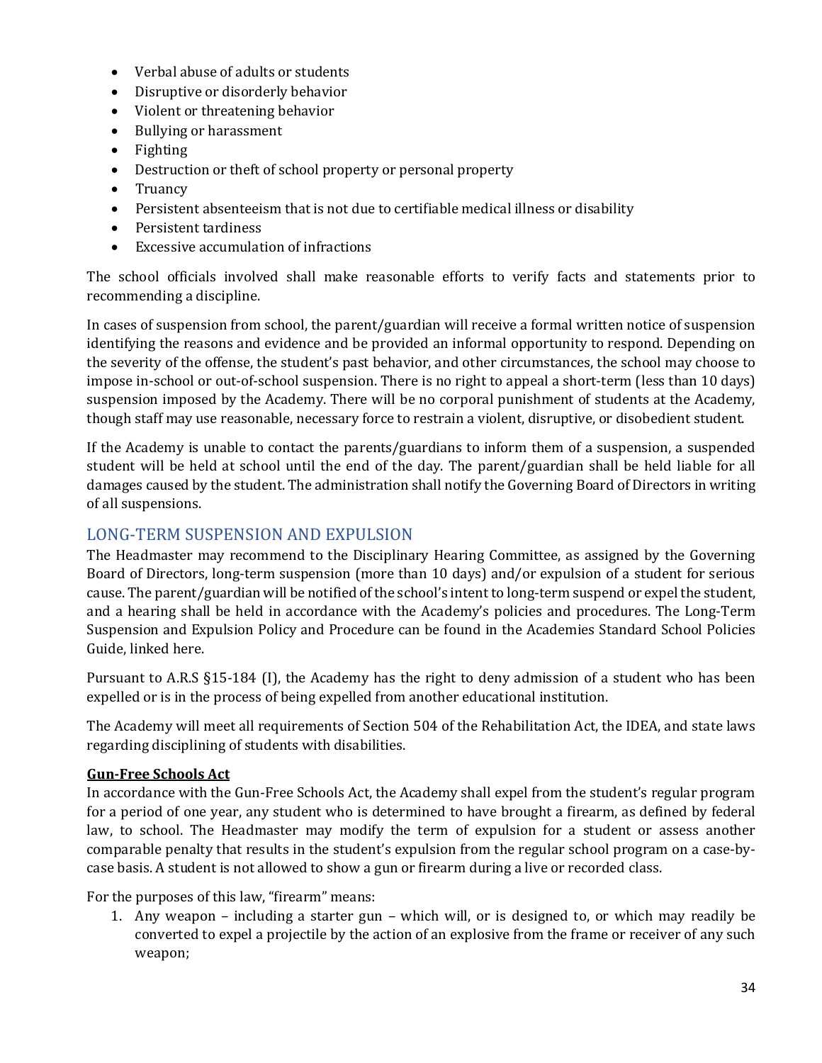- Verbal abuse of adults or students
- Disruptive or disorderly behavior
- Violent or threatening behavior
- Bullying or harassment
- Fighting
- Destruction or theft of school property or personal property
- Truancy
- Persistent absenteeism that is not due to certifiable medical illness or disability
- Persistent tardiness
- Excessive accumulation of infractions

The school officials involved shall make reasonable efforts to verify facts and statements prior to recommending a discipline.

In cases of suspension from school, the parent/guardian will receive a formal written notice of suspension identifying the reasons and evidence and be provided an informal opportunity to respond. Depending on the severity of the offense, the student's past behavior, and other circumstances, the school may choose to impose in-school or out-of-school suspension. There is no right to appeal a short-term (less than 10 days) suspension imposed by the Academy. There will be no corporal punishment of students at the Academy, though staff may use reasonable, necessary force to restrain a violent, disruptive, or disobedient student.

If the Academy is unable to contact the parents/guardians to inform them of a suspension, a suspended student will be held at school until the end of the day. The parent/guardian shall be held liable for all damages caused by the student. The administration shall notify the Governing Board of Directors in writing of all suspensions.

## LONG-TERM SUSPENSION AND EXPULSION

The Headmaster may recommend to the Disciplinary Hearing Committee, as assigned by the Governing Board of Directors, long-term suspension (more than 10 days) and/or expulsion of a student for serious cause. The parent/guardian will be notified of the school's intent to long-term suspend or expel the student, and a hearing shall be held in accordance with the Academy's policies and procedures. The Long-Term Suspension and Expulsion Policy and Procedure can be found in the Academies Standard School Policies Guide, linked here.

Pursuant to A.R.S §15-184 (I), the Academy has the right to deny admission of a student who has been expelled or is in the process of being expelled from another educational institution.

The Academy will meet all requirements of Section 504 of the Rehabilitation Act, the IDEA, and state laws regarding disciplining of students with disabilities.

### Gun-Free Schools Act

In accordance with the Gun-Free Schools Act, the Academy shall expel from the student's regular program for a period of one year, any student who is determined to have brought a firearm, as defined by federal law, to school. The Headmaster may modify the term of expulsion for a student or assess another comparable penalty that results in the student's expulsion from the regular school program on a case-by-case basis. A student is not allowed to show a gun or firearm during a live or recorded class.

For the purposes of this law, "firearm" means:

1. Any weapon – including a starter gun – which will, or is designed to, or which may readily be converted to expel a projectile by the action of an explosive from the frame or receiver of any such weapon;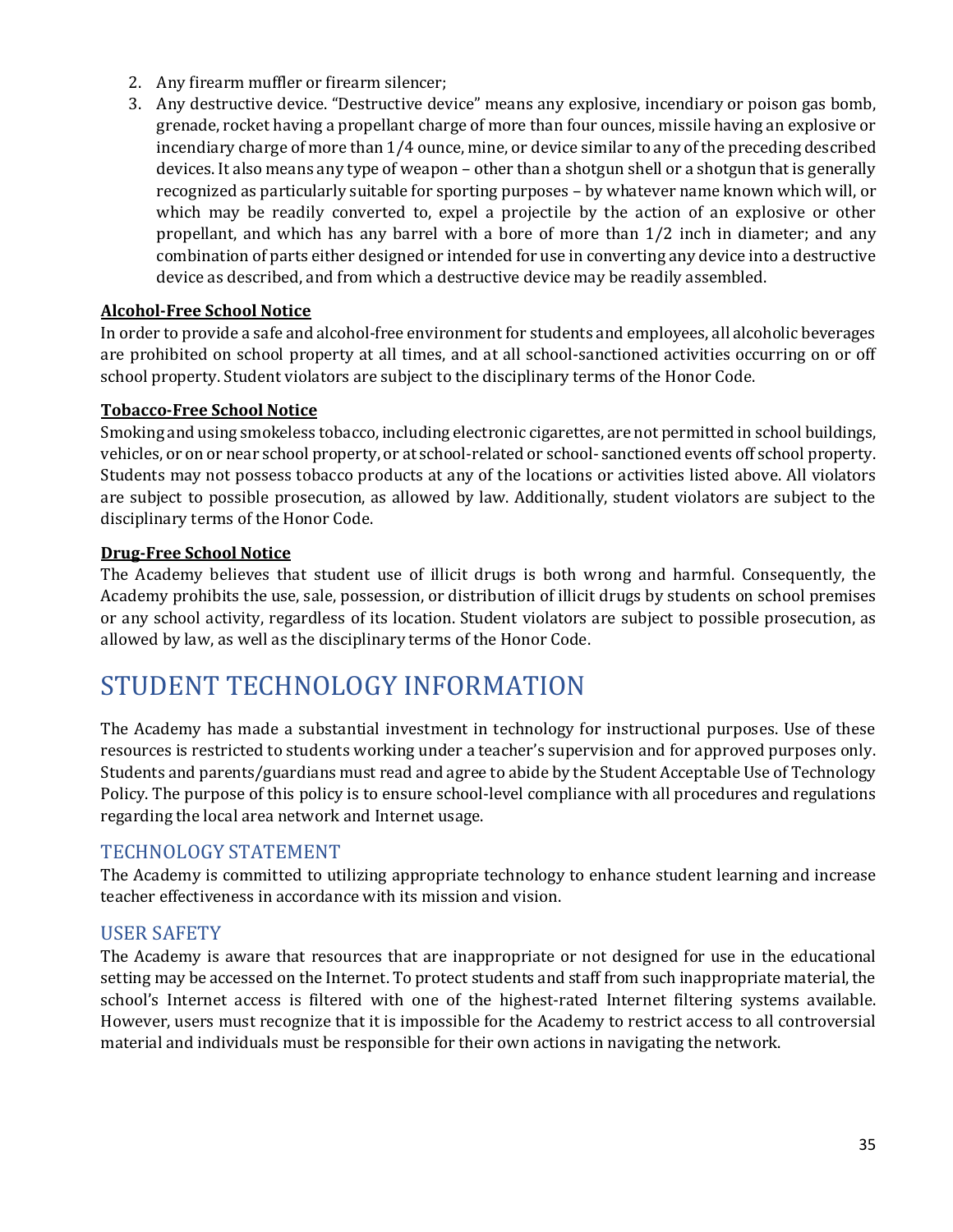2. Any firearm muffler or firearm silencer;
3. Any destructive device. "Destructive device" means any explosive, incendiary or poison gas bomb, grenade, rocket having a propellant charge of more than four ounces, missile having an explosive or incendiary charge of more than 1/4 ounce, mine, or device similar to any of the preceding described devices. It also means any type of weapon – other than a shotgun shell or a shotgun that is generally recognized as particularly suitable for sporting purposes – by whatever name known which will, or which may be readily converted to, expel a projectile by the action of an explosive or other propellant, and which has any barrel with a bore of more than 1/2 inch in diameter; and any combination of parts either designed or intended for use in converting any device into a destructive device as described, and from which a destructive device may be readily assembled.

**Alcohol-Free School Notice**

In order to provide a safe and alcohol-free environment for students and employees, all alcoholic beverages are prohibited on school property at all times, and at all school-sanctioned activities occurring on or off school property. Student violators are subject to the disciplinary terms of the Honor Code.

**Tobacco-Free School Notice**

Smoking and using smokeless tobacco, including electronic cigarettes, are not permitted in school buildings, vehicles, or on or near school property, or at school-related or school- sanctioned events off school property. Students may not possess tobacco products at any of the locations or activities listed above. All violators are subject to possible prosecution, as allowed by law. Additionally, student violators are subject to the disciplinary terms of the Honor Code.

**Drug-Free School Notice**

The Academy believes that student use of illicit drugs is both wrong and harmful. Consequently, the Academy prohibits the use, sale, possession, or distribution of illicit drugs by students on school premises or any school activity, regardless of its location. Student violators are subject to possible prosecution, as allowed by law, as well as the disciplinary terms of the Honor Code.

# STUDENT TECHNOLOGY INFORMATION

The Academy has made a substantial investment in technology for instructional purposes. Use of these resources is restricted to students working under a teacher's supervision and for approved purposes only. Students and parents/guardians must read and agree to abide by the Student Acceptable Use of Technology Policy. The purpose of this policy is to ensure school-level compliance with all procedures and regulations regarding the local area network and Internet usage.

## TECHNOLOGY STATEMENT

The Academy is committed to utilizing appropriate technology to enhance student learning and increase teacher effectiveness in accordance with its mission and vision.

## USER SAFETY

The Academy is aware that resources that are inappropriate or not designed for use in the educational setting may be accessed on the Internet. To protect students and staff from such inappropriate material, the school's Internet access is filtered with one of the highest-rated Internet filtering systems available. However, users must recognize that it is impossible for the Academy to restrict access to all controversial material and individuals must be responsible for their own actions in navigating the network.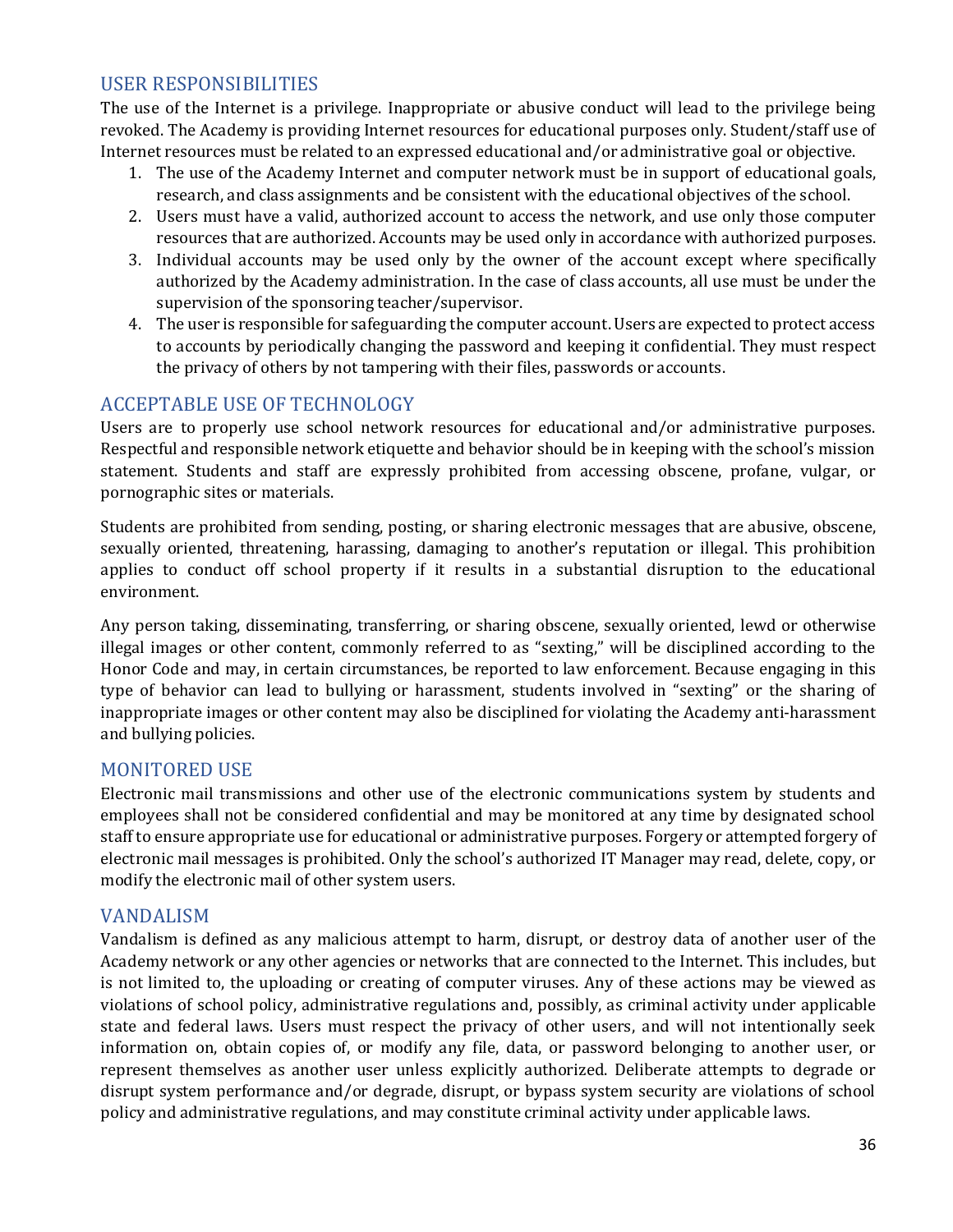## USER RESPONSIBILITIES

The use of the Internet is a privilege. Inappropriate or abusive conduct will lead to the privilege being revoked. The Academy is providing Internet resources for educational purposes only. Student/staff use of Internet resources must be related to an expressed educational and/or administrative goal or objective.

1. The use of the Academy Internet and computer network must be in support of educational goals, research, and class assignments and be consistent with the educational objectives of the school.
2. Users must have a valid, authorized account to access the network, and use only those computer resources that are authorized. Accounts may be used only in accordance with authorized purposes.
3. Individual accounts may be used only by the owner of the account except where specifically authorized by the Academy administration. In the case of class accounts, all use must be under the supervision of the sponsoring teacher/supervisor.
4. The user is responsible for safeguarding the computer account. Users are expected to protect access to accounts by periodically changing the password and keeping it confidential. They must respect the privacy of others by not tampering with their files, passwords or accounts.

## ACCEPTABLE USE OF TECHNOLOGY

Users are to properly use school network resources for educational and/or administrative purposes. Respectful and responsible network etiquette and behavior should be in keeping with the school's mission statement. Students and staff are expressly prohibited from accessing obscene, profane, vulgar, or pornographic sites or materials.

Students are prohibited from sending, posting, or sharing electronic messages that are abusive, obscene, sexually oriented, threatening, harassing, damaging to another's reputation or illegal. This prohibition applies to conduct off school property if it results in a substantial disruption to the educational environment.

Any person taking, disseminating, transferring, or sharing obscene, sexually oriented, lewd or otherwise illegal images or other content, commonly referred to as "sexting," will be disciplined according to the Honor Code and may, in certain circumstances, be reported to law enforcement. Because engaging in this type of behavior can lead to bullying or harassment, students involved in "sexting" or the sharing of inappropriate images or other content may also be disciplined for violating the Academy anti-harassment and bullying policies.

## MONITORED USE

Electronic mail transmissions and other use of the electronic communications system by students and employees shall not be considered confidential and may be monitored at any time by designated school staff to ensure appropriate use for educational or administrative purposes. Forgery or attempted forgery of electronic mail messages is prohibited. Only the school's authorized IT Manager may read, delete, copy, or modify the electronic mail of other system users.

## VANDALISM

Vandalism is defined as any malicious attempt to harm, disrupt, or destroy data of another user of the Academy network or any other agencies or networks that are connected to the Internet. This includes, but is not limited to, the uploading or creating of computer viruses. Any of these actions may be viewed as violations of school policy, administrative regulations and, possibly, as criminal activity under applicable state and federal laws. Users must respect the privacy of other users, and will not intentionally seek information on, obtain copies of, or modify any file, data, or password belonging to another user, or represent themselves as another user unless explicitly authorized. Deliberate attempts to degrade or disrupt system performance and/or degrade, disrupt, or bypass system security are violations of school policy and administrative regulations, and may constitute criminal activity under applicable laws.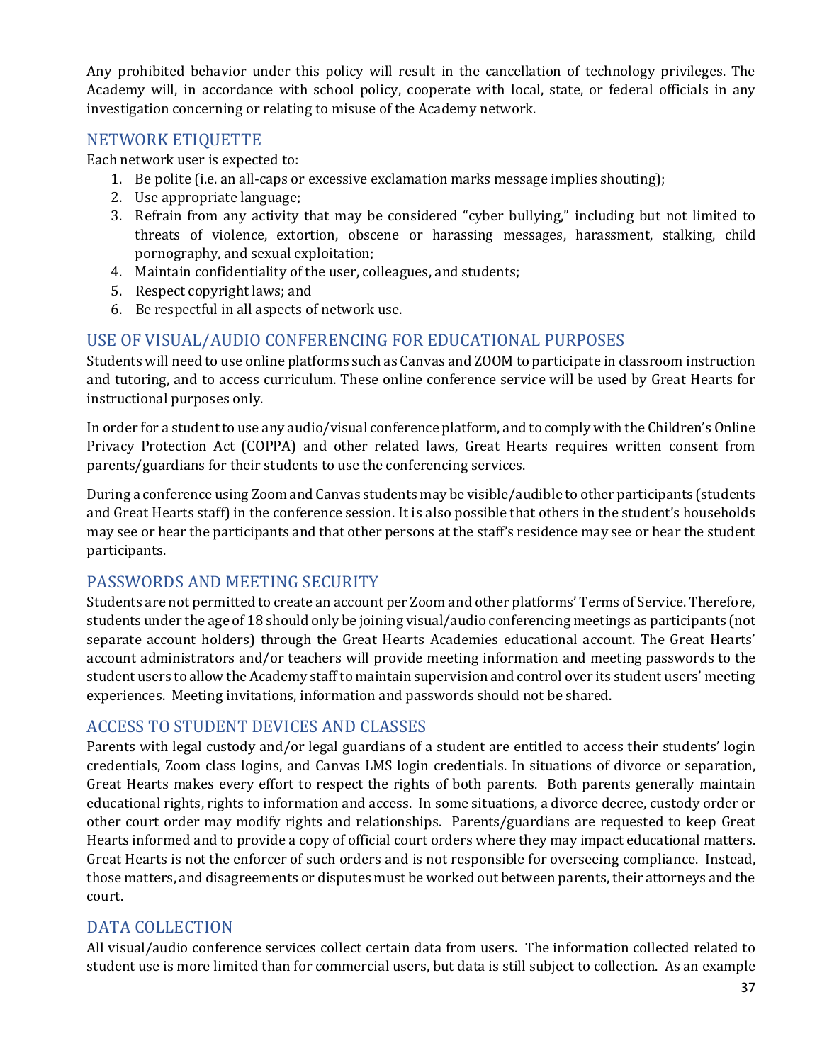Any prohibited behavior under this policy will result in the cancellation of technology privileges. The Academy will, in accordance with school policy, cooperate with local, state, or federal officials in any investigation concerning or relating to misuse of the Academy network.

## NETWORK ETIQUETTE

Each network user is expected to:

1. Be polite (i.e. an all-caps or excessive exclamation marks message implies shouting);
2. Use appropriate language;
3. Refrain from any activity that may be considered "cyber bullying," including but not limited to threats of violence, extortion, obscene or harassing messages, harassment, stalking, child pornography, and sexual exploitation;
4. Maintain confidentiality of the user, colleagues, and students;
5. Respect copyright laws; and
6. Be respectful in all aspects of network use.

## USE OF VISUAL/AUDIO CONFERENCING FOR EDUCATIONAL PURPOSES

Students will need to use online platforms such as Canvas and ZOOM to participate in classroom instruction and tutoring, and to access curriculum. These online conference service will be used by Great Hearts for instructional purposes only.

In order for a student to use any audio/visual conference platform, and to comply with the Children's Online Privacy Protection Act (COPPA) and other related laws, Great Hearts requires written consent from parents/guardians for their students to use the conferencing services.

During a conference using Zoom and Canvas students may be visible/audible to other participants (students and Great Hearts staff) in the conference session. It is also possible that others in the student's households may see or hear the participants and that other persons at the staff's residence may see or hear the student participants.

## PASSWORDS AND MEETING SECURITY

Students are not permitted to create an account per Zoom and other platforms' Terms of Service. Therefore, students under the age of 18 should only be joining visual/audio conferencing meetings as participants (not separate account holders) through the Great Hearts Academies educational account. The Great Hearts' account administrators and/or teachers will provide meeting information and meeting passwords to the student users to allow the Academy staff to maintain supervision and control over its student users' meeting experiences. Meeting invitations, information and passwords should not be shared.

## ACCESS TO STUDENT DEVICES AND CLASSES

Parents with legal custody and/or legal guardians of a student are entitled to access their students' login credentials, Zoom class logins, and Canvas LMS login credentials. In situations of divorce or separation, Great Hearts makes every effort to respect the rights of both parents. Both parents generally maintain educational rights, rights to information and access. In some situations, a divorce decree, custody order or other court order may modify rights and relationships. Parents/guardians are requested to keep Great Hearts informed and to provide a copy of official court orders where they may impact educational matters. Great Hearts is not the enforcer of such orders and is not responsible for overseeing compliance. Instead, those matters, and disagreements or disputes must be worked out between parents, their attorneys and the court.

## DATA COLLECTION

All visual/audio conference services collect certain data from users. The information collected related to student use is more limited than for commercial users, but data is still subject to collection. As an example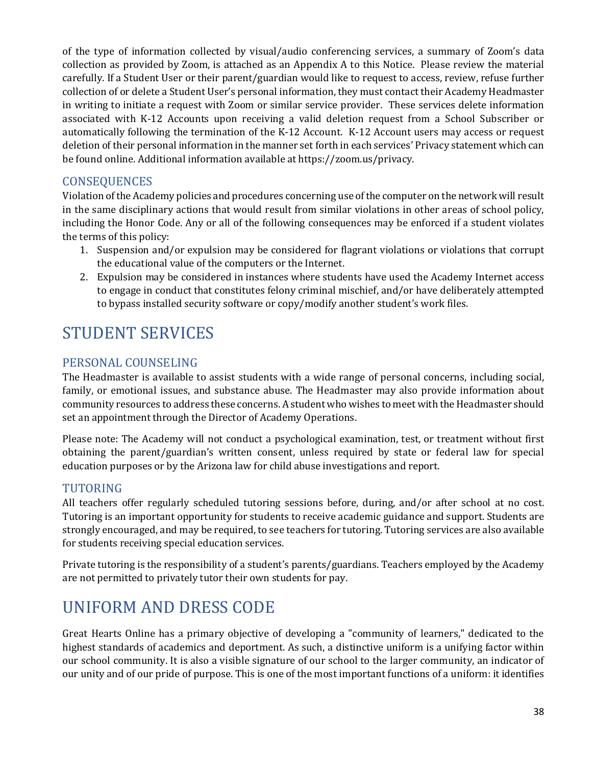of the type of information collected by visual/audio conferencing services, a summary of Zoom's data collection as provided by Zoom, is attached as an Appendix A to this Notice. Please review the material carefully. If a Student User or their parent/guardian would like to request to access, review, refuse further collection of or delete a Student User's personal information, they must contact their Academy Headmaster in writing to initiate a request with Zoom or similar service provider. These services delete information associated with K-12 Accounts upon receiving a valid deletion request from a School Subscriber or automatically following the termination of the K-12 Account. K-12 Account users may access or request deletion of their personal information in the manner set forth in each services' Privacy statement which can be found online. Additional information available at https://zoom.us/privacy.

## CONSEQUENCES

Violation of the Academy policies and procedures concerning use of the computer on the network will result in the same disciplinary actions that would result from similar violations in other areas of school policy, including the Honor Code. Any or all of the following consequences may be enforced if a student violates the terms of this policy:

1. Suspension and/or expulsion may be considered for flagrant violations or violations that corrupt the educational value of the computers or the Internet.
2. Expulsion may be considered in instances where students have used the Academy Internet access to engage in conduct that constitutes felony criminal mischief, and/or have deliberately attempted to bypass installed security software or copy/modify another student's work files.

# STUDENT SERVICES

## PERSONAL COUNSELING

The Headmaster is available to assist students with a wide range of personal concerns, including social, family, or emotional issues, and substance abuse. The Headmaster may also provide information about community resources to address these concerns. A student who wishes to meet with the Headmaster should set an appointment through the Director of Academy Operations.

Please note: The Academy will not conduct a psychological examination, test, or treatment without first obtaining the parent/guardian's written consent, unless required by state or federal law for special education purposes or by the Arizona law for child abuse investigations and report.

## TUTORING

All teachers offer regularly scheduled tutoring sessions before, during, and/or after school at no cost. Tutoring is an important opportunity for students to receive academic guidance and support. Students are strongly encouraged, and may be required, to see teachers for tutoring. Tutoring services are also available for students receiving special education services.

Private tutoring is the responsibility of a student's parents/guardians. Teachers employed by the Academy are not permitted to privately tutor their own students for pay.

# UNIFORM AND DRESS CODE

Great Hearts Online has a primary objective of developing a "community of learners," dedicated to the highest standards of academics and deportment. As such, a distinctive uniform is a unifying factor within our school community. It is also a visible signature of our school to the larger community, an indicator of our unity and of our pride of purpose. This is one of the most important functions of a uniform: it identifies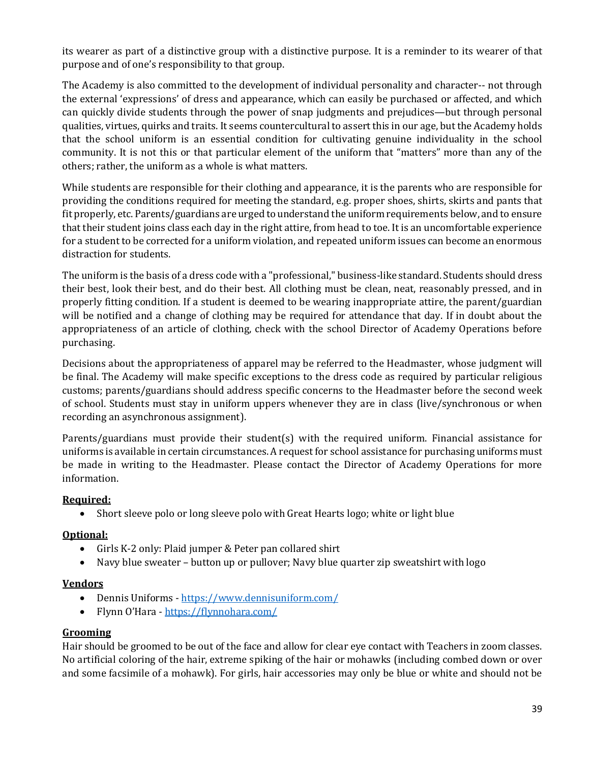its wearer as part of a distinctive group with a distinctive purpose. It is a reminder to its wearer of that purpose and of one's responsibility to that group.

The Academy is also committed to the development of individual personality and character-- not through the external 'expressions' of dress and appearance, which can easily be purchased or affected, and which can quickly divide students through the power of snap judgments and prejudices—but through personal qualities, virtues, quirks and traits. It seems countercultural to assert this in our age, but the Academy holds that the school uniform is an essential condition for cultivating genuine individuality in the school community. It is not this or that particular element of the uniform that "matters" more than any of the others; rather, the uniform as a whole is what matters.

While students are responsible for their clothing and appearance, it is the parents who are responsible for providing the conditions required for meeting the standard, e.g. proper shoes, shirts, skirts and pants that fit properly, etc. Parents/guardians are urged to understand the uniform requirements below, and to ensure that their student joins class each day in the right attire, from head to toe. It is an uncomfortable experience for a student to be corrected for a uniform violation, and repeated uniform issues can become an enormous distraction for students.

The uniform is the basis of a dress code with a "professional," business-like standard. Students should dress their best, look their best, and do their best. All clothing must be clean, neat, reasonably pressed, and in properly fitting condition. If a student is deemed to be wearing inappropriate attire, the parent/guardian will be notified and a change of clothing may be required for attendance that day. If in doubt about the appropriateness of an article of clothing, check with the school Director of Academy Operations before purchasing.

Decisions about the appropriateness of apparel may be referred to the Headmaster, whose judgment will be final. The Academy will make specific exceptions to the dress code as required by particular religious customs; parents/guardians should address specific concerns to the Headmaster before the second week of school. Students must stay in uniform uppers whenever they are in class (live/synchronous or when recording an asynchronous assignment).

Parents/guardians must provide their student(s) with the required uniform. Financial assistance for uniforms is available in certain circumstances. A request for school assistance for purchasing uniforms must be made in writing to the Headmaster. Please contact the Director of Academy Operations for more information.

**Required:**

- Short sleeve polo or long sleeve polo with Great Hearts logo; white or light blue

**Optional:**

- Girls K-2 only: Plaid jumper & Peter pan collared shirt
- Navy blue sweater – button up or pullover; Navy blue quarter zip sweatshirt with logo

**Vendors**

- Dennis Uniforms - https://www.dennisuniform.com/
- Flynn O'Hara - https://flynnohara.com/

**Grooming**

Hair should be groomed to be out of the face and allow for clear eye contact with Teachers in zoom classes. No artificial coloring of the hair, extreme spiking of the hair or mohawks (including combed down or over and some facsimile of a mohawk). For girls, hair accessories may only be blue or white and should not be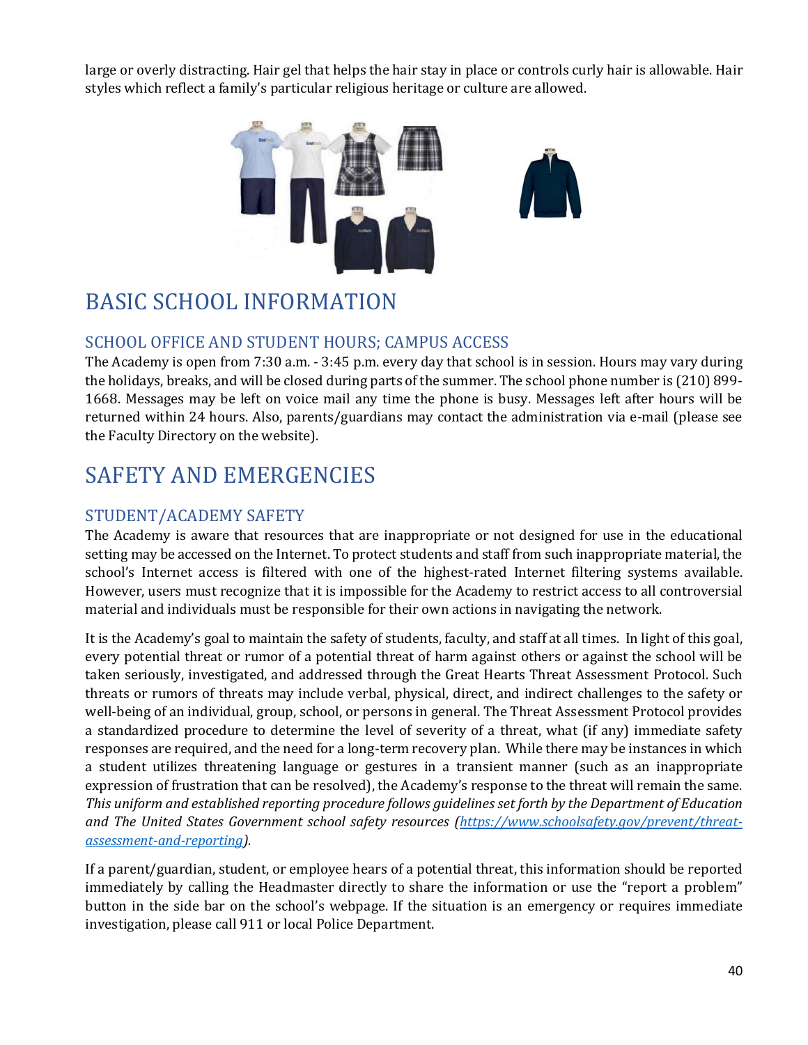large or overly distracting. Hair gel that helps the hair stay in place or controls curly hair is allowable. Hair styles which reflect a family's particular religious heritage or culture are allowed.

# BASIC SCHOOL INFORMATION

## SCHOOL OFFICE AND STUDENT HOURS; CAMPUS ACCESS

The Academy is open from 7:30 a.m. - 3:45 p.m. every day that school is in session. Hours may vary during the holidays, breaks, and will be closed during parts of the summer. The school phone number is (210) 899-1668. Messages may be left on voice mail any time the phone is busy. Messages left after hours will be returned within 24 hours. Also, parents/guardians may contact the administration via e-mail (please see the Faculty Directory on the website).

# SAFETY AND EMERGENCIES

## STUDENT/ACADEMY SAFETY

The Academy is aware that resources that are inappropriate or not designed for use in the educational setting may be accessed on the Internet. To protect students and staff from such inappropriate material, the school's Internet access is filtered with one of the highest-rated Internet filtering systems available. However, users must recognize that it is impossible for the Academy to restrict access to all controversial material and individuals must be responsible for their own actions in navigating the network.

It is the Academy's goal to maintain the safety of students, faculty, and staff at all times. In light of this goal, every potential threat or rumor of a potential threat of harm against others or against the school will be taken seriously, investigated, and addressed through the Great Hearts Threat Assessment Protocol. Such threats or rumors of threats may include verbal, physical, direct, and indirect challenges to the safety or well-being of an individual, group, school, or persons in general. The Threat Assessment Protocol provides a standardized procedure to determine the level of severity of a threat, what (if any) immediate safety responses are required, and the need for a long-term recovery plan. While there may be instances in which a student utilizes threatening language or gestures in a transient manner (such as an inappropriate expression of frustration that can be resolved), the Academy's response to the threat will remain the same. *This uniform and established reporting procedure follows guidelines set forth by the Department of Education and The United States Government school safety resources ([https://www.schoolsafety.gov/prevent/threat-assessment-and-reporting](https://www.schoolsafety.gov/prevent/threat-assessment-and-reporting)).*

If a parent/guardian, student, or employee hears of a potential threat, this information should be reported immediately by calling the Headmaster directly to share the information or use the "report a problem" button in the side bar on the school's webpage. If the situation is an emergency or requires immediate investigation, please call 911 or local Police Department.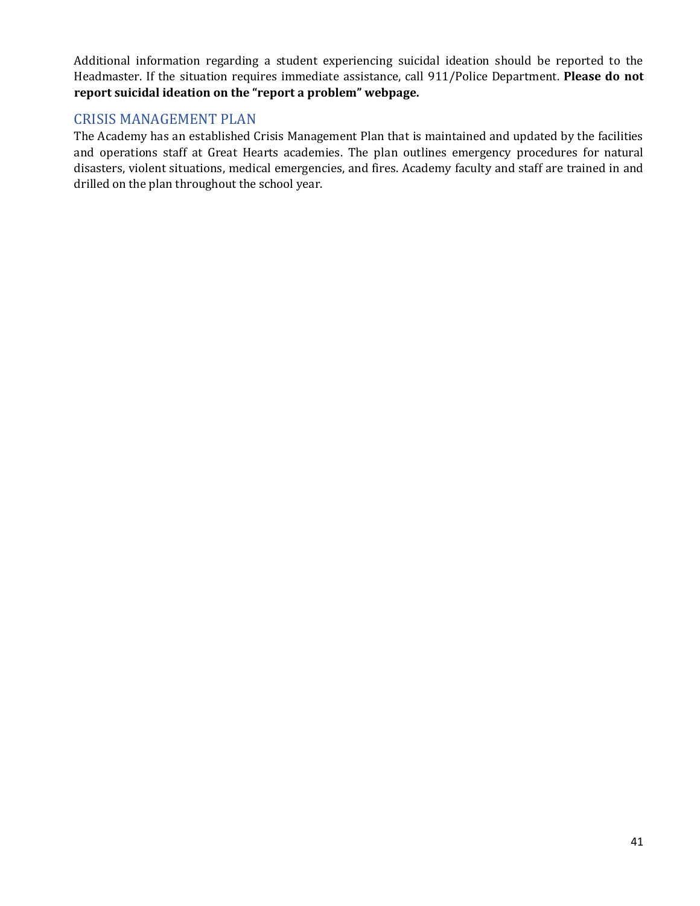Additional information regarding a student experiencing suicidal ideation should be reported to the Headmaster. If the situation requires immediate assistance, call 911/Police Department. **Please do not report suicidal ideation on the "report a problem" webpage.**

## CRISIS MANAGEMENT PLAN

The Academy has an established Crisis Management Plan that is maintained and updated by the facilities and operations staff at Great Hearts academies. The plan outlines emergency procedures for natural disasters, violent situations, medical emergencies, and fires. Academy faculty and staff are trained in and drilled on the plan throughout the school year.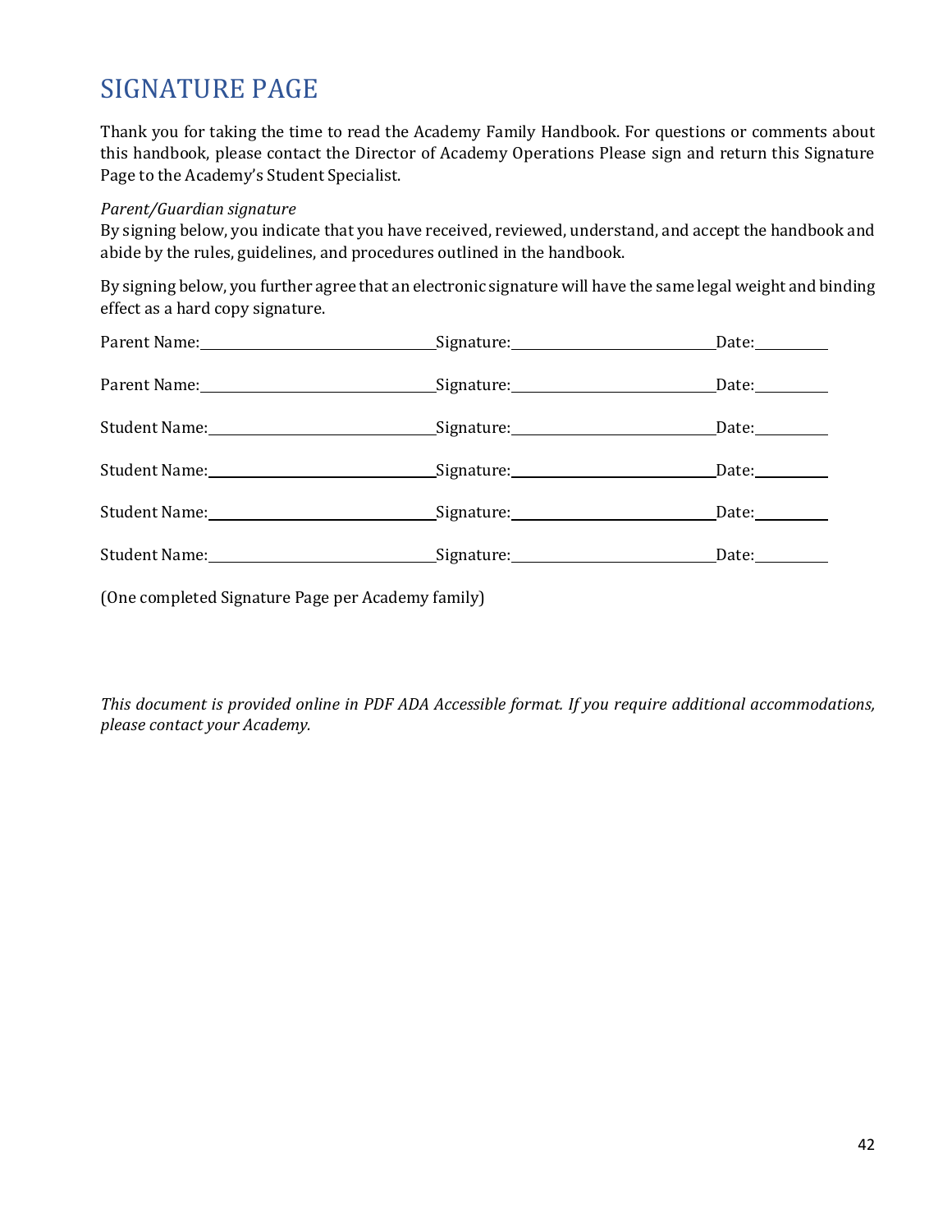# SIGNATURE PAGE

Thank you for taking the time to read the Academy Family Handbook. For questions or comments about this handbook, please contact the Director of Academy Operations Please sign and return this Signature Page to the Academy's Student Specialist.

*Parent/Guardian signature*

By signing below, you indicate that you have received, reviewed, understand, and accept the handbook and abide by the rules, guidelines, and procedures outlined in the handbook.

By signing below, you further agree that an electronic signature will have the same legal weight and binding effect as a hard copy signature.

Parent Name:______________________________ Signature:__________________________ Date:__________

Parent Name:______________________________ Signature:__________________________ Date:__________

Student Name:_____________________________ Signature:__________________________ Date:__________

Student Name:_____________________________ Signature:__________________________ Date:__________

Student Name:_____________________________ Signature:__________________________ Date:__________

Student Name:_____________________________ Signature:__________________________ Date:__________

(One completed Signature Page per Academy family)

*This document is provided online in PDF ADA Accessible format. If you require additional accommodations, please contact your Academy.*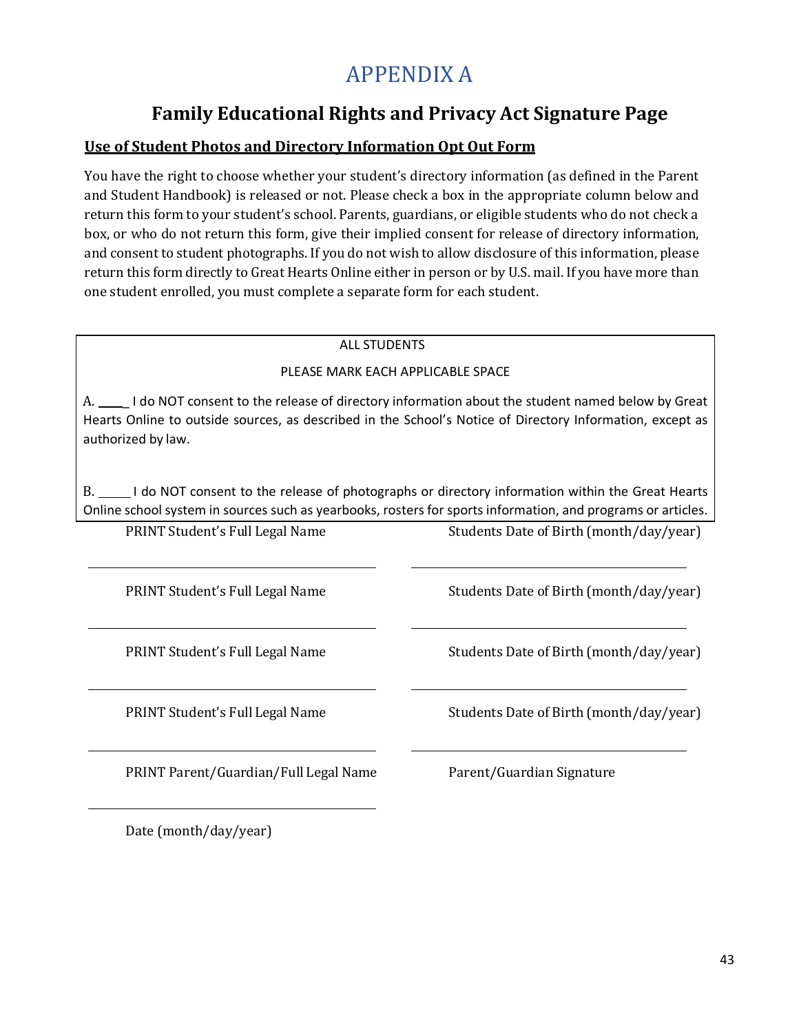# APPENDIX A

## Family Educational Rights and Privacy Act Signature Page

**Use of Student Photos and Directory Information Opt Out Form**

You have the right to choose whether your student's directory information (as defined in the Parent and Student Handbook) is released or not. Please check a box in the appropriate column below and return this form to your student's school. Parents, guardians, or eligible students who do not check a box, or who do not return this form, give their implied consent for release of directory information, and consent to student photographs. If you do not wish to allow disclosure of this information, please return this form directly to Great Hearts Online either in person or by U.S. mail. If you have more than one student enrolled, you must complete a separate form for each student.

ALL STUDENTS

PLEASE MARK EACH APPLICABLE SPACE

A. _____ I do NOT consent to the release of directory information about the student named below by Great Hearts Online to outside sources, as described in the School's Notice of Directory Information, except as authorized by law.

B. _____ I do NOT consent to the release of photographs or directory information within the Great Hearts Online school system in sources such as yearbooks, rosters for sports information, and programs or articles.

PRINT Student's Full Legal Name ______________________ Students Date of Birth (month/day/year) ______________________

PRINT Student's Full Legal Name ______________________ Students Date of Birth (month/day/year) ______________________

PRINT Student's Full Legal Name ______________________ Students Date of Birth (month/day/year) ______________________

PRINT Student's Full Legal Name ______________________ Students Date of Birth (month/day/year) ______________________

PRINT Parent/Guardian/Full Legal Name ______________________ Parent/Guardian Signature

Date (month/day/year)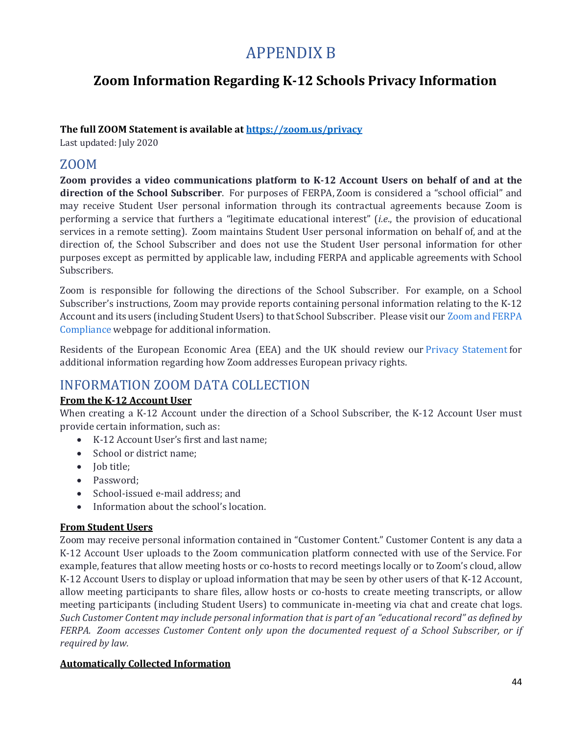# APPENDIX B

## Zoom Information Regarding K-12 Schools Privacy Information

**The full ZOOM Statement is available at https://zoom.us/privacy**

Last updated: July 2020

## ZOOM

**Zoom provides a video communications platform to K-12 Account Users on behalf of and at the direction of the School Subscriber**. For purposes of FERPA, Zoom is considered a "school official" and may receive Student User personal information through its contractual agreements because Zoom is performing a service that furthers a "legitimate educational interest" (*i.e*., the provision of educational services in a remote setting). Zoom maintains Student User personal information on behalf of, and at the direction of, the School Subscriber and does not use the Student User personal information for other purposes except as permitted by applicable law, including FERPA and applicable agreements with School Subscribers.

Zoom is responsible for following the directions of the School Subscriber. For example, on a School Subscriber's instructions, Zoom may provide reports containing personal information relating to the K-12 Account and its users (including Student Users) to that School Subscriber. Please visit our Zoom and FERPA Compliance webpage for additional information.

Residents of the European Economic Area (EEA) and the UK should review our Privacy Statement for additional information regarding how Zoom addresses European privacy rights.

## INFORMATION ZOOM DATA COLLECTION

**From the K-12 Account User**

When creating a K-12 Account under the direction of a School Subscriber, the K-12 Account User must provide certain information, such as:

- K-12 Account User's first and last name;
- School or district name;
- Job title;
- Password;
- School-issued e-mail address; and
- Information about the school's location.

**From Student Users**

Zoom may receive personal information contained in "Customer Content." Customer Content is any data a K-12 Account User uploads to the Zoom communication platform connected with use of the Service. For example, features that allow meeting hosts or co-hosts to record meetings locally or to Zoom's cloud, allow K-12 Account Users to display or upload information that may be seen by other users of that K-12 Account, allow meeting participants to share files, allow hosts or co-hosts to create meeting transcripts, or allow meeting participants (including Student Users) to communicate in-meeting via chat and create chat logs. *Such Customer Content may include personal information that is part of an "educational record" as defined by FERPA. Zoom accesses Customer Content only upon the documented request of a School Subscriber, or if required by law.*

**Automatically Collected Information**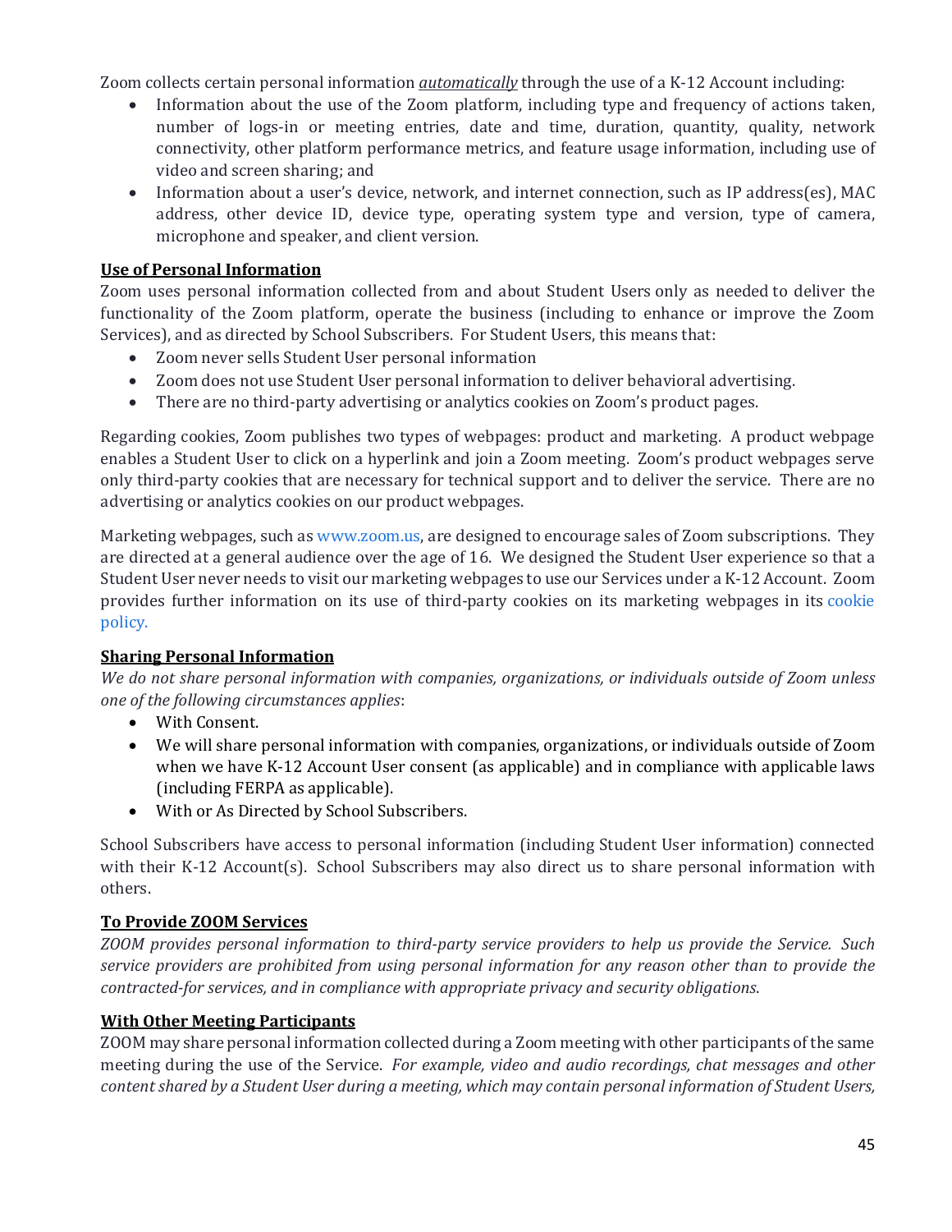Zoom collects certain personal information *automatically* through the use of a K-12 Account including:

- Information about the use of the Zoom platform, including type and frequency of actions taken, number of logs-in or meeting entries, date and time, duration, quantity, quality, network connectivity, other platform performance metrics, and feature usage information, including use of video and screen sharing; and
- Information about a user's device, network, and internet connection, such as IP address(es), MAC address, other device ID, device type, operating system type and version, type of camera, microphone and speaker, and client version.

**Use of Personal Information**

Zoom uses personal information collected from and about Student Users only as needed to deliver the functionality of the Zoom platform, operate the business (including to enhance or improve the Zoom Services), and as directed by School Subscribers. For Student Users, this means that:

- Zoom never sells Student User personal information
- Zoom does not use Student User personal information to deliver behavioral advertising.
- There are no third-party advertising or analytics cookies on Zoom's product pages.

Regarding cookies, Zoom publishes two types of webpages: product and marketing. A product webpage enables a Student User to click on a hyperlink and join a Zoom meeting. Zoom's product webpages serve only third-party cookies that are necessary for technical support and to deliver the service. There are no advertising or analytics cookies on our product webpages.

Marketing webpages, such as www.zoom.us, are designed to encourage sales of Zoom subscriptions. They are directed at a general audience over the age of 16. We designed the Student User experience so that a Student User never needs to visit our marketing webpages to use our Services under a K-12 Account. Zoom provides further information on its use of third-party cookies on its marketing webpages in its cookie policy.

**Sharing Personal Information**

*We do not share personal information with companies, organizations, or individuals outside of Zoom unless one of the following circumstances applies*:

- With Consent.
- We will share personal information with companies, organizations, or individuals outside of Zoom when we have K-12 Account User consent (as applicable) and in compliance with applicable laws (including FERPA as applicable).
- With or As Directed by School Subscribers.

School Subscribers have access to personal information (including Student User information) connected with their K-12 Account(s). School Subscribers may also direct us to share personal information with others.

**To Provide ZOOM Services**

*ZOOM provides personal information to third-party service providers to help us provide the Service. Such service providers are prohibited from using personal information for any reason other than to provide the contracted-for services, and in compliance with appropriate privacy and security obligations.*

**With Other Meeting Participants**

ZOOM may share personal information collected during a Zoom meeting with other participants of the same meeting during the use of the Service. *For example, video and audio recordings, chat messages and other content shared by a Student User during a meeting, which may contain personal information of Student Users,*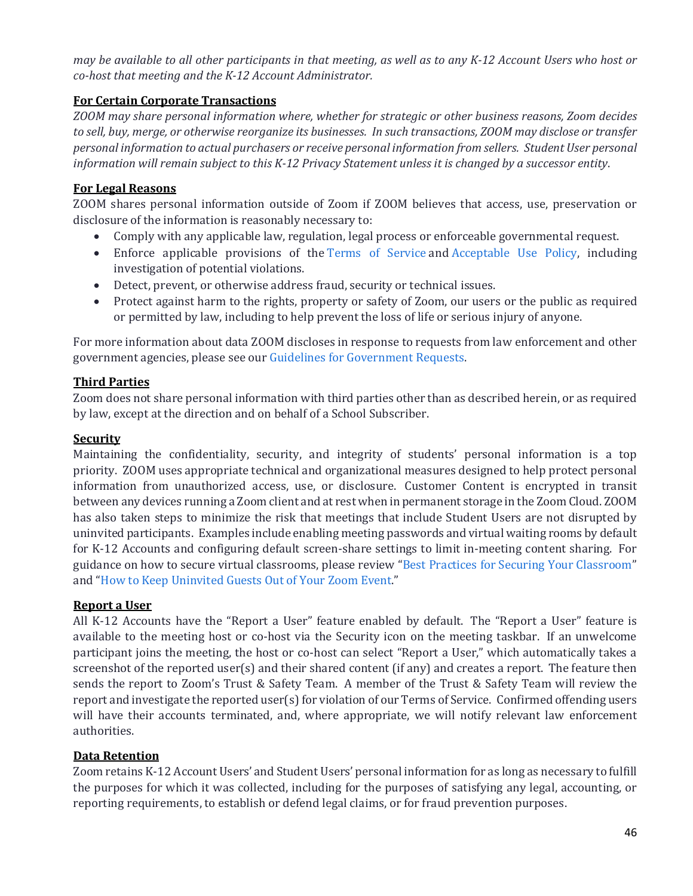*may be available to all other participants in that meeting, as well as to any K-12 Account Users who host or co-host that meeting and the K-12 Account Administrator.*

**For Certain Corporate Transactions**

*ZOOM may share personal information where, whether for strategic or other business reasons, Zoom decides to sell, buy, merge, or otherwise reorganize its businesses. In such transactions, ZOOM may disclose or transfer personal information to actual purchasers or receive personal information from sellers. Student User personal information will remain subject to this K-12 Privacy Statement unless it is changed by a successor entity.*

**For Legal Reasons**

ZOOM shares personal information outside of Zoom if ZOOM believes that access, use, preservation or disclosure of the information is reasonably necessary to:

- Comply with any applicable law, regulation, legal process or enforceable governmental request.
- Enforce applicable provisions of the Terms of Service and Acceptable Use Policy, including investigation of potential violations.
- Detect, prevent, or otherwise address fraud, security or technical issues.
- Protect against harm to the rights, property or safety of Zoom, our users or the public as required or permitted by law, including to help prevent the loss of life or serious injury of anyone.

For more information about data ZOOM discloses in response to requests from law enforcement and other government agencies, please see our Guidelines for Government Requests.

**Third Parties**

Zoom does not share personal information with third parties other than as described herein, or as required by law, except at the direction and on behalf of a School Subscriber.

**Security**

Maintaining the confidentiality, security, and integrity of students' personal information is a top priority. ZOOM uses appropriate technical and organizational measures designed to help protect personal information from unauthorized access, use, or disclosure. Customer Content is encrypted in transit between any devices running a Zoom client and at rest when in permanent storage in the Zoom Cloud. ZOOM has also taken steps to minimize the risk that meetings that include Student Users are not disrupted by uninvited participants. Examples include enabling meeting passwords and virtual waiting rooms by default for K-12 Accounts and configuring default screen-share settings to limit in-meeting content sharing. For guidance on how to secure virtual classrooms, please review "Best Practices for Securing Your Classroom" and "How to Keep Uninvited Guests Out of Your Zoom Event."

**Report a User**

All K-12 Accounts have the "Report a User" feature enabled by default. The "Report a User" feature is available to the meeting host or co-host via the Security icon on the meeting taskbar. If an unwelcome participant joins the meeting, the host or co-host can select "Report a User," which automatically takes a screenshot of the reported user(s) and their shared content (if any) and creates a report. The feature then sends the report to Zoom's Trust & Safety Team. A member of the Trust & Safety Team will review the report and investigate the reported user(s) for violation of our Terms of Service. Confirmed offending users will have their accounts terminated, and, where appropriate, we will notify relevant law enforcement authorities.

**Data Retention**

Zoom retains K-12 Account Users' and Student Users' personal information for as long as necessary to fulfill the purposes for which it was collected, including for the purposes of satisfying any legal, accounting, or reporting requirements, to establish or defend legal claims, or for fraud prevention purposes.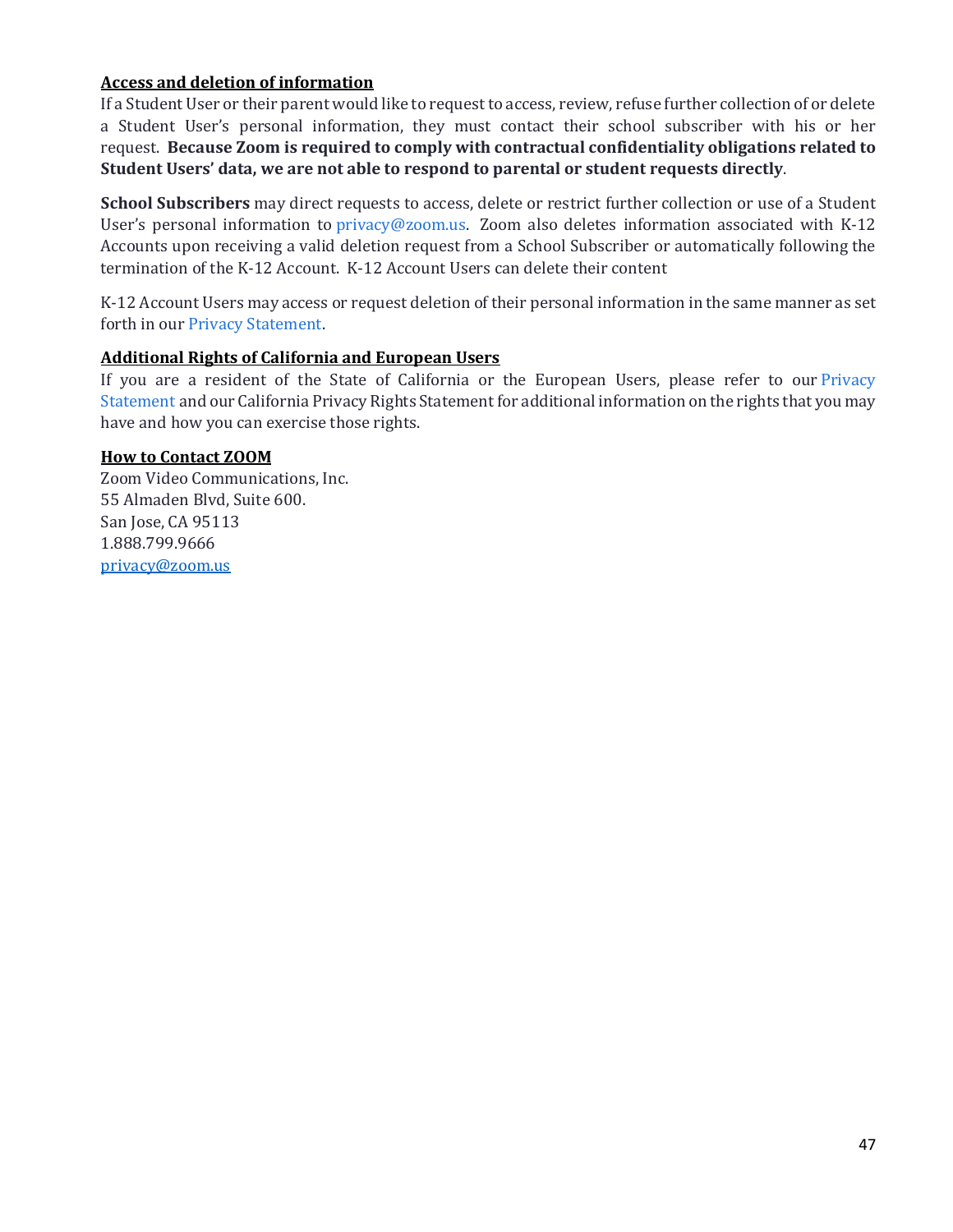**Access and deletion of information**

If a Student User or their parent would like to request to access, review, refuse further collection of or delete a Student User's personal information, they must contact their school subscriber with his or her request. **Because Zoom is required to comply with contractual confidentiality obligations related to Student Users' data, we are not able to respond to parental or student requests directly**.

**School Subscribers** may direct requests to access, delete or restrict further collection or use of a Student User's personal information to privacy@zoom.us. Zoom also deletes information associated with K-12 Accounts upon receiving a valid deletion request from a School Subscriber or automatically following the termination of the K-12 Account. K-12 Account Users can delete their content

K-12 Account Users may access or request deletion of their personal information in the same manner as set forth in our Privacy Statement.

**Additional Rights of California and European Users**

If you are a resident of the State of California or the European Users, please refer to our Privacy Statement and our California Privacy Rights Statement for additional information on the rights that you may have and how you can exercise those rights.

**How to Contact ZOOM**

Zoom Video Communications, Inc.
55 Almaden Blvd, Suite 600.
San Jose, CA 95113
1.888.799.9666
privacy@zoom.us